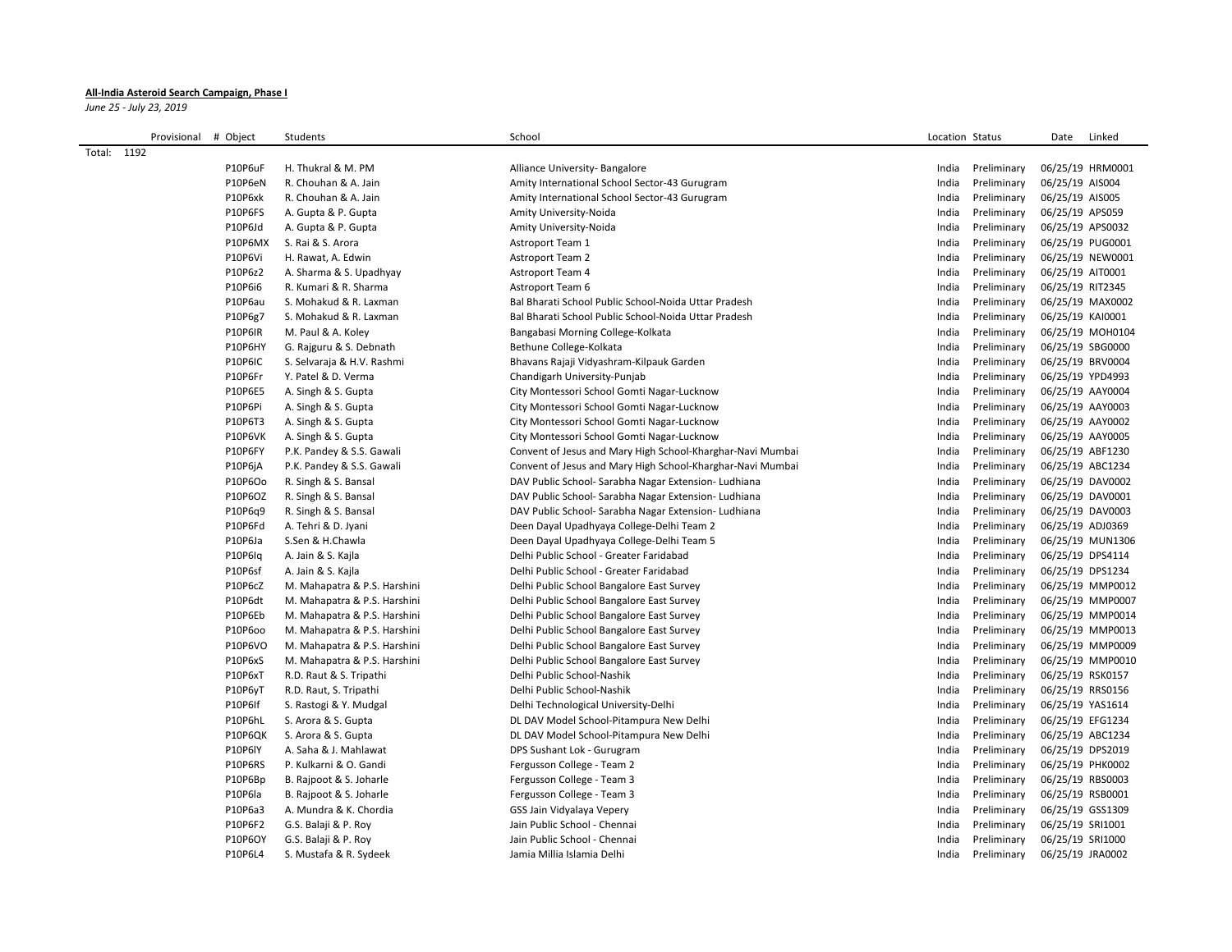**All-India Asteroid Search Campaign, Phase I**

*June 25 - July 23, 2019*

| Provisional | # Object | Students | School | Location | Status | Date | Linked |
|---|---|---|---|---|---|---|---|
| Total: 1192 | | | | | | | |
| | P10P6uF | H. Thukral & M. PM | Alliance University- Bangalore | India | Preliminary | 06/25/19 | HRM0001 |
| | P10P6eN | R. Chouhan & A. Jain | Amity International School Sector-43 Gurugram | India | Preliminary | 06/25/19 | AIS004 |
| | P10P6xk | R. Chouhan & A. Jain | Amity International School Sector-43 Gurugram | India | Preliminary | 06/25/19 | AIS005 |
| | P10P6FS | A. Gupta & P. Gupta | Amity University-Noida | India | Preliminary | 06/25/19 | APS059 |
| | P10P6Jd | A. Gupta & P. Gupta | Amity University-Noida | India | Preliminary | 06/25/19 | APS0032 |
| | P10P6MX | S. Rai & S. Arora | Astroport Team 1 | India | Preliminary | 06/25/19 | PUG0001 |
| | P10P6Vi | H. Rawat, A. Edwin | Astroport Team 2 | India | Preliminary | 06/25/19 | NEW0001 |
| | P10P6z2 | A. Sharma & S. Upadhyay | Astroport Team 4 | India | Preliminary | 06/25/19 | AIT0001 |
| | P10P6i6 | R. Kumari & R. Sharma | Astroport Team 6 | India | Preliminary | 06/25/19 | RIT2345 |
| | P10P6au | S. Mohakud & R. Laxman | Bal Bharati School Public School-Noida Uttar Pradesh | India | Preliminary | 06/25/19 | MAX0002 |
| | P10P6g7 | S. Mohakud & R. Laxman | Bal Bharati School Public School-Noida Uttar Pradesh | India | Preliminary | 06/25/19 | KAI0001 |
| | P10P6IR | M. Paul & A. Koley | Bangabasi Morning College-Kolkata | India | Preliminary | 06/25/19 | MOH0104 |
| | P10P6HY | G. Rajguru & S. Debnath | Bethune College-Kolkata | India | Preliminary | 06/25/19 | SBG0000 |
| | P10P6IC | S. Selvaraja & H.V. Rashmi | Bhavans Rajaji Vidyashram-Kilpauk Garden | India | Preliminary | 06/25/19 | BRV0004 |
| | P10P6Fr | Y. Patel & D. Verma | Chandigarh University-Punjab | India | Preliminary | 06/25/19 | YPD4993 |
| | P10P6E5 | A. Singh & S. Gupta | City Montessori School Gomti Nagar-Lucknow | India | Preliminary | 06/25/19 | AAY0004 |
| | P10P6Pi | A. Singh & S. Gupta | City Montessori School Gomti Nagar-Lucknow | India | Preliminary | 06/25/19 | AAY0003 |
| | P10P6T3 | A. Singh & S. Gupta | City Montessori School Gomti Nagar-Lucknow | India | Preliminary | 06/25/19 | AAY0002 |
| | P10P6VK | A. Singh & S. Gupta | City Montessori School Gomti Nagar-Lucknow | India | Preliminary | 06/25/19 | AAY0005 |
| | P10P6FY | P.K. Pandey & S.S. Gawali | Convent of Jesus and Mary High School-Kharghar-Navi Mumbai | India | Preliminary | 06/25/19 | ABF1230 |
| | P10P6jA | P.K. Pandey & S.S. Gawali | Convent of Jesus and Mary High School-Kharghar-Navi Mumbai | India | Preliminary | 06/25/19 | ABC1234 |
| | P10P6Oo | R. Singh & S. Bansal | DAV Public School- Sarabha Nagar Extension- Ludhiana | India | Preliminary | 06/25/19 | DAV0002 |
| | P10P6OZ | R. Singh & S. Bansal | DAV Public School- Sarabha Nagar Extension- Ludhiana | India | Preliminary | 06/25/19 | DAV0001 |
| | P10P6q9 | R. Singh & S. Bansal | DAV Public School- Sarabha Nagar Extension- Ludhiana | India | Preliminary | 06/25/19 | DAV0003 |
| | P10P6Fd | A. Tehri & D. Jyani | Deen Dayal Upadhyaya College-Delhi Team 2 | India | Preliminary | 06/25/19 | ADJ0369 |
| | P10P6Ja | S.Sen & H.Chawla | Deen Dayal Upadhyaya College-Delhi Team 5 | India | Preliminary | 06/25/19 | MUN1306 |
| | P10P6lq | A. Jain & S. Kajla | Delhi Public School - Greater Faridabad | India | Preliminary | 06/25/19 | DPS4114 |
| | P10P6sf | A. Jain & S. Kajla | Delhi Public School - Greater Faridabad | India | Preliminary | 06/25/19 | DPS1234 |
| | P10P6cZ | M. Mahapatra & P.S. Harshini | Delhi Public School Bangalore East Survey | India | Preliminary | 06/25/19 | MMP0012 |
| | P10P6dt | M. Mahapatra & P.S. Harshini | Delhi Public School Bangalore East Survey | India | Preliminary | 06/25/19 | MMP0007 |
| | P10P6Eb | M. Mahapatra & P.S. Harshini | Delhi Public School Bangalore East Survey | India | Preliminary | 06/25/19 | MMP0014 |
| | P10P6oo | M. Mahapatra & P.S. Harshini | Delhi Public School Bangalore East Survey | India | Preliminary | 06/25/19 | MMP0013 |
| | P10P6VO | M. Mahapatra & P.S. Harshini | Delhi Public School Bangalore East Survey | India | Preliminary | 06/25/19 | MMP0009 |
| | P10P6xS | M. Mahapatra & P.S. Harshini | Delhi Public School Bangalore East Survey | India | Preliminary | 06/25/19 | MMP0010 |
| | P10P6xT | R.D. Raut & S. Tripathi | Delhi Public School-Nashik | India | Preliminary | 06/25/19 | RSK0157 |
| | P10P6yT | R.D. Raut, S. Tripathi | Delhi Public School-Nashik | India | Preliminary | 06/25/19 | RRS0156 |
| | P10P6If | S. Rastogi & Y. Mudgal | Delhi Technological University-Delhi | India | Preliminary | 06/25/19 | YAS1614 |
| | P10P6hL | S. Arora & S. Gupta | DL DAV Model School-Pitampura New Delhi | India | Preliminary | 06/25/19 | EFG1234 |
| | P10P6QK | S. Arora & S. Gupta | DL DAV Model School-Pitampura New Delhi | India | Preliminary | 06/25/19 | ABC1234 |
| | P10P6lY | A. Saha & J. Mahlawat | DPS Sushant Lok - Gurugram | India | Preliminary | 06/25/19 | DPS2019 |
| | P10P6RS | P. Kulkarni & O. Gandi | Fergusson College - Team 2 | India | Preliminary | 06/25/19 | PHK0002 |
| | P10P6Bp | B. Rajpoot & S. Joharle | Fergusson College - Team 3 | India | Preliminary | 06/25/19 | RBS0003 |
| | P10P6la | B. Rajpoot & S. Joharle | Fergusson College - Team 3 | India | Preliminary | 06/25/19 | RSB0001 |
| | P10P6a3 | A. Mundra & K. Chordia | GSS Jain Vidyalaya Vepery | India | Preliminary | 06/25/19 | GSS1309 |
| | P10P6F2 | G.S. Balaji & P. Roy | Jain Public School - Chennai | India | Preliminary | 06/25/19 | SRI1001 |
| | P10P6OY | G.S. Balaji & P. Roy | Jain Public School - Chennai | India | Preliminary | 06/25/19 | SRI1000 |
| | P10P6L4 | S. Mustafa & R. Sydeek | Jamia Millia Islamia Delhi | India | Preliminary | 06/25/19 | JRA0002 |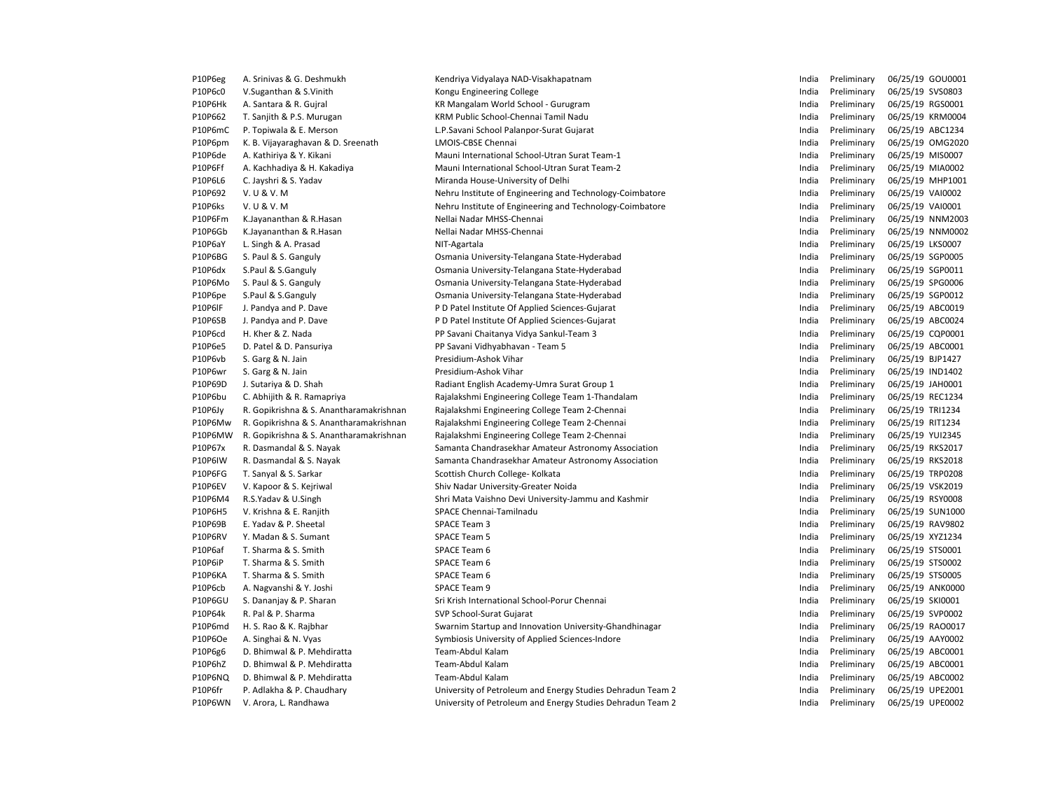| | | | | | | |
|---|---|---|---|---|---|---|
| P10P6eg | A. Srinivas & G. Deshmukh | Kendriya Vidyalaya NAD-Visakhapatnam | India | Preliminary | 06/25/19 | GOU0001 |
| P10P6c0 | V.Suganthan & S.Vinith | Kongu Engineering College | India | Preliminary | 06/25/19 | SVS0803 |
| P10P6Hk | A. Santara & R. Gujral | KR Mangalam World School - Gurugram | India | Preliminary | 06/25/19 | RGS0001 |
| P10P662 | T. Sanjith & P.S. Murugan | KRM Public School-Chennai Tamil Nadu | India | Preliminary | 06/25/19 | KRM0004 |
| P10P6mC | P. Topiwala & E. Merson | L.P.Savani School Palanpor-Surat Gujarat | India | Preliminary | 06/25/19 | ABC1234 |
| P10P6pm | K. B. Vijayaraghavan & D. Sreenath | LMOIS-CBSE Chennai | India | Preliminary | 06/25/19 | OMG2020 |
| P10P6de | A. Kathiriya & Y. Kikani | Mauni International School-Utran Surat Team-1 | India | Preliminary | 06/25/19 | MIS0007 |
| P10P6Ff | A. Kachhadiya & H. Kakadiya | Mauni International School-Utran Surat Team-2 | India | Preliminary | 06/25/19 | MIA0002 |
| P10P6L6 | C. Jayshri & S. Yadav | Miranda House-University of Delhi | India | Preliminary | 06/25/19 | MHP1001 |
| P10P692 | V. U & V. M | Nehru Institute of Engineering and Technology-Coimbatore | India | Preliminary | 06/25/19 | VAI0002 |
| P10P6ks | V. U & V. M | Nehru Institute of Engineering and Technology-Coimbatore | India | Preliminary | 06/25/19 | VAI0001 |
| P10P6Fm | K.Jayananthan & R.Hasan | Nellai Nadar MHSS-Chennai | India | Preliminary | 06/25/19 | NNM2003 |
| P10P6Gb | K.Jayananthan & R.Hasan | Nellai Nadar MHSS-Chennai | India | Preliminary | 06/25/19 | NNM0002 |
| P10P6aY | L. Singh & A. Prasad | NIT-Agartala | India | Preliminary | 06/25/19 | LKS0007 |
| P10P6BG | S. Paul & S. Ganguly | Osmania University-Telangana State-Hyderabad | India | Preliminary | 06/25/19 | SGP0005 |
| P10P6dx | S.Paul & S.Ganguly | Osmania University-Telangana State-Hyderabad | India | Preliminary | 06/25/19 | SGP0011 |
| P10P6Mo | S. Paul & S. Ganguly | Osmania University-Telangana State-Hyderabad | India | Preliminary | 06/25/19 | SPG0006 |
| P10P6pe | S.Paul & S.Ganguly | Osmania University-Telangana State-Hyderabad | India | Preliminary | 06/25/19 | SGP0012 |
| P10P6lF | J. Pandya and P. Dave | P D Patel Institute Of Applied Sciences-Gujarat | India | Preliminary | 06/25/19 | ABC0019 |
| P10P6SB | J. Pandya and P. Dave | P D Patel Institute Of Applied Sciences-Gujarat | India | Preliminary | 06/25/19 | ABC0024 |
| P10P6cd | H. Kher & Z. Nada | PP Savani Chaitanya Vidya Sankul-Team 3 | India | Preliminary | 06/25/19 | CQP0001 |
| P10P6e5 | D. Patel & D. Pansuriya | PP Savani Vidhyabhavan - Team 5 | India | Preliminary | 06/25/19 | ABC0001 |
| P10P6vb | S. Garg & N. Jain | Presidium-Ashok Vihar | India | Preliminary | 06/25/19 | BJP1427 |
| P10P6wr | S. Garg & N. Jain | Presidium-Ashok Vihar | India | Preliminary | 06/25/19 | IND1402 |
| P10P69D | J. Sutariya & D. Shah | Radiant English Academy-Umra Surat Group 1 | India | Preliminary | 06/25/19 | JAH0001 |
| P10P6bu | C. Abhijith & R. Ramapriya | Rajalakshmi Engineering College Team 1-Thandalam | India | Preliminary | 06/25/19 | REC1234 |
| P10P6Jy | R. Gopikrishna & S. Anantharamakrishnan | Rajalakshmi Engineering College Team 2-Chennai | India | Preliminary | 06/25/19 | TRI1234 |
| P10P6Mw | R. Gopikrishna & S. Anantharamakrishnan | Rajalakshmi Engineering College Team 2-Chennai | India | Preliminary | 06/25/19 | RIT1234 |
| P10P6MW | R. Gopikrishna & S. Anantharamakrishnan | Rajalakshmi Engineering College Team 2-Chennai | India | Preliminary | 06/25/19 | YUI2345 |
| P10P67x | R. Dasmandal & S. Nayak | Samanta Chandrasekhar Amateur Astronomy Association | India | Preliminary | 06/25/19 | RKS2017 |
| P10P6IW | R. Dasmandal & S. Nayak | Samanta Chandrasekhar Amateur Astronomy Association | India | Preliminary | 06/25/19 | RKS2018 |
| P10P6FG | T. Sanyal & S. Sarkar | Scottish Church College- Kolkata | India | Preliminary | 06/25/19 | TRP0208 |
| P10P6EV | V. Kapoor & S. Kejriwal | Shiv Nadar University-Greater Noida | India | Preliminary | 06/25/19 | VSK2019 |
| P10P6M4 | R.S.Yadav & U.Singh | Shri Mata Vaishno Devi University-Jammu and Kashmir | India | Preliminary | 06/25/19 | RSY0008 |
| P10P6H5 | V. Krishna & E. Ranjith | SPACE Chennai-Tamilnadu | India | Preliminary | 06/25/19 | SUN1000 |
| P10P69B | E. Yadav & P. Sheetal | SPACE Team 3 | India | Preliminary | 06/25/19 | RAV9802 |
| P10P6RV | Y. Madan & S. Sumant | SPACE Team 5 | India | Preliminary | 06/25/19 | XYZ1234 |
| P10P6af | T. Sharma & S. Smith | SPACE Team 6 | India | Preliminary | 06/25/19 | STS0001 |
| P10P6iP | T. Sharma & S. Smith | SPACE Team 6 | India | Preliminary | 06/25/19 | STS0002 |
| P10P6KA | T. Sharma & S. Smith | SPACE Team 6 | India | Preliminary | 06/25/19 | STS0005 |
| P10P6cb | A. Nagvanshi & Y. Joshi | SPACE Team 9 | India | Preliminary | 06/25/19 | ANK0000 |
| P10P6GU | S. Dananjay & P. Sharan | Sri Krish International School-Porur Chennai | India | Preliminary | 06/25/19 | SKI0001 |
| P10P64k | R. Pal & P. Sharma | SVP School-Surat Gujarat | India | Preliminary | 06/25/19 | SVP0002 |
| P10P6md | H. S. Rao & K. Rajbhar | Swarnim Startup and Innovation University-Ghandhinagar | India | Preliminary | 06/25/19 | RAO0017 |
| P10P6Oe | A. Singhai & N. Vyas | Symbiosis University of Applied Sciences-Indore | India | Preliminary | 06/25/19 | AAY0002 |
| P10P6g6 | D. Bhimwal & P. Mehdiratta | Team-Abdul Kalam | India | Preliminary | 06/25/19 | ABC0001 |
| P10P6hZ | D. Bhimwal & P. Mehdiratta | Team-Abdul Kalam | India | Preliminary | 06/25/19 | ABC0001 |
| P10P6NQ | D. Bhimwal & P. Mehdiratta | Team-Abdul Kalam | India | Preliminary | 06/25/19 | ABC0002 |
| P10P6fr | P. Adlakha & P. Chaudhary | University of Petroleum and Energy Studies Dehradun Team 2 | India | Preliminary | 06/25/19 | UPE2001 |
| P10P6WN | V. Arora, L. Randhawa | University of Petroleum and Energy Studies Dehradun Team 2 | India | Preliminary | 06/25/19 | UPE0002 |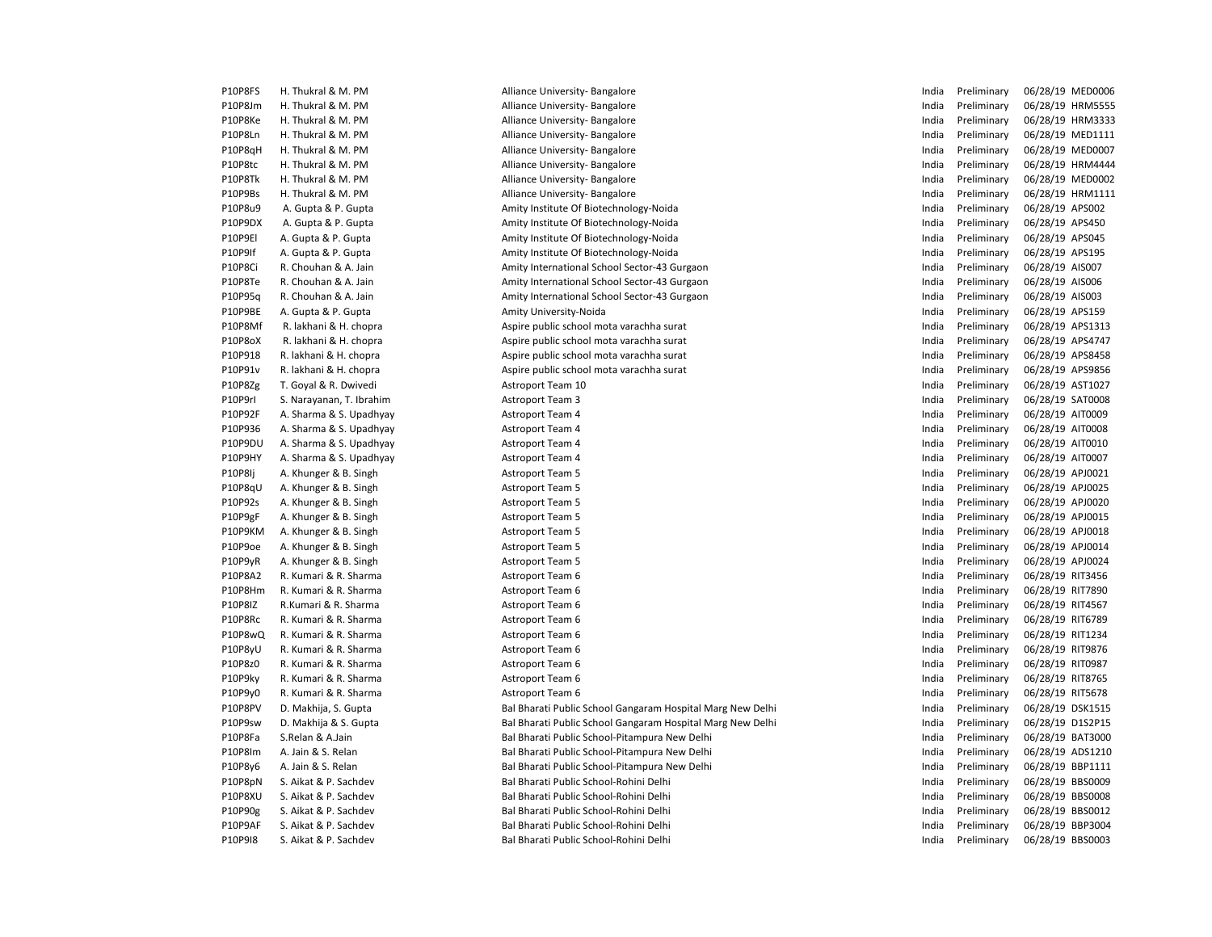| | | | | | | |
|---|---|---|---|---|---|---|
| P10P8FS | H. Thukral & M. PM | Alliance University- Bangalore | India | Preliminary | 06/28/19 | MED0006 |
| P10P8Jm | H. Thukral & M. PM | Alliance University- Bangalore | India | Preliminary | 06/28/19 | HRM5555 |
| P10P8Ke | H. Thukral & M. PM | Alliance University- Bangalore | India | Preliminary | 06/28/19 | HRM3333 |
| P10P8Ln | H. Thukral & M. PM | Alliance University- Bangalore | India | Preliminary | 06/28/19 | MED1111 |
| P10P8qH | H. Thukral & M. PM | Alliance University- Bangalore | India | Preliminary | 06/28/19 | MED0007 |
| P10P8tc | H. Thukral & M. PM | Alliance University- Bangalore | India | Preliminary | 06/28/19 | HRM4444 |
| P10P8Tk | H. Thukral & M. PM | Alliance University- Bangalore | India | Preliminary | 06/28/19 | MED0002 |
| P10P9Bs | H. Thukral & M. PM | Alliance University- Bangalore | India | Preliminary | 06/28/19 | HRM1111 |
| P10P8u9 | A. Gupta & P. Gupta | Amity Institute Of Biotechnology-Noida | India | Preliminary | 06/28/19 | APS002 |
| P10P9DX | A. Gupta & P. Gupta | Amity Institute Of Biotechnology-Noida | India | Preliminary | 06/28/19 | APS450 |
| P10P9El | A. Gupta & P. Gupta | Amity Institute Of Biotechnology-Noida | India | Preliminary | 06/28/19 | APS045 |
| P10P9If | A. Gupta & P. Gupta | Amity Institute Of Biotechnology-Noida | India | Preliminary | 06/28/19 | APS195 |
| P10P8Ci | R. Chouhan & A. Jain | Amity International School Sector-43 Gurgaon | India | Preliminary | 06/28/19 | AIS007 |
| P10P8Te | R. Chouhan & A. Jain | Amity International School Sector-43 Gurgaon | India | Preliminary | 06/28/19 | AIS006 |
| P10P95q | R. Chouhan & A. Jain | Amity International School Sector-43 Gurgaon | India | Preliminary | 06/28/19 | AIS003 |
| P10P9BE | A. Gupta & P. Gupta | Amity University-Noida | India | Preliminary | 06/28/19 | APS159 |
| P10P8Mf | R. lakhani & H. chopra | Aspire public school mota varachha surat | India | Preliminary | 06/28/19 | APS1313 |
| P10P8oX | R. lakhani & H. chopra | Aspire public school mota varachha surat | India | Preliminary | 06/28/19 | APS4747 |
| P10P918 | R. lakhani & H. chopra | Aspire public school mota varachha surat | India | Preliminary | 06/28/19 | APS8458 |
| P10P91v | R. lakhani & H. chopra | Aspire public school mota varachha surat | India | Preliminary | 06/28/19 | APS9856 |
| P10P8Zg | T. Goyal & R. Dwivedi | Astroport Team 10 | India | Preliminary | 06/28/19 | AST1027 |
| P10P9rI | S. Narayanan, T. Ibrahim | Astroport Team 3 | India | Preliminary | 06/28/19 | SAT0008 |
| P10P92F | A. Sharma & S. Upadhyay | Astroport Team 4 | India | Preliminary | 06/28/19 | AIT0009 |
| P10P936 | A. Sharma & S. Upadhyay | Astroport Team 4 | India | Preliminary | 06/28/19 | AIT0008 |
| P10P9DU | A. Sharma & S. Upadhyay | Astroport Team 4 | India | Preliminary | 06/28/19 | AIT0010 |
| P10P9HY | A. Sharma & S. Upadhyay | Astroport Team 4 | India | Preliminary | 06/28/19 | AIT0007 |
| P10P8Ij | A. Khunger & B. Singh | Astroport Team 5 | India | Preliminary | 06/28/19 | APJ0021 |
| P10P8qU | A. Khunger & B. Singh | Astroport Team 5 | India | Preliminary | 06/28/19 | APJ0025 |
| P10P92s | A. Khunger & B. Singh | Astroport Team 5 | India | Preliminary | 06/28/19 | APJ0020 |
| P10P9gF | A. Khunger & B. Singh | Astroport Team 5 | India | Preliminary | 06/28/19 | APJ0015 |
| P10P9KM | A. Khunger & B. Singh | Astroport Team 5 | India | Preliminary | 06/28/19 | APJ0018 |
| P10P9oe | A. Khunger & B. Singh | Astroport Team 5 | India | Preliminary | 06/28/19 | APJ0014 |
| P10P9yR | A. Khunger & B. Singh | Astroport Team 5 | India | Preliminary | 06/28/19 | APJ0024 |
| P10P8A2 | R. Kumari & R. Sharma | Astroport Team 6 | India | Preliminary | 06/28/19 | RIT3456 |
| P10P8Hm | R. Kumari & R. Sharma | Astroport Team 6 | India | Preliminary | 06/28/19 | RIT7890 |
| P10P8lZ | R.Kumari & R. Sharma | Astroport Team 6 | India | Preliminary | 06/28/19 | RIT4567 |
| P10P8Rc | R. Kumari & R. Sharma | Astroport Team 6 | India | Preliminary | 06/28/19 | RIT6789 |
| P10P8wQ | R. Kumari & R. Sharma | Astroport Team 6 | India | Preliminary | 06/28/19 | RIT1234 |
| P10P8yU | R. Kumari & R. Sharma | Astroport Team 6 | India | Preliminary | 06/28/19 | RIT9876 |
| P10P8z0 | R. Kumari & R. Sharma | Astroport Team 6 | India | Preliminary | 06/28/19 | RIT0987 |
| P10P9ky | R. Kumari & R. Sharma | Astroport Team 6 | India | Preliminary | 06/28/19 | RIT8765 |
| P10P9y0 | R. Kumari & R. Sharma | Astroport Team 6 | India | Preliminary | 06/28/19 | RIT5678 |
| P10P8PV | D. Makhija, S. Gupta | Bal Bharati Public School Gangaram Hospital Marg New Delhi | India | Preliminary | 06/28/19 | DSK1515 |
| P10P9sw | D. Makhija & S. Gupta | Bal Bharati Public School Gangaram Hospital Marg New Delhi | India | Preliminary | 06/28/19 | D1S2P15 |
| P10P8Fa | S.Relan & A.Jain | Bal Bharati Public School-Pitampura New Delhi | India | Preliminary | 06/28/19 | BAT3000 |
| P10P8Im | A. Jain & S. Relan | Bal Bharati Public School-Pitampura New Delhi | India | Preliminary | 06/28/19 | ADS1210 |
| P10P8y6 | A. Jain & S. Relan | Bal Bharati Public School-Pitampura New Delhi | India | Preliminary | 06/28/19 | BBP1111 |
| P10P8pN | S. Aikat & P. Sachdev | Bal Bharati Public School-Rohini Delhi | India | Preliminary | 06/28/19 | BBS0009 |
| P10P8XU | S. Aikat & P. Sachdev | Bal Bharati Public School-Rohini Delhi | India | Preliminary | 06/28/19 | BBS0008 |
| P10P90g | S. Aikat & P. Sachdev | Bal Bharati Public School-Rohini Delhi | India | Preliminary | 06/28/19 | BBS0012 |
| P10P9AF | S. Aikat & P. Sachdev | Bal Bharati Public School-Rohini Delhi | India | Preliminary | 06/28/19 | BBP3004 |
| P10P9I8 | S. Aikat & P. Sachdev | Bal Bharati Public School-Rohini Delhi | India | Preliminary | 06/28/19 | BBS0003 |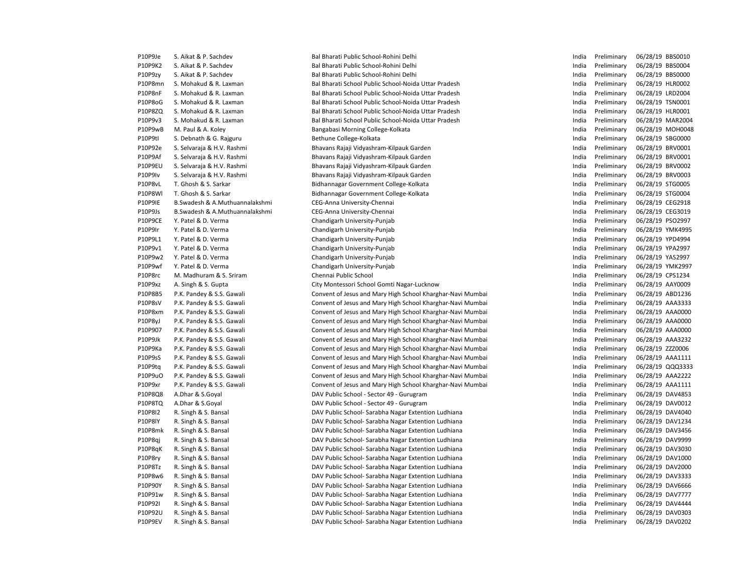| | | | | | | |
|---|---|---|---|---|---|---|
| P10P9Je | S. Aikat & P. Sachdev | Bal Bharati Public School-Rohini Delhi | India | Preliminary | 06/28/19 | BBS0010 |
| P10P9K2 | S. Aikat & P. Sachdev | Bal Bharati Public School-Rohini Delhi | India | Preliminary | 06/28/19 | BBS0004 |
| P10P9zy | S. Aikat & P. Sachdev | Bal Bharati Public School-Rohini Delhi | India | Preliminary | 06/28/19 | BBS0000 |
| P10P8mn | S. Mohakud & R. Laxman | Bal Bharati School Public School-Noida Uttar Pradesh | India | Preliminary | 06/28/19 | HLR0002 |
| P10P8nF | S. Mohakud & R. Laxman | Bal Bharati School Public School-Noida Uttar Pradesh | India | Preliminary | 06/28/19 | LRD2004 |
| P10P8oG | S. Mohakud & R. Laxman | Bal Bharati School Public School-Noida Uttar Pradesh | India | Preliminary | 06/28/19 | TSN0001 |
| P10P8ZQ | S. Mohakud & R. Laxman | Bal Bharati School Public School-Noida Uttar Pradesh | India | Preliminary | 06/28/19 | HLR0001 |
| P10P9v3 | S. Mohakud & R. Laxman | Bal Bharati School Public School-Noida Uttar Pradesh | India | Preliminary | 06/28/19 | MAR2004 |
| P10P9wB | M. Paul & A. Koley | Bangabasi Morning College-Kolkata | India | Preliminary | 06/28/19 | MOH0048 |
| P10P9tl | S. Debnath & G. Rajguru | Bethune College-Kolkata | India | Preliminary | 06/28/19 | SBG0000 |
| P10P92e | S. Selvaraja & H.V. Rashmi | Bhavans Rajaji Vidyashram-Kilpauk Garden | India | Preliminary | 06/28/19 | BRV0001 |
| P10P9Af | S. Selvaraja & H.V. Rashmi | Bhavans Rajaji Vidyashram-Kilpauk Garden | India | Preliminary | 06/28/19 | BRV0001 |
| P10P9EU | S. Selvaraja & H.V. Rashmi | Bhavans Rajaji Vidyashram-Kilpauk Garden | India | Preliminary | 06/28/19 | BRV0002 |
| P10P9Iv | S. Selvaraja & H.V. Rashmi | Bhavans Rajaji Vidyashram-Kilpauk Garden | India | Preliminary | 06/28/19 | BRV0003 |
| P10P8vL | T. Ghosh & S. Sarkar | Bidhannagar Government College-Kolkata | India | Preliminary | 06/28/19 | STG0005 |
| P10P8Wl | T. Ghosh & S. Sarkar | Bidhannagar Government College-Kolkata | India | Preliminary | 06/28/19 | STG0004 |
| P10P9IE | B.Swadesh & A.Muthuannalakshmi | CEG-Anna University-Chennai | India | Preliminary | 06/28/19 | CEG2918 |
| P10P9Js | B.Swadesh & A.Muthuannalakshmi | CEG-Anna University-Chennai | India | Preliminary | 06/28/19 | CEG3019 |
| P10P9CE | Y. Patel & D. Verma | Chandigarh University-Punjab | India | Preliminary | 06/28/19 | PSO2997 |
| P10P9Ir | Y. Patel & D. Verma | Chandigarh University-Punjab | India | Preliminary | 06/28/19 | YMK4995 |
| P10P9L1 | Y. Patel & D. Verma | Chandigarh University-Punjab | India | Preliminary | 06/28/19 | YPD4994 |
| P10P9v1 | Y. Patel & D. Verma | Chandigarh University-Punjab | India | Preliminary | 06/28/19 | YPA2997 |
| P10P9w2 | Y. Patel & D. Verma | Chandigarh University-Punjab | India | Preliminary | 06/28/19 | YAS2997 |
| P10P9wf | Y. Patel & D. Verma | Chandigarh University-Punjab | India | Preliminary | 06/28/19 | YMK2997 |
| P10P8rc | M. Madhuram & S. Sriram | Chennai Public School | India | Preliminary | 06/28/19 | CPS1234 |
| P10P9xz | A. Singh & S. Gupta | City Montessori School Gomti Nagar-Lucknow | India | Preliminary | 06/28/19 | AAY0009 |
| P10P8B5 | P.K. Pandey & S.S. Gawali | Convent of Jesus and Mary High School Kharghar-Navi Mumbai | India | Preliminary | 06/28/19 | ABD1236 |
| P10P8sV | P.K. Pandey & S.S. Gawali | Convent of Jesus and Mary High School Kharghar-Navi Mumbai | India | Preliminary | 06/28/19 | AAA3333 |
| P10P8xm | P.K. Pandey & S.S. Gawali | Convent of Jesus and Mary High School Kharghar-Navi Mumbai | India | Preliminary | 06/28/19 | AAA0000 |
| P10P8yJ | P.K. Pandey & S.S. Gawali | Convent of Jesus and Mary High School Kharghar-Navi Mumbai | India | Preliminary | 06/28/19 | AAA0000 |
| P10P907 | P.K. Pandey & S.S. Gawali | Convent of Jesus and Mary High School Kharghar-Navi Mumbai | India | Preliminary | 06/28/19 | AAA0000 |
| P10P9Jk | P.K. Pandey & S.S. Gawali | Convent of Jesus and Mary High School Kharghar-Navi Mumbai | India | Preliminary | 06/28/19 | AAA3232 |
| P10P9Ka | P.K. Pandey & S.S. Gawali | Convent of Jesus and Mary High School Kharghar-Navi Mumbai | India | Preliminary | 06/28/19 | ZZZ0006 |
| P10P9sS | P.K. Pandey & S.S. Gawali | Convent of Jesus and Mary High School Kharghar-Navi Mumbai | India | Preliminary | 06/28/19 | AAA1111 |
| P10P9tq | P.K. Pandey & S.S. Gawali | Convent of Jesus and Mary High School Kharghar-Navi Mumbai | India | Preliminary | 06/28/19 | QQQ3333 |
| P10P9uO | P.K. Pandey & S.S. Gawali | Convent of Jesus and Mary High School Kharghar-Navi Mumbai | India | Preliminary | 06/28/19 | AAA2222 |
| P10P9xr | P.K. Pandey & S.S. Gawali | Convent of Jesus and Mary High School Kharghar-Navi Mumbai | India | Preliminary | 06/28/19 | AAA1111 |
| P10P8Q8 | A.Dhar & S.Goyal | DAV Public School - Sector 49 - Gurugram | India | Preliminary | 06/28/19 | DAV4853 |
| P10P8TQ | A.Dhar & S.Goyal | DAV Public School - Sector 49 - Gurugram | India | Preliminary | 06/28/19 | DAV0012 |
| P10P8I2 | R. Singh & S. Bansal | DAV Public School- Sarabha Nagar Extention Ludhiana | India | Preliminary | 06/28/19 | DAV4040 |
| P10P8lY | R. Singh & S. Bansal | DAV Public School- Sarabha Nagar Extention Ludhiana | India | Preliminary | 06/28/19 | DAV1234 |
| P10P8mk | R. Singh & S. Bansal | DAV Public School- Sarabha Nagar Extention Ludhiana | India | Preliminary | 06/28/19 | DAV3456 |
| P10P8qj | R. Singh & S. Bansal | DAV Public School- Sarabha Nagar Extention Ludhiana | India | Preliminary | 06/28/19 | DAV9999 |
| P10P8qK | R. Singh & S. Bansal | DAV Public School- Sarabha Nagar Extention Ludhiana | India | Preliminary | 06/28/19 | DAV3030 |
| P10P8ry | R. Singh & S. Bansal | DAV Public School- Sarabha Nagar Extention Ludhiana | India | Preliminary | 06/28/19 | DAV1000 |
| P10P8Tz | R. Singh & S. Bansal | DAV Public School- Sarabha Nagar Extention Ludhiana | India | Preliminary | 06/28/19 | DAV2000 |
| P10P8w6 | R. Singh & S. Bansal | DAV Public School- Sarabha Nagar Extention Ludhiana | India | Preliminary | 06/28/19 | DAV3333 |
| P10P90Y | R. Singh & S. Bansal | DAV Public School- Sarabha Nagar Extention Ludhiana | India | Preliminary | 06/28/19 | DAV6666 |
| P10P91w | R. Singh & S. Bansal | DAV Public School- Sarabha Nagar Extention Ludhiana | India | Preliminary | 06/28/19 | DAV7777 |
| P10P92I | R. Singh & S. Bansal | DAV Public School- Sarabha Nagar Extention Ludhiana | India | Preliminary | 06/28/19 | DAV4444 |
| P10P92U | R. Singh & S. Bansal | DAV Public School- Sarabha Nagar Extention Ludhiana | India | Preliminary | 06/28/19 | DAV0303 |
| P10P9EV | R. Singh & S. Bansal | DAV Public School- Sarabha Nagar Extention Ludhiana | India | Preliminary | 06/28/19 | DAV0202 |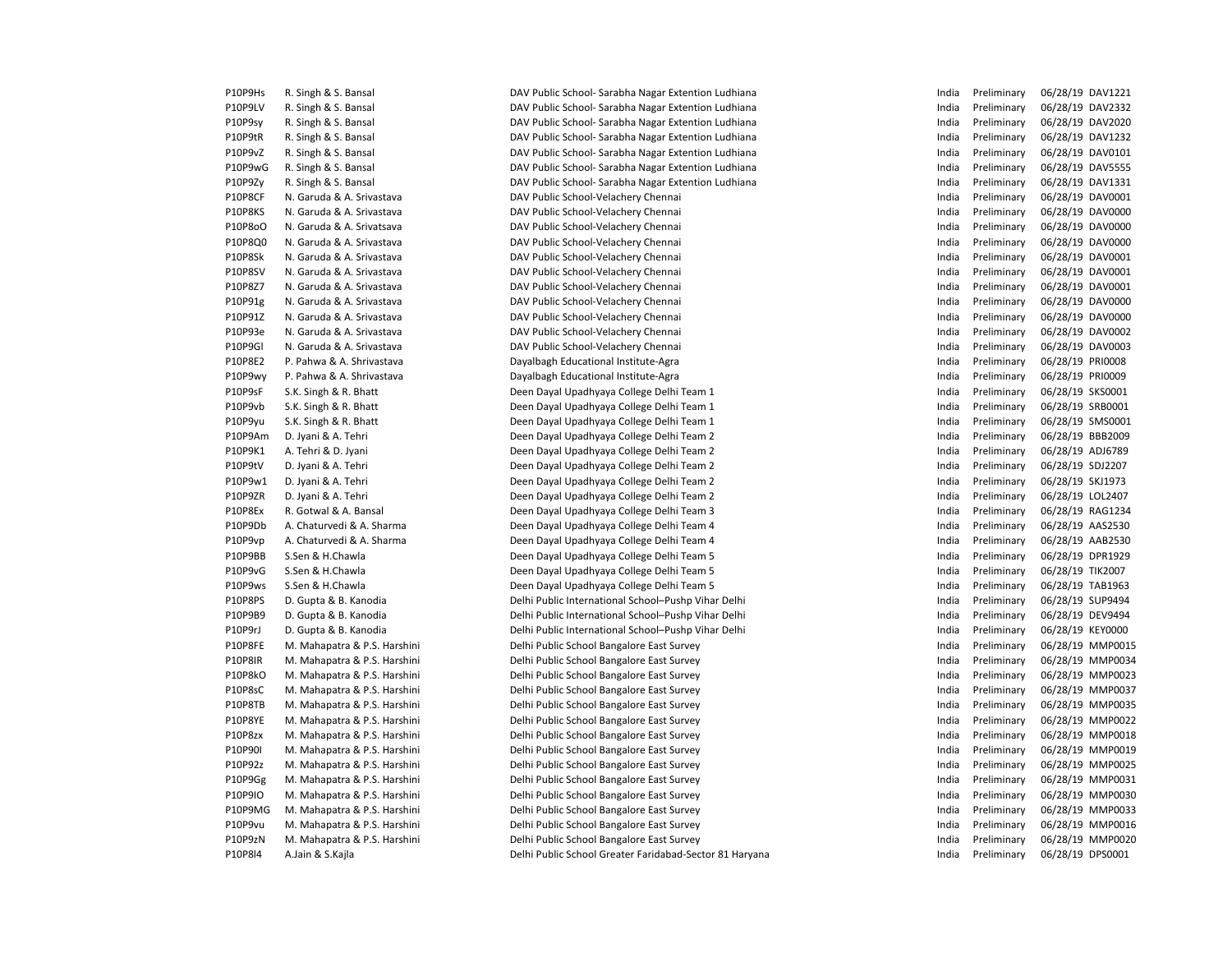| | | | | | | |
|---|---|---|---|---|---|---|
| P10P9Hs | R. Singh & S. Bansal | DAV Public School- Sarabha Nagar Extention Ludhiana | India | Preliminary | 06/28/19 | DAV1221 |
| P10P9LV | R. Singh & S. Bansal | DAV Public School- Sarabha Nagar Extention Ludhiana | India | Preliminary | 06/28/19 | DAV2332 |
| P10P9sy | R. Singh & S. Bansal | DAV Public School- Sarabha Nagar Extention Ludhiana | India | Preliminary | 06/28/19 | DAV2020 |
| P10P9tR | R. Singh & S. Bansal | DAV Public School- Sarabha Nagar Extention Ludhiana | India | Preliminary | 06/28/19 | DAV1232 |
| P10P9vZ | R. Singh & S. Bansal | DAV Public School- Sarabha Nagar Extention Ludhiana | India | Preliminary | 06/28/19 | DAV0101 |
| P10P9wG | R. Singh & S. Bansal | DAV Public School- Sarabha Nagar Extention Ludhiana | India | Preliminary | 06/28/19 | DAV5555 |
| P10P9Zy | R. Singh & S. Bansal | DAV Public School- Sarabha Nagar Extention Ludhiana | India | Preliminary | 06/28/19 | DAV1331 |
| P10P8CF | N. Garuda & A. Srivastava | DAV Public School-Velachery Chennai | India | Preliminary | 06/28/19 | DAV0001 |
| P10P8KS | N. Garuda & A. Srivastava | DAV Public School-Velachery Chennai | India | Preliminary | 06/28/19 | DAV0000 |
| P10P8oO | N. Garuda & A. Srivatsava | DAV Public School-Velachery Chennai | India | Preliminary | 06/28/19 | DAV0000 |
| P10P8Q0 | N. Garuda & A. Srivastava | DAV Public School-Velachery Chennai | India | Preliminary | 06/28/19 | DAV0000 |
| P10P8Sk | N. Garuda & A. Srivastava | DAV Public School-Velachery Chennai | India | Preliminary | 06/28/19 | DAV0001 |
| P10P8SV | N. Garuda & A. Srivastava | DAV Public School-Velachery Chennai | India | Preliminary | 06/28/19 | DAV0001 |
| P10P8Z7 | N. Garuda & A. Srivastava | DAV Public School-Velachery Chennai | India | Preliminary | 06/28/19 | DAV0001 |
| P10P91g | N. Garuda & A. Srivastava | DAV Public School-Velachery Chennai | India | Preliminary | 06/28/19 | DAV0000 |
| P10P91Z | N. Garuda & A. Srivastava | DAV Public School-Velachery Chennai | India | Preliminary | 06/28/19 | DAV0000 |
| P10P93e | N. Garuda & A. Srivastava | DAV Public School-Velachery Chennai | India | Preliminary | 06/28/19 | DAV0002 |
| P10P9Gl | N. Garuda & A. Srivastava | DAV Public School-Velachery Chennai | India | Preliminary | 06/28/19 | DAV0003 |
| P10P8E2 | P. Pahwa & A. Shrivastava | Dayalbagh Educational Institute-Agra | India | Preliminary | 06/28/19 | PRI0008 |
| P10P9wy | P. Pahwa & A. Shrivastava | Dayalbagh Educational Institute-Agra | India | Preliminary | 06/28/19 | PRI0009 |
| P10P9sF | S.K. Singh & R. Bhatt | Deen Dayal Upadhyaya College Delhi Team 1 | India | Preliminary | 06/28/19 | SKS0001 |
| P10P9vb | S.K. Singh & R. Bhatt | Deen Dayal Upadhyaya College Delhi Team 1 | India | Preliminary | 06/28/19 | SRB0001 |
| P10P9yu | S.K. Singh & R. Bhatt | Deen Dayal Upadhyaya College Delhi Team 1 | India | Preliminary | 06/28/19 | SMS0001 |
| P10P9Am | D. Jyani & A. Tehri | Deen Dayal Upadhyaya College Delhi Team 2 | India | Preliminary | 06/28/19 | BBB2009 |
| P10P9K1 | A. Tehri & D. Jyani | Deen Dayal Upadhyaya College Delhi Team 2 | India | Preliminary | 06/28/19 | ADJ6789 |
| P10P9tV | D. Jyani & A. Tehri | Deen Dayal Upadhyaya College Delhi Team 2 | India | Preliminary | 06/28/19 | SDJ2207 |
| P10P9w1 | D. Jyani & A. Tehri | Deen Dayal Upadhyaya College Delhi Team 2 | India | Preliminary | 06/28/19 | SKJ1973 |
| P10P9ZR | D. Jyani & A. Tehri | Deen Dayal Upadhyaya College Delhi Team 2 | India | Preliminary | 06/28/19 | LOL2407 |
| P10P8Ex | R. Gotwal & A. Bansal | Deen Dayal Upadhyaya College Delhi Team 3 | India | Preliminary | 06/28/19 | RAG1234 |
| P10P9Db | A. Chaturvedi & A. Sharma | Deen Dayal Upadhyaya College Delhi Team 4 | India | Preliminary | 06/28/19 | AAS2530 |
| P10P9vp | A. Chaturvedi & A. Sharma | Deen Dayal Upadhyaya College Delhi Team 4 | India | Preliminary | 06/28/19 | AAB2530 |
| P10P9BB | S.Sen & H.Chawla | Deen Dayal Upadhyaya College Delhi Team 5 | India | Preliminary | 06/28/19 | DPR1929 |
| P10P9vG | S.Sen & H.Chawla | Deen Dayal Upadhyaya College Delhi Team 5 | India | Preliminary | 06/28/19 | TIK2007 |
| P10P9ws | S.Sen & H.Chawla | Deen Dayal Upadhyaya College Delhi Team 5 | India | Preliminary | 06/28/19 | TAB1963 |
| P10P8PS | D. Gupta & B. Kanodia | Delhi Public International School–Pushp Vihar Delhi | India | Preliminary | 06/28/19 | SUP9494 |
| P10P9B9 | D. Gupta & B. Kanodia | Delhi Public International School–Pushp Vihar Delhi | India | Preliminary | 06/28/19 | DEV9494 |
| P10P9rJ | D. Gupta & B. Kanodia | Delhi Public International School–Pushp Vihar Delhi | India | Preliminary | 06/28/19 | KEY0000 |
| P10P8FE | M. Mahapatra & P.S. Harshini | Delhi Public School Bangalore East Survey | India | Preliminary | 06/28/19 | MMP0015 |
| P10P8IR | M. Mahapatra & P.S. Harshini | Delhi Public School Bangalore East Survey | India | Preliminary | 06/28/19 | MMP0034 |
| P10P8kO | M. Mahapatra & P.S. Harshini | Delhi Public School Bangalore East Survey | India | Preliminary | 06/28/19 | MMP0023 |
| P10P8sC | M. Mahapatra & P.S. Harshini | Delhi Public School Bangalore East Survey | India | Preliminary | 06/28/19 | MMP0037 |
| P10P8TB | M. Mahapatra & P.S. Harshini | Delhi Public School Bangalore East Survey | India | Preliminary | 06/28/19 | MMP0035 |
| P10P8YE | M. Mahapatra & P.S. Harshini | Delhi Public School Bangalore East Survey | India | Preliminary | 06/28/19 | MMP0022 |
| P10P8zx | M. Mahapatra & P.S. Harshini | Delhi Public School Bangalore East Survey | India | Preliminary | 06/28/19 | MMP0018 |
| P10P90I | M. Mahapatra & P.S. Harshini | Delhi Public School Bangalore East Survey | India | Preliminary | 06/28/19 | MMP0019 |
| P10P92z | M. Mahapatra & P.S. Harshini | Delhi Public School Bangalore East Survey | India | Preliminary | 06/28/19 | MMP0025 |
| P10P9Gg | M. Mahapatra & P.S. Harshini | Delhi Public School Bangalore East Survey | India | Preliminary | 06/28/19 | MMP0031 |
| P10P9IO | M. Mahapatra & P.S. Harshini | Delhi Public School Bangalore East Survey | India | Preliminary | 06/28/19 | MMP0030 |
| P10P9MG | M. Mahapatra & P.S. Harshini | Delhi Public School Bangalore East Survey | India | Preliminary | 06/28/19 | MMP0033 |
| P10P9vu | M. Mahapatra & P.S. Harshini | Delhi Public School Bangalore East Survey | India | Preliminary | 06/28/19 | MMP0016 |
| P10P9zN | M. Mahapatra & P.S. Harshini | Delhi Public School Bangalore East Survey | India | Preliminary | 06/28/19 | MMP0020 |
| P10P8l4 | A.Jain & S.Kajla | Delhi Public School Greater Faridabad-Sector 81 Haryana | India | Preliminary | 06/28/19 | DPS0001 |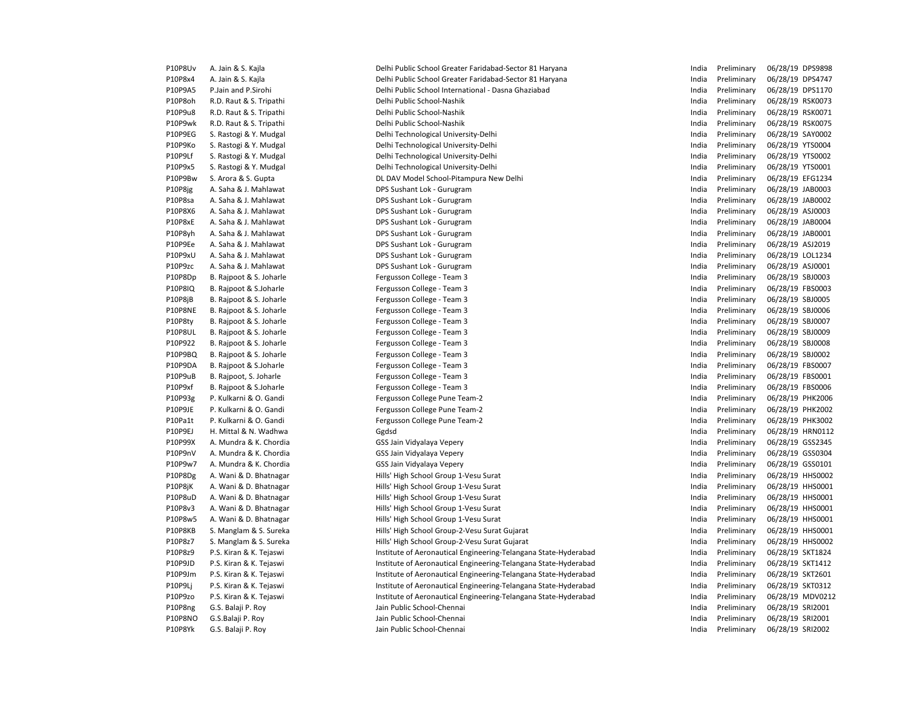| | | | | | | |
|---|---|---|---|---|---|---|
| P10P8Uv | A. Jain & S. Kajla | Delhi Public School Greater Faridabad-Sector 81 Haryana | India | Preliminary | 06/28/19 | DPS9898 |
| P10P8x4 | A. Jain & S. Kajla | Delhi Public School Greater Faridabad-Sector 81 Haryana | India | Preliminary | 06/28/19 | DPS4747 |
| P10P9A5 | P.Jain and P.Sirohi | Delhi Public School International - Dasna Ghaziabad | India | Preliminary | 06/28/19 | DPS1170 |
| P10P8oh | R.D. Raut & S. Tripathi | Delhi Public School-Nashik | India | Preliminary | 06/28/19 | RSK0073 |
| P10P9u8 | R.D. Raut & S. Tripathi | Delhi Public School-Nashik | India | Preliminary | 06/28/19 | RSK0071 |
| P10P9wk | R.D. Raut & S. Tripathi | Delhi Public School-Nashik | India | Preliminary | 06/28/19 | RSK0075 |
| P10P9EG | S. Rastogi & Y. Mudgal | Delhi Technological University-Delhi | India | Preliminary | 06/28/19 | SAY0002 |
| P10P9Ko | S. Rastogi & Y. Mudgal | Delhi Technological University-Delhi | India | Preliminary | 06/28/19 | YTS0004 |
| P10P9Lf | S. Rastogi & Y. Mudgal | Delhi Technological University-Delhi | India | Preliminary | 06/28/19 | YTS0002 |
| P10P9x5 | S. Rastogi & Y. Mudgal | Delhi Technological University-Delhi | India | Preliminary | 06/28/19 | YTS0001 |
| P10P9Bw | S. Arora & S. Gupta | DL DAV Model School-Pitampura New Delhi | India | Preliminary | 06/28/19 | EFG1234 |
| P10P8jg | A. Saha & J. Mahlawat | DPS Sushant Lok - Gurugram | India | Preliminary | 06/28/19 | JAB0003 |
| P10P8sa | A. Saha & J. Mahlawat | DPS Sushant Lok - Gurugram | India | Preliminary | 06/28/19 | JAB0002 |
| P10P8X6 | A. Saha & J. Mahlawat | DPS Sushant Lok - Gurugram | India | Preliminary | 06/28/19 | ASJ0003 |
| P10P8xE | A. Saha & J. Mahlawat | DPS Sushant Lok - Gurugram | India | Preliminary | 06/28/19 | JAB0004 |
| P10P8yh | A. Saha & J. Mahlawat | DPS Sushant Lok - Gurugram | India | Preliminary | 06/28/19 | JAB0001 |
| P10P9Ee | A. Saha & J. Mahlawat | DPS Sushant Lok - Gurugram | India | Preliminary | 06/28/19 | ASJ2019 |
| P10P9xU | A. Saha & J. Mahlawat | DPS Sushant Lok - Gurugram | India | Preliminary | 06/28/19 | LOL1234 |
| P10P9zc | A. Saha & J. Mahlawat | DPS Sushant Lok - Gurugram | India | Preliminary | 06/28/19 | ASJ0001 |
| P10P8Dp | B. Rajpoot & S. Joharle | Fergusson College - Team 3 | India | Preliminary | 06/28/19 | SBJ0003 |
| P10P8IQ | B. Rajpoot & S.Joharle | Fergusson College - Team 3 | India | Preliminary | 06/28/19 | FBS0003 |
| P10P8jB | B. Rajpoot & S. Joharle | Fergusson College - Team 3 | India | Preliminary | 06/28/19 | SBJ0005 |
| P10P8NE | B. Rajpoot & S. Joharle | Fergusson College - Team 3 | India | Preliminary | 06/28/19 | SBJ0006 |
| P10P8ty | B. Rajpoot & S. Joharle | Fergusson College - Team 3 | India | Preliminary | 06/28/19 | SBJ0007 |
| P10P8UL | B. Rajpoot & S. Joharle | Fergusson College - Team 3 | India | Preliminary | 06/28/19 | SBJ0009 |
| P10P922 | B. Rajpoot & S. Joharle | Fergusson College - Team 3 | India | Preliminary | 06/28/19 | SBJ0008 |
| P10P9BQ | B. Rajpoot & S. Joharle | Fergusson College - Team 3 | India | Preliminary | 06/28/19 | SBJ0002 |
| P10P9DA | B. Rajpoot & S.Joharle | Fergusson College - Team 3 | India | Preliminary | 06/28/19 | FBS0007 |
| P10P9uB | B. Rajpoot, S. Joharle | Fergusson College - Team 3 | India | Preliminary | 06/28/19 | FBS0001 |
| P10P9xf | B. Rajpoot & S.Joharle | Fergusson College - Team 3 | India | Preliminary | 06/28/19 | FBS0006 |
| P10P93g | P. Kulkarni & O. Gandi | Fergusson College Pune Team-2 | India | Preliminary | 06/28/19 | PHK2006 |
| P10P9JE | P. Kulkarni & O. Gandi | Fergusson College Pune Team-2 | India | Preliminary | 06/28/19 | PHK2002 |
| P10Pa1t | P. Kulkarni & O. Gandi | Fergusson College Pune Team-2 | India | Preliminary | 06/28/19 | PHK3002 |
| P10P9EJ | H. Mittal & N. Wadhwa | Ggdsd | India | Preliminary | 06/28/19 | HRN0112 |
| P10P99X | A. Mundra & K. Chordia | GSS Jain Vidyalaya Vepery | India | Preliminary | 06/28/19 | GSS2345 |
| P10P9nV | A. Mundra & K. Chordia | GSS Jain Vidyalaya Vepery | India | Preliminary | 06/28/19 | GSS0304 |
| P10P9w7 | A. Mundra & K. Chordia | GSS Jain Vidyalaya Vepery | India | Preliminary | 06/28/19 | GSS0101 |
| P10P8Dg | A. Wani & D. Bhatnagar | Hills' High School Group 1-Vesu Surat | India | Preliminary | 06/28/19 | HHS0002 |
| P10P8jK | A. Wani & D. Bhatnagar | Hills' High School Group 1-Vesu Surat | India | Preliminary | 06/28/19 | HHS0001 |
| P10P8uD | A. Wani & D. Bhatnagar | Hills' High School Group 1-Vesu Surat | India | Preliminary | 06/28/19 | HHS0001 |
| P10P8v3 | A. Wani & D. Bhatnagar | Hills' High School Group 1-Vesu Surat | India | Preliminary | 06/28/19 | HHS0001 |
| P10P8w5 | A. Wani & D. Bhatnagar | Hills' High School Group 1-Vesu Surat | India | Preliminary | 06/28/19 | HHS0001 |
| P10P8KB | S. Manglam & S. Sureka | Hills' High School Group-2-Vesu Surat Gujarat | India | Preliminary | 06/28/19 | HHS0001 |
| P10P8z7 | S. Manglam & S. Sureka | Hills' High School Group-2-Vesu Surat Gujarat | India | Preliminary | 06/28/19 | HHS0002 |
| P10P8z9 | P.S. Kiran & K. Tejaswi | Institute of Aeronautical Engineering-Telangana State-Hyderabad | India | Preliminary | 06/28/19 | SKT1824 |
| P10P9JD | P.S. Kiran & K. Tejaswi | Institute of Aeronautical Engineering-Telangana State-Hyderabad | India | Preliminary | 06/28/19 | SKT1412 |
| P10P9Jm | P.S. Kiran & K. Tejaswi | Institute of Aeronautical Engineering-Telangana State-Hyderabad | India | Preliminary | 06/28/19 | SKT2601 |
| P10P9Lj | P.S. Kiran & K. Tejaswi | Institute of Aeronautical Engineering-Telangana State-Hyderabad | India | Preliminary | 06/28/19 | SKT0312 |
| P10P9zo | P.S. Kiran & K. Tejaswi | Institute of Aeronautical Engineering-Telangana State-Hyderabad | India | Preliminary | 06/28/19 | MDV0212 |
| P10P8ng | G.S. Balaji P. Roy | Jain Public School-Chennai | India | Preliminary | 06/28/19 | SRI2001 |
| P10P8NO | G.S.Balaji P. Roy | Jain Public School-Chennai | India | Preliminary | 06/28/19 | SRI2001 |
| P10P8Yk | G.S. Balaji P. Roy | Jain Public School-Chennai | India | Preliminary | 06/28/19 | SRI2002 |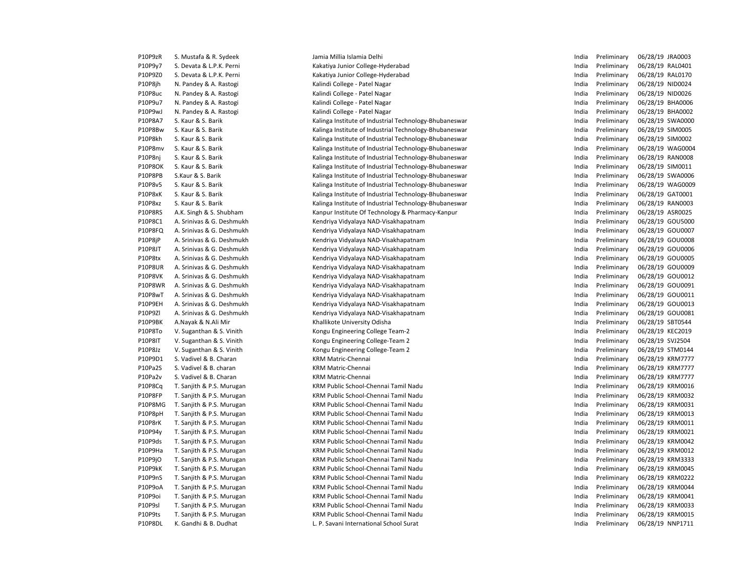| | | | | | | |
|---|---|---|---|---|---|---|
| P10P9zR | S. Mustafa & R. Sydeek | Jamia Millia Islamia Delhi | India | Preliminary | 06/28/19 | JRA0003 |
| P10P9y7 | S. Devata & L.P.K. Perni | Kakatiya Junior College-Hyderabad | India | Preliminary | 06/28/19 | RAL0401 |
| P10P9Z0 | S. Devata & L.P.K. Perni | Kakatiya Junior College-Hyderabad | India | Preliminary | 06/28/19 | RAL0170 |
| P10P8jh | N. Pandey & A. Rastogi | Kalindi College - Patel Nagar | India | Preliminary | 06/28/19 | NID0024 |
| P10P8uc | N. Pandey & A. Rastogi | Kalindi College - Patel Nagar | India | Preliminary | 06/28/19 | NID0026 |
| P10P9u7 | N. Pandey & A. Rastogi | Kalindi College - Patel Nagar | India | Preliminary | 06/28/19 | BHA0006 |
| P10P9wJ | N. Pandey & A. Rastogi | Kalindi College - Patel Nagar | India | Preliminary | 06/28/19 | BHA0002 |
| P10P8A7 | S. Kaur & S. Barik | Kalinga Institute of Industrial Technology-Bhubaneswar | India | Preliminary | 06/28/19 | SWA0000 |
| P10P8Bw | S. Kaur & S. Barik | Kalinga Institute of Industrial Technology-Bhubaneswar | India | Preliminary | 06/28/19 | SIM0005 |
| P10P8kh | S. Kaur & S. Barik | Kalinga Institute of Industrial Technology-Bhubaneswar | India | Preliminary | 06/28/19 | SIM0002 |
| P10P8mv | S. Kaur & S. Barik | Kalinga Institute of Industrial Technology-Bhubaneswar | India | Preliminary | 06/28/19 | WAG0004 |
| P10P8nj | S. Kaur & S. Barik | Kalinga Institute of Industrial Technology-Bhubaneswar | India | Preliminary | 06/28/19 | RAN0008 |
| P10P8OK | S. Kaur & S. Barik | Kalinga Institute of Industrial Technology-Bhubaneswar | India | Preliminary | 06/28/19 | SIM0011 |
| P10P8PB | S.Kaur & S. Barik | Kalinga Institute of Industrial Technology-Bhubaneswar | India | Preliminary | 06/28/19 | SWA0006 |
| P10P8v5 | S. Kaur & S. Barik | Kalinga Institute of Industrial Technology-Bhubaneswar | India | Preliminary | 06/28/19 | WAG0009 |
| P10P8xK | S. Kaur & S. Barik | Kalinga Institute of Industrial Technology-Bhubaneswar | India | Preliminary | 06/28/19 | GAT0001 |
| P10P8xz | S. Kaur & S. Barik | Kalinga Institute of Industrial Technology-Bhubaneswar | India | Preliminary | 06/28/19 | RAN0003 |
| P10P8RS | A.K. Singh & S. Shubham | Kanpur Institute Of Technology & Pharmacy-Kanpur | India | Preliminary | 06/28/19 | ASR0025 |
| P10P8C1 | A. Srinivas & G. Deshmukh | Kendriya Vidyalaya NAD-Visakhapatnam | India | Preliminary | 06/28/19 | GOU5000 |
| P10P8FQ | A. Srinivas & G. Deshmukh | Kendriya Vidyalaya NAD-Visakhapatnam | India | Preliminary | 06/28/19 | GOU0007 |
| P10P8jP | A. Srinivas & G. Deshmukh | Kendriya Vidyalaya NAD-Visakhapatnam | India | Preliminary | 06/28/19 | GOU0008 |
| P10P8JT | A. Srinivas & G. Deshmukh | Kendriya Vidyalaya NAD-Visakhapatnam | India | Preliminary | 06/28/19 | GOU0006 |
| P10P8tx | A. Srinivas & G. Deshmukh | Kendriya Vidyalaya NAD-Visakhapatnam | India | Preliminary | 06/28/19 | GOU0005 |
| P10P8UR | A. Srinivas & G. Deshmukh | Kendriya Vidyalaya NAD-Visakhapatnam | India | Preliminary | 06/28/19 | GOU0009 |
| P10P8VK | A. Srinivas & G. Deshmukh | Kendriya Vidyalaya NAD-Visakhapatnam | India | Preliminary | 06/28/19 | GOU0012 |
| P10P8WR | A. Srinivas & G. Deshmukh | Kendriya Vidyalaya NAD-Visakhapatnam | India | Preliminary | 06/28/19 | GOU0091 |
| P10P8wT | A. Srinivas & G. Deshmukh | Kendriya Vidyalaya NAD-Visakhapatnam | India | Preliminary | 06/28/19 | GOU0011 |
| P10P9EH | A. Srinivas & G. Deshmukh | Kendriya Vidyalaya NAD-Visakhapatnam | India | Preliminary | 06/28/19 | GOU0013 |
| P10P9Zl | A. Srinivas & G. Deshmukh | Kendriya Vidyalaya NAD-Visakhapatnam | India | Preliminary | 06/28/19 | GOU0081 |
| P10P9BK | A.Nayak & N.Ali Mir | Khallikote University Odisha | India | Preliminary | 06/28/19 | SBT0544 |
| P10P8To | V. Suganthan & S. Vinith | Kongu Engineering College Team-2 | India | Preliminary | 06/28/19 | KEC2019 |
| P10P8IT | V. Suganthan & S. Vinith | Kongu Engineering College-Team 2 | India | Preliminary | 06/28/19 | SVJ2504 |
| P10P8Jz | V. Suganthan & S. Vinith | Kongu Engineering College-Team 2 | India | Preliminary | 06/28/19 | STM0144 |
| P10P9D1 | S. Vadivel & B. Charan | KRM Matric-Chennai | India | Preliminary | 06/28/19 | KRM7777 |
| P10Pa2S | S. Vadivel & B. charan | KRM Matric-Chennai | India | Preliminary | 06/28/19 | KRM7777 |
| P10Pa2v | S. Vadivel & B. Charan | KRM Matric-Chennai | India | Preliminary | 06/28/19 | KRM7777 |
| P10P8Cq | T. Sanjith & P.S. Murugan | KRM Public School-Chennai Tamil Nadu | India | Preliminary | 06/28/19 | KRM0016 |
| P10P8FP | T. Sanjith & P.S. Murugan | KRM Public School-Chennai Tamil Nadu | India | Preliminary | 06/28/19 | KRM0032 |
| P10P8MG | T. Sanjith & P.S. Murugan | KRM Public School-Chennai Tamil Nadu | India | Preliminary | 06/28/19 | KRM0031 |
| P10P8pH | T. Sanjith & P.S. Murugan | KRM Public School-Chennai Tamil Nadu | India | Preliminary | 06/28/19 | KRM0013 |
| P10P8rK | T. Sanjith & P.S. Murugan | KRM Public School-Chennai Tamil Nadu | India | Preliminary | 06/28/19 | KRM0011 |
| P10P94y | T. Sanjith & P.S. Murugan | KRM Public School-Chennai Tamil Nadu | India | Preliminary | 06/28/19 | KRM0021 |
| P10P9ds | T. Sanjith & P.S. Murugan | KRM Public School-Chennai Tamil Nadu | India | Preliminary | 06/28/19 | KRM0042 |
| P10P9Ha | T. Sanjith & P.S. Murugan | KRM Public School-Chennai Tamil Nadu | India | Preliminary | 06/28/19 | KRM0012 |
| P10P9jO | T. Sanjith & P.S. Murugan | KRM Public School-Chennai Tamil Nadu | India | Preliminary | 06/28/19 | KRM3333 |
| P10P9kK | T. Sanjith & P.S. Murugan | KRM Public School-Chennai Tamil Nadu | India | Preliminary | 06/28/19 | KRM0045 |
| P10P9nS | T. Sanjith & P.S. Murugan | KRM Public School-Chennai Tamil Nadu | India | Preliminary | 06/28/19 | KRM0222 |
| P10P9oA | T. Sanjith & P.S. Murugan | KRM Public School-Chennai Tamil Nadu | India | Preliminary | 06/28/19 | KRM0044 |
| P10P9oi | T. Sanjith & P.S. Murugan | KRM Public School-Chennai Tamil Nadu | India | Preliminary | 06/28/19 | KRM0041 |
| P10P9sl | T. Sanjith & P.S. Murugan | KRM Public School-Chennai Tamil Nadu | India | Preliminary | 06/28/19 | KRM0033 |
| P10P9ts | T. Sanjith & P.S. Murugan | KRM Public School-Chennai Tamil Nadu | India | Preliminary | 06/28/19 | KRM0015 |
| P10P8DL | K. Gandhi & B. Dudhat | L. P. Savani International School Surat | India | Preliminary | 06/28/19 | NNP1711 |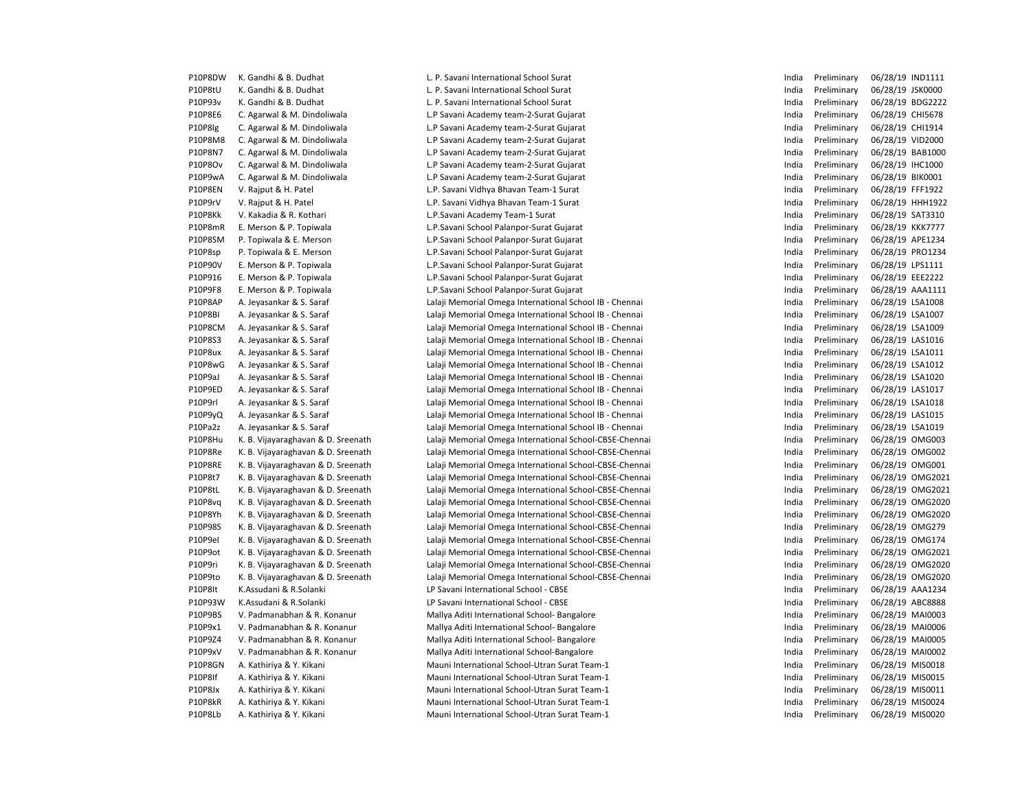| | | | | | | |
|---|---|---|---|---|---|---|
| P10P8DW | K. Gandhi & B. Dudhat | L. P. Savani International School Surat | India | Preliminary | 06/28/19 | IND1111 |
| P10P8tU | K. Gandhi & B. Dudhat | L. P. Savani International School Surat | India | Preliminary | 06/28/19 | JSK0000 |
| P10P93v | K. Gandhi & B. Dudhat | L. P. Savani International School Surat | India | Preliminary | 06/28/19 | BDG2222 |
| P10P8E6 | C. Agarwal & M. Dindoliwala | L.P Savani Academy team-2-Surat Gujarat | India | Preliminary | 06/28/19 | CHI5678 |
| P10P8lg | C. Agarwal & M. Dindoliwala | L.P Savani Academy team-2-Surat Gujarat | India | Preliminary | 06/28/19 | CHI1914 |
| P10P8M8 | C. Agarwal & M. Dindoliwala | L.P Savani Academy team-2-Surat Gujarat | India | Preliminary | 06/28/19 | VID2000 |
| P10P8N7 | C. Agarwal & M. Dindoliwala | L.P Savani Academy team-2-Surat Gujarat | India | Preliminary | 06/28/19 | BAB1000 |
| P10P8Ov | C. Agarwal & M. Dindoliwala | L.P Savani Academy team-2-Surat Gujarat | India | Preliminary | 06/28/19 | IHC1000 |
| P10P9wA | C. Agarwal & M. Dindoliwala | L.P Savani Academy team-2-Surat Gujarat | India | Preliminary | 06/28/19 | BIK0001 |
| P10P8EN | V. Rajput & H. Patel | L.P. Savani Vidhya Bhavan Team-1 Surat | India | Preliminary | 06/28/19 | FFF1922 |
| P10P9rV | V. Rajput & H. Patel | L.P. Savani Vidhya Bhavan Team-1 Surat | India | Preliminary | 06/28/19 | HHH1922 |
| P10P8Kk | V. Kakadia & R. Kothari | L.P.Savani Academy Team-1 Surat | India | Preliminary | 06/28/19 | SAT3310 |
| P10P8mR | E. Merson & P. Topiwala | L.P.Savani School Palanpor-Surat Gujarat | India | Preliminary | 06/28/19 | KKK7777 |
| P10P8SM | P. Topiwala & E. Merson | L.P.Savani School Palanpor-Surat Gujarat | India | Preliminary | 06/28/19 | APE1234 |
| P10P8sp | P. Topiwala & E. Merson | L.P.Savani School Palanpor-Surat Gujarat | India | Preliminary | 06/28/19 | PRO1234 |
| P10P90V | E. Merson & P. Topiwala | L.P.Savani School Palanpor-Surat Gujarat | India | Preliminary | 06/28/19 | LPS1111 |
| P10P916 | E. Merson & P. Topiwala | L.P.Savani School Palanpor-Surat Gujarat | India | Preliminary | 06/28/19 | EEE2222 |
| P10P9F8 | E. Merson & P. Topiwala | L.P.Savani School Palanpor-Surat Gujarat | India | Preliminary | 06/28/19 | AAA1111 |
| P10P8AP | A. Jeyasankar & S. Saraf | Lalaji Memorial Omega International School IB - Chennai | India | Preliminary | 06/28/19 | LSA1008 |
| P10P8BI | A. Jeyasankar & S. Saraf | Lalaji Memorial Omega International School IB - Chennai | India | Preliminary | 06/28/19 | LSA1007 |
| P10P8CM | A. Jeyasankar & S. Saraf | Lalaji Memorial Omega International School IB - Chennai | India | Preliminary | 06/28/19 | LSA1009 |
| P10P8S3 | A. Jeyasankar & S. Saraf | Lalaji Memorial Omega International School IB - Chennai | India | Preliminary | 06/28/19 | LAS1016 |
| P10P8ux | A. Jeyasankar & S. Saraf | Lalaji Memorial Omega International School IB - Chennai | India | Preliminary | 06/28/19 | LSA1011 |
| P10P8wG | A. Jeyasankar & S. Saraf | Lalaji Memorial Omega International School IB - Chennai | India | Preliminary | 06/28/19 | LSA1012 |
| P10P9aJ | A. Jeyasankar & S. Saraf | Lalaji Memorial Omega International School IB - Chennai | India | Preliminary | 06/28/19 | LSA1020 |
| P10P9ED | A. Jeyasankar & S. Saraf | Lalaji Memorial Omega International School IB - Chennai | India | Preliminary | 06/28/19 | LAS1017 |
| P10P9rl | A. Jeyasankar & S. Saraf | Lalaji Memorial Omega International School IB - Chennai | India | Preliminary | 06/28/19 | LSA1018 |
| P10P9yQ | A. Jeyasankar & S. Saraf | Lalaji Memorial Omega International School IB - Chennai | India | Preliminary | 06/28/19 | LAS1015 |
| P10Pa2z | A. Jeyasankar & S. Saraf | Lalaji Memorial Omega International School IB - Chennai | India | Preliminary | 06/28/19 | LSA1019 |
| P10P8Hu | K. B. Vijayaraghavan & D. Sreenath | Lalaji Memorial Omega International School-CBSE-Chennai | India | Preliminary | 06/28/19 | OMG003 |
| P10P8Re | K. B. Vijayaraghavan & D. Sreenath | Lalaji Memorial Omega International School-CBSE-Chennai | India | Preliminary | 06/28/19 | OMG002 |
| P10P8RE | K. B. Vijayaraghavan & D. Sreenath | Lalaji Memorial Omega International School-CBSE-Chennai | India | Preliminary | 06/28/19 | OMG001 |
| P10P8t7 | K. B. Vijayaraghavan & D. Sreenath | Lalaji Memorial Omega International School-CBSE-Chennai | India | Preliminary | 06/28/19 | OMG2021 |
| P10P8tL | K. B. Vijayaraghavan & D. Sreenath | Lalaji Memorial Omega International School-CBSE-Chennai | India | Preliminary | 06/28/19 | OMG2021 |
| P10P8vq | K. B. Vijayaraghavan & D. Sreenath | Lalaji Memorial Omega International School-CBSE-Chennai | India | Preliminary | 06/28/19 | OMG2020 |
| P10P8Yh | K. B. Vijayaraghavan & D. Sreenath | Lalaji Memorial Omega International School-CBSE-Chennai | India | Preliminary | 06/28/19 | OMG2020 |
| P10P98S | K. B. Vijayaraghavan & D. Sreenath | Lalaji Memorial Omega International School-CBSE-Chennai | India | Preliminary | 06/28/19 | OMG279 |
| P10P9el | K. B. Vijayaraghavan & D. Sreenath | Lalaji Memorial Omega International School-CBSE-Chennai | India | Preliminary | 06/28/19 | OMG174 |
| P10P9ot | K. B. Vijayaraghavan & D. Sreenath | Lalaji Memorial Omega International School-CBSE-Chennai | India | Preliminary | 06/28/19 | OMG2021 |
| P10P9ri | K. B. Vijayaraghavan & D. Sreenath | Lalaji Memorial Omega International School-CBSE-Chennai | India | Preliminary | 06/28/19 | OMG2020 |
| P10P9to | K. B. Vijayaraghavan & D. Sreenath | Lalaji Memorial Omega International School-CBSE-Chennai | India | Preliminary | 06/28/19 | OMG2020 |
| P10P8lt | K.Assudani & R.Solanki | LP Savani International School - CBSE | India | Preliminary | 06/28/19 | AAA1234 |
| P10P93W | K.Assudani & R.Solanki | LP Savani International School - CBSE | India | Preliminary | 06/28/19 | ABC8888 |
| P10P9BS | V. Padmanabhan & R. Konanur | Mallya Aditi International School- Bangalore | India | Preliminary | 06/28/19 | MAI0003 |
| P10P9x1 | V. Padmanabhan & R. Konanur | Mallya Aditi International School- Bangalore | India | Preliminary | 06/28/19 | MAI0006 |
| P10P9Z4 | V. Padmanabhan & R. Konanur | Mallya Aditi International School- Bangalore | India | Preliminary | 06/28/19 | MAI0005 |
| P10P9xV | V. Padmanabhan & R. Konanur | Mallya Aditi International School-Bangalore | India | Preliminary | 06/28/19 | MAI0002 |
| P10P8GN | A. Kathiriya & Y. Kikani | Mauni International School-Utran Surat Team-1 | India | Preliminary | 06/28/19 | MIS0018 |
| P10P8If | A. Kathiriya & Y. Kikani | Mauni International School-Utran Surat Team-1 | India | Preliminary | 06/28/19 | MIS0015 |
| P10P8Jx | A. Kathiriya & Y. Kikani | Mauni International School-Utran Surat Team-1 | India | Preliminary | 06/28/19 | MIS0011 |
| P10P8kR | A. Kathiriya & Y. Kikani | Mauni International School-Utran Surat Team-1 | India | Preliminary | 06/28/19 | MIS0024 |
| P10P8Lb | A. Kathiriya & Y. Kikani | Mauni International School-Utran Surat Team-1 | India | Preliminary | 06/28/19 | MIS0020 |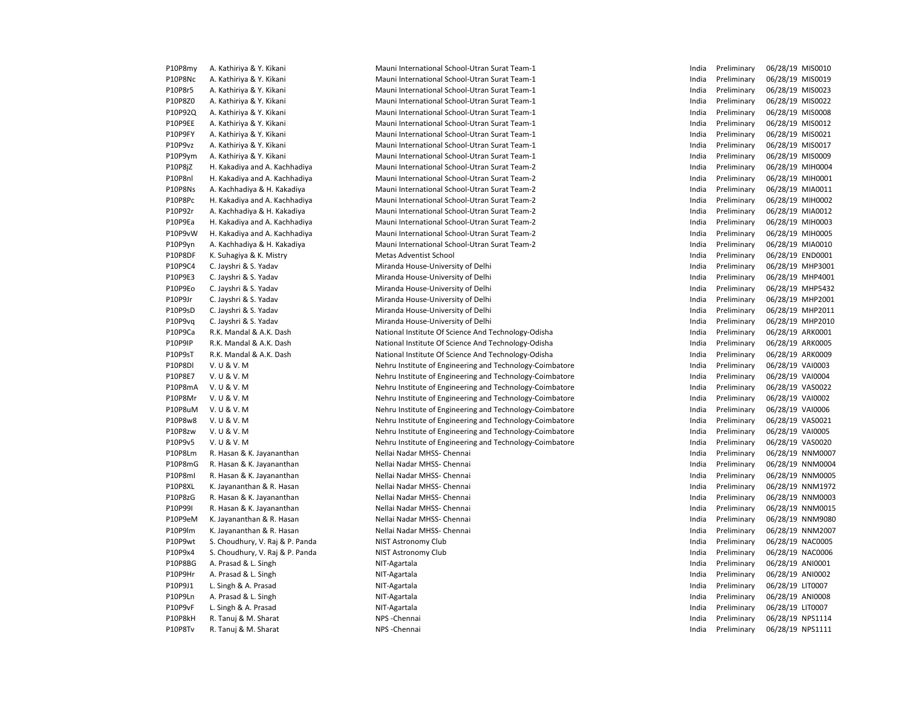| | | | | | | |
|---|---|---|---|---|---|---|
| P10P8my | A. Kathiriya & Y. Kikani | Mauni International School-Utran Surat Team-1 | India | Preliminary | 06/28/19 | MIS0010 |
| P10P8Nc | A. Kathiriya & Y. Kikani | Mauni International School-Utran Surat Team-1 | India | Preliminary | 06/28/19 | MIS0019 |
| P10P8r5 | A. Kathiriya & Y. Kikani | Mauni International School-Utran Surat Team-1 | India | Preliminary | 06/28/19 | MIS0023 |
| P10P8Z0 | A. Kathiriya & Y. Kikani | Mauni International School-Utran Surat Team-1 | India | Preliminary | 06/28/19 | MIS0022 |
| P10P92Q | A. Kathiriya & Y. Kikani | Mauni International School-Utran Surat Team-1 | India | Preliminary | 06/28/19 | MIS0008 |
| P10P9EE | A. Kathiriya & Y. Kikani | Mauni International School-Utran Surat Team-1 | India | Preliminary | 06/28/19 | MIS0012 |
| P10P9FY | A. Kathiriya & Y. Kikani | Mauni International School-Utran Surat Team-1 | India | Preliminary | 06/28/19 | MIS0021 |
| P10P9vz | A. Kathiriya & Y. Kikani | Mauni International School-Utran Surat Team-1 | India | Preliminary | 06/28/19 | MIS0017 |
| P10P9ym | A. Kathiriya & Y. Kikani | Mauni International School-Utran Surat Team-1 | India | Preliminary | 06/28/19 | MIS0009 |
| P10P8jZ | H. Kakadiya and A. Kachhadiya | Mauni International School-Utran Surat Team-2 | India | Preliminary | 06/28/19 | MIH0004 |
| P10P8nl | H. Kakadiya and A. Kachhadiya | Mauni International School-Utran Surat Team-2 | India | Preliminary | 06/28/19 | MIH0001 |
| P10P8Ns | A. Kachhadiya & H. Kakadiya | Mauni International School-Utran Surat Team-2 | India | Preliminary | 06/28/19 | MIA0011 |
| P10P8Pc | H. Kakadiya and A. Kachhadiya | Mauni International School-Utran Surat Team-2 | India | Preliminary | 06/28/19 | MIH0002 |
| P10P92r | A. Kachhadiya & H. Kakadiya | Mauni International School-Utran Surat Team-2 | India | Preliminary | 06/28/19 | MIA0012 |
| P10P9Ea | H. Kakadiya and A. Kachhadiya | Mauni International School-Utran Surat Team-2 | India | Preliminary | 06/28/19 | MIH0003 |
| P10P9vW | H. Kakadiya and A. Kachhadiya | Mauni International School-Utran Surat Team-2 | India | Preliminary | 06/28/19 | MIH0005 |
| P10P9yn | A. Kachhadiya & H. Kakadiya | Mauni International School-Utran Surat Team-2 | India | Preliminary | 06/28/19 | MIA0010 |
| P10P8DF | K. Suhagiya & K. Mistry | Metas Adventist School | India | Preliminary | 06/28/19 | END0001 |
| P10P9C4 | C. Jayshri & S. Yadav | Miranda House-University of Delhi | India | Preliminary | 06/28/19 | MHP3001 |
| P10P9E3 | C. Jayshri & S. Yadav | Miranda House-University of Delhi | India | Preliminary | 06/28/19 | MHP4001 |
| P10P9Eo | C. Jayshri & S. Yadav | Miranda House-University of Delhi | India | Preliminary | 06/28/19 | MHP5432 |
| P10P9Jr | C. Jayshri & S. Yadav | Miranda House-University of Delhi | India | Preliminary | 06/28/19 | MHP2001 |
| P10P9sD | C. Jayshri & S. Yadav | Miranda House-University of Delhi | India | Preliminary | 06/28/19 | MHP2011 |
| P10P9vq | C. Jayshri & S. Yadav | Miranda House-University of Delhi | India | Preliminary | 06/28/19 | MHP2010 |
| P10P9Ca | R.K. Mandal & A.K. Dash | National Institute Of Science And Technology-Odisha | India | Preliminary | 06/28/19 | ARK0001 |
| P10P9IP | R.K. Mandal & A.K. Dash | National Institute Of Science And Technology-Odisha | India | Preliminary | 06/28/19 | ARK0005 |
| P10P9sT | R.K. Mandal & A.K. Dash | National Institute Of Science And Technology-Odisha | India | Preliminary | 06/28/19 | ARK0009 |
| P10P8Dl | V. U & V. M | Nehru Institute of Engineering and Technology-Coimbatore | India | Preliminary | 06/28/19 | VAI0003 |
| P10P8E7 | V. U & V. M | Nehru Institute of Engineering and Technology-Coimbatore | India | Preliminary | 06/28/19 | VAI0004 |
| P10P8mA | V. U & V. M | Nehru Institute of Engineering and Technology-Coimbatore | India | Preliminary | 06/28/19 | VAS0022 |
| P10P8Mr | V. U & V. M | Nehru Institute of Engineering and Technology-Coimbatore | India | Preliminary | 06/28/19 | VAI0002 |
| P10P8uM | V. U & V. M | Nehru Institute of Engineering and Technology-Coimbatore | India | Preliminary | 06/28/19 | VAI0006 |
| P10P8w8 | V. U & V. M | Nehru Institute of Engineering and Technology-Coimbatore | India | Preliminary | 06/28/19 | VAS0021 |
| P10P8zw | V. U & V. M | Nehru Institute of Engineering and Technology-Coimbatore | India | Preliminary | 06/28/19 | VAI0005 |
| P10P9v5 | V. U & V. M | Nehru Institute of Engineering and Technology-Coimbatore | India | Preliminary | 06/28/19 | VAS0020 |
| P10P8Lm | R. Hasan & K. Jayananthan | Nellai Nadar MHSS- Chennai | India | Preliminary | 06/28/19 | NNM0007 |
| P10P8mG | R. Hasan & K. Jayananthan | Nellai Nadar MHSS- Chennai | India | Preliminary | 06/28/19 | NNM0004 |
| P10P8ml | R. Hasan & K. Jayananthan | Nellai Nadar MHSS- Chennai | India | Preliminary | 06/28/19 | NNM0005 |
| P10P8XL | K. Jayananthan & R. Hasan | Nellai Nadar MHSS- Chennai | India | Preliminary | 06/28/19 | NNM1972 |
| P10P8zG | R. Hasan & K. Jayananthan | Nellai Nadar MHSS- Chennai | India | Preliminary | 06/28/19 | NNM0003 |
| P10P99I | R. Hasan & K. Jayananthan | Nellai Nadar MHSS- Chennai | India | Preliminary | 06/28/19 | NNM0015 |
| P10P9eM | K. Jayananthan & R. Hasan | Nellai Nadar MHSS- Chennai | India | Preliminary | 06/28/19 | NNM9080 |
| P10P9lm | K. Jayananthan & R. Hasan | Nellai Nadar MHSS- Chennai | India | Preliminary | 06/28/19 | NNM2007 |
| P10P9wt | S. Choudhury, V. Raj & P. Panda | NIST Astronomy Club | India | Preliminary | 06/28/19 | NAC0005 |
| P10P9x4 | S. Choudhury, V. Raj & P. Panda | NIST Astronomy Club | India | Preliminary | 06/28/19 | NAC0006 |
| P10P8BG | A. Prasad & L. Singh | NIT-Agartala | India | Preliminary | 06/28/19 | ANI0001 |
| P10P9Hr | A. Prasad & L. Singh | NIT-Agartala | India | Preliminary | 06/28/19 | ANI0002 |
| P10P9J1 | L. Singh & A. Prasad | NIT-Agartala | India | Preliminary | 06/28/19 | LIT0007 |
| P10P9Ln | A. Prasad & L. Singh | NIT-Agartala | India | Preliminary | 06/28/19 | ANI0008 |
| P10P9vF | L. Singh & A. Prasad | NIT-Agartala | India | Preliminary | 06/28/19 | LIT0007 |
| P10P8kH | R. Tanuj & M. Sharat | NPS -Chennai | India | Preliminary | 06/28/19 | NPS1114 |
| P10P8Tv | R. Tanuj & M. Sharat | NPS -Chennai | India | Preliminary | 06/28/19 | NPS1111 |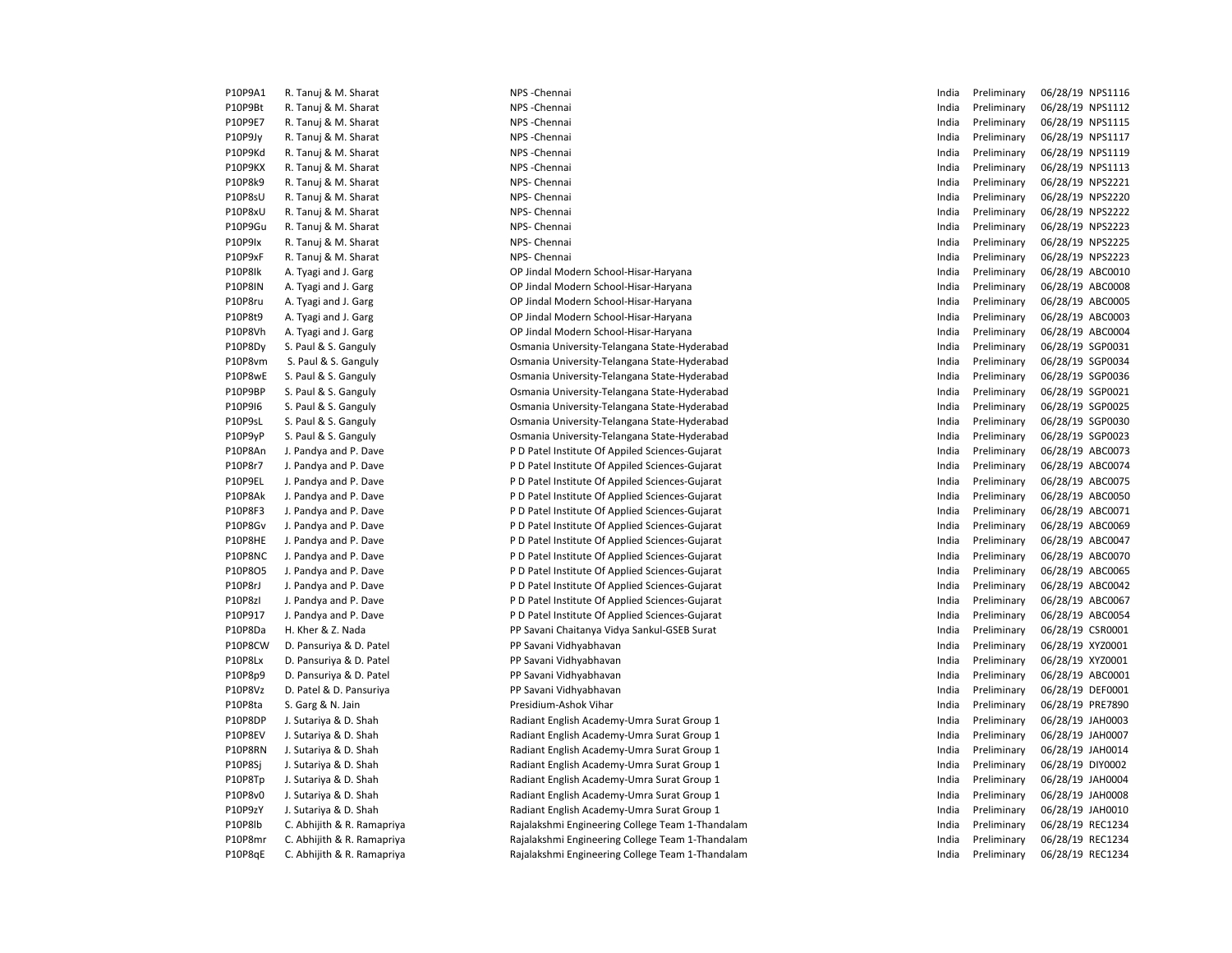| | | | | | | |
|---|---|---|---|---|---|---|
| P10P9A1 | R. Tanuj & M. Sharat | NPS -Chennai | India | Preliminary | 06/28/19 | NPS1116 |
| P10P9Bt | R. Tanuj & M. Sharat | NPS -Chennai | India | Preliminary | 06/28/19 | NPS1112 |
| P10P9E7 | R. Tanuj & M. Sharat | NPS -Chennai | India | Preliminary | 06/28/19 | NPS1115 |
| P10P9Jy | R. Tanuj & M. Sharat | NPS -Chennai | India | Preliminary | 06/28/19 | NPS1117 |
| P10P9Kd | R. Tanuj & M. Sharat | NPS -Chennai | India | Preliminary | 06/28/19 | NPS1119 |
| P10P9KX | R. Tanuj & M. Sharat | NPS -Chennai | India | Preliminary | 06/28/19 | NPS1113 |
| P10P8k9 | R. Tanuj & M. Sharat | NPS- Chennai | India | Preliminary | 06/28/19 | NPS2221 |
| P10P8sU | R. Tanuj & M. Sharat | NPS- Chennai | India | Preliminary | 06/28/19 | NPS2220 |
| P10P8xU | R. Tanuj & M. Sharat | NPS- Chennai | India | Preliminary | 06/28/19 | NPS2222 |
| P10P9Gu | R. Tanuj & M. Sharat | NPS- Chennai | India | Preliminary | 06/28/19 | NPS2223 |
| P10P9Ix | R. Tanuj & M. Sharat | NPS- Chennai | India | Preliminary | 06/28/19 | NPS2225 |
| P10P9xF | R. Tanuj & M. Sharat | NPS- Chennai | India | Preliminary | 06/28/19 | NPS2223 |
| P10P8Ik | A. Tyagi and J. Garg | OP Jindal Modern School-Hisar-Haryana | India | Preliminary | 06/28/19 | ABC0010 |
| P10P8IN | A. Tyagi and J. Garg | OP Jindal Modern School-Hisar-Haryana | India | Preliminary | 06/28/19 | ABC0008 |
| P10P8ru | A. Tyagi and J. Garg | OP Jindal Modern School-Hisar-Haryana | India | Preliminary | 06/28/19 | ABC0005 |
| P10P8t9 | A. Tyagi and J. Garg | OP Jindal Modern School-Hisar-Haryana | India | Preliminary | 06/28/19 | ABC0003 |
| P10P8Vh | A. Tyagi and J. Garg | OP Jindal Modern School-Hisar-Haryana | India | Preliminary | 06/28/19 | ABC0004 |
| P10P8Dy | S. Paul & S. Ganguly | Osmania University-Telangana State-Hyderabad | India | Preliminary | 06/28/19 | SGP0031 |
| P10P8vm | S. Paul & S. Ganguly | Osmania University-Telangana State-Hyderabad | India | Preliminary | 06/28/19 | SGP0034 |
| P10P8wE | S. Paul & S. Ganguly | Osmania University-Telangana State-Hyderabad | India | Preliminary | 06/28/19 | SGP0036 |
| P10P9BP | S. Paul & S. Ganguly | Osmania University-Telangana State-Hyderabad | India | Preliminary | 06/28/19 | SGP0021 |
| P10P9I6 | S. Paul & S. Ganguly | Osmania University-Telangana State-Hyderabad | India | Preliminary | 06/28/19 | SGP0025 |
| P10P9sL | S. Paul & S. Ganguly | Osmania University-Telangana State-Hyderabad | India | Preliminary | 06/28/19 | SGP0030 |
| P10P9yP | S. Paul & S. Ganguly | Osmania University-Telangana State-Hyderabad | India | Preliminary | 06/28/19 | SGP0023 |
| P10P8An | J. Pandya and P. Dave | P D Patel Institute Of Appiled Sciences-Gujarat | India | Preliminary | 06/28/19 | ABC0073 |
| P10P8r7 | J. Pandya and P. Dave | P D Patel Institute Of Appiled Sciences-Gujarat | India | Preliminary | 06/28/19 | ABC0074 |
| P10P9EL | J. Pandya and P. Dave | P D Patel Institute Of Appiled Sciences-Gujarat | India | Preliminary | 06/28/19 | ABC0075 |
| P10P8Ak | J. Pandya and P. Dave | P D Patel Institute Of Applied Sciences-Gujarat | India | Preliminary | 06/28/19 | ABC0050 |
| P10P8F3 | J. Pandya and P. Dave | P D Patel Institute Of Applied Sciences-Gujarat | India | Preliminary | 06/28/19 | ABC0071 |
| P10P8Gv | J. Pandya and P. Dave | P D Patel Institute Of Applied Sciences-Gujarat | India | Preliminary | 06/28/19 | ABC0069 |
| P10P8HE | J. Pandya and P. Dave | P D Patel Institute Of Applied Sciences-Gujarat | India | Preliminary | 06/28/19 | ABC0047 |
| P10P8NC | J. Pandya and P. Dave | P D Patel Institute Of Applied Sciences-Gujarat | India | Preliminary | 06/28/19 | ABC0070 |
| P10P8O5 | J. Pandya and P. Dave | P D Patel Institute Of Applied Sciences-Gujarat | India | Preliminary | 06/28/19 | ABC0065 |
| P10P8rJ | J. Pandya and P. Dave | P D Patel Institute Of Applied Sciences-Gujarat | India | Preliminary | 06/28/19 | ABC0042 |
| P10P8zl | J. Pandya and P. Dave | P D Patel Institute Of Applied Sciences-Gujarat | India | Preliminary | 06/28/19 | ABC0067 |
| P10P917 | J. Pandya and P. Dave | P D Patel Institute Of Applied Sciences-Gujarat | India | Preliminary | 06/28/19 | ABC0054 |
| P10P8Da | H. Kher & Z. Nada | PP Savani Chaitanya Vidya Sankul-GSEB Surat | India | Preliminary | 06/28/19 | CSR0001 |
| P10P8CW | D. Pansuriya & D. Patel | PP Savani Vidhyabhavan | India | Preliminary | 06/28/19 | XYZ0001 |
| P10P8Lx | D. Pansuriya & D. Patel | PP Savani Vidhyabhavan | India | Preliminary | 06/28/19 | XYZ0001 |
| P10P8p9 | D. Pansuriya & D. Patel | PP Savani Vidhyabhavan | India | Preliminary | 06/28/19 | ABC0001 |
| P10P8Vz | D. Patel & D. Pansuriya | PP Savani Vidhyabhavan | India | Preliminary | 06/28/19 | DEF0001 |
| P10P8ta | S. Garg & N. Jain | Presidium-Ashok Vihar | India | Preliminary | 06/28/19 | PRE7890 |
| P10P8DP | J. Sutariya & D. Shah | Radiant English Academy-Umra Surat Group 1 | India | Preliminary | 06/28/19 | JAH0003 |
| P10P8EV | J. Sutariya & D. Shah | Radiant English Academy-Umra Surat Group 1 | India | Preliminary | 06/28/19 | JAH0007 |
| P10P8RN | J. Sutariya & D. Shah | Radiant English Academy-Umra Surat Group 1 | India | Preliminary | 06/28/19 | JAH0014 |
| P10P8Sj | J. Sutariya & D. Shah | Radiant English Academy-Umra Surat Group 1 | India | Preliminary | 06/28/19 | DIY0002 |
| P10P8Tp | J. Sutariya & D. Shah | Radiant English Academy-Umra Surat Group 1 | India | Preliminary | 06/28/19 | JAH0004 |
| P10P8v0 | J. Sutariya & D. Shah | Radiant English Academy-Umra Surat Group 1 | India | Preliminary | 06/28/19 | JAH0008 |
| P10P9zY | J. Sutariya & D. Shah | Radiant English Academy-Umra Surat Group 1 | India | Preliminary | 06/28/19 | JAH0010 |
| P10P8lb | C. Abhijith & R. Ramapriya | Rajalakshmi Engineering College Team 1-Thandalam | India | Preliminary | 06/28/19 | REC1234 |
| P10P8mr | C. Abhijith & R. Ramapriya | Rajalakshmi Engineering College Team 1-Thandalam | India | Preliminary | 06/28/19 | REC1234 |
| P10P8qE | C. Abhijith & R. Ramapriya | Rajalakshmi Engineering College Team 1-Thandalam | India | Preliminary | 06/28/19 | REC1234 |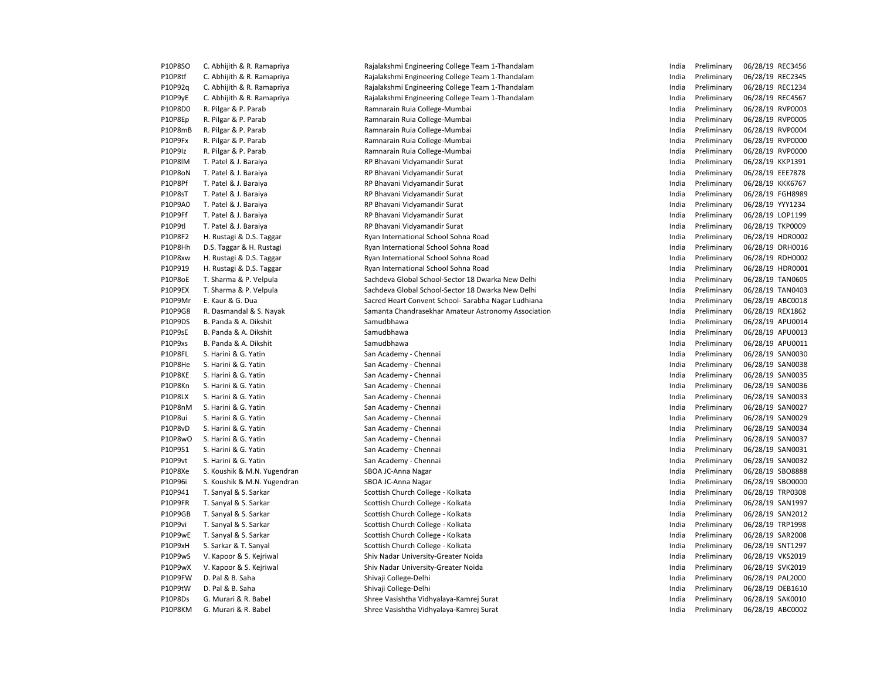| | | | | | | |
|---|---|---|---|---|---|---|
| P10P8SO | C. Abhijith & R. Ramapriya | Rajalakshmi Engineering College Team 1-Thandalam | India | Preliminary | 06/28/19 | REC3456 |
| P10P8tf | C. Abhijith & R. Ramapriya | Rajalakshmi Engineering College Team 1-Thandalam | India | Preliminary | 06/28/19 | REC2345 |
| P10P92q | C. Abhijith & R. Ramapriya | Rajalakshmi Engineering College Team 1-Thandalam | India | Preliminary | 06/28/19 | REC1234 |
| P10P9yE | C. Abhijith & R. Ramapriya | Rajalakshmi Engineering College Team 1-Thandalam | India | Preliminary | 06/28/19 | REC4567 |
| P10P8D0 | R. Pilgar & P. Parab | Ramnarain Ruia College-Mumbai | India | Preliminary | 06/28/19 | RVP0003 |
| P10P8Ep | R. Pilgar & P. Parab | Ramnarain Ruia College-Mumbai | India | Preliminary | 06/28/19 | RVP0005 |
| P10P8mB | R. Pilgar & P. Parab | Ramnarain Ruia College-Mumbai | India | Preliminary | 06/28/19 | RVP0004 |
| P10P9Fx | R. Pilgar & P. Parab | Ramnarain Ruia College-Mumbai | India | Preliminary | 06/28/19 | RVP0000 |
| P10P9Iz | R. Pilgar & P. Parab | Ramnarain Ruia College-Mumbai | India | Preliminary | 06/28/19 | RVP0000 |
| P10P8lM | T. Patel & J. Baraiya | RP Bhavani Vidyamandir Surat | India | Preliminary | 06/28/19 | KKP1391 |
| P10P8oN | T. Patel & J. Baraiya | RP Bhavani Vidyamandir Surat | India | Preliminary | 06/28/19 | EEE7878 |
| P10P8Pf | T. Patel & J. Baraiya | RP Bhavani Vidyamandir Surat | India | Preliminary | 06/28/19 | KKK6767 |
| P10P8sT | T. Patel & J. Baraiya | RP Bhavani Vidyamandir Surat | India | Preliminary | 06/28/19 | FGH8989 |
| P10P9A0 | T. Patel & J. Baraiya | RP Bhavani Vidyamandir Surat | India | Preliminary | 06/28/19 | YYY1234 |
| P10P9Ff | T. Patel & J. Baraiya | RP Bhavani Vidyamandir Surat | India | Preliminary | 06/28/19 | LOP1199 |
| P10P9tl | T. Patel & J. Baraiya | RP Bhavani Vidyamandir Surat | India | Preliminary | 06/28/19 | TKP0009 |
| P10P8F2 | H. Rustagi & D.S. Taggar | Ryan International School Sohna Road | India | Preliminary | 06/28/19 | HDR0002 |
| P10P8Hh | D.S. Taggar & H. Rustagi | Ryan International School Sohna Road | India | Preliminary | 06/28/19 | DRH0016 |
| P10P8xw | H. Rustagi & D.S. Taggar | Ryan International School Sohna Road | India | Preliminary | 06/28/19 | RDH0002 |
| P10P919 | H. Rustagi & D.S. Taggar | Ryan International School Sohna Road | India | Preliminary | 06/28/19 | HDR0001 |
| P10P8oE | T. Sharma & P. Velpula | Sachdeva Global School-Sector 18 Dwarka New Delhi | India | Preliminary | 06/28/19 | TAN0605 |
| P10P9EX | T. Sharma & P. Velpula | Sachdeva Global School-Sector 18 Dwarka New Delhi | India | Preliminary | 06/28/19 | TAN0403 |
| P10P9Mr | E. Kaur & G. Dua | Sacred Heart Convent School- Sarabha Nagar Ludhiana | India | Preliminary | 06/28/19 | ABC0018 |
| P10P9G8 | R. Dasmandal & S. Nayak | Samanta Chandrasekhar Amateur Astronomy Association | India | Preliminary | 06/28/19 | REX1862 |
| P10P9DS | B. Panda & A. Dikshit | Samudbhawa | India | Preliminary | 06/28/19 | APU0014 |
| P10P9sE | B. Panda & A. Dikshit | Samudbhawa | India | Preliminary | 06/28/19 | APU0013 |
| P10P9xs | B. Panda & A. Dikshit | Samudbhawa | India | Preliminary | 06/28/19 | APU0011 |
| P10P8FL | S. Harini & G. Yatin | San Academy - Chennai | India | Preliminary | 06/28/19 | SAN0030 |
| P10P8He | S. Harini & G. Yatin | San Academy - Chennai | India | Preliminary | 06/28/19 | SAN0038 |
| P10P8KE | S. Harini & G. Yatin | San Academy - Chennai | India | Preliminary | 06/28/19 | SAN0035 |
| P10P8Kn | S. Harini & G. Yatin | San Academy - Chennai | India | Preliminary | 06/28/19 | SAN0036 |
| P10P8LX | S. Harini & G. Yatin | San Academy - Chennai | India | Preliminary | 06/28/19 | SAN0033 |
| P10P8nM | S. Harini & G. Yatin | San Academy - Chennai | India | Preliminary | 06/28/19 | SAN0027 |
| P10P8ui | S. Harini & G. Yatin | San Academy - Chennai | India | Preliminary | 06/28/19 | SAN0029 |
| P10P8vD | S. Harini & G. Yatin | San Academy - Chennai | India | Preliminary | 06/28/19 | SAN0034 |
| P10P8wO | S. Harini & G. Yatin | San Academy - Chennai | India | Preliminary | 06/28/19 | SAN0037 |
| P10P951 | S. Harini & G. Yatin | San Academy - Chennai | India | Preliminary | 06/28/19 | SAN0031 |
| P10P9vt | S. Harini & G. Yatin | San Academy - Chennai | India | Preliminary | 06/28/19 | SAN0032 |
| P10P8Xe | S. Koushik & M.N. Yugendran | SBOA JC-Anna Nagar | India | Preliminary | 06/28/19 | SBO8888 |
| P10P96i | S. Koushik & M.N. Yugendran | SBOA JC-Anna Nagar | India | Preliminary | 06/28/19 | SBO0000 |
| P10P941 | T. Sanyal & S. Sarkar | Scottish Church College - Kolkata | India | Preliminary | 06/28/19 | TRP0308 |
| P10P9FR | T. Sanyal & S. Sarkar | Scottish Church College - Kolkata | India | Preliminary | 06/28/19 | SAN1997 |
| P10P9GB | T. Sanyal & S. Sarkar | Scottish Church College - Kolkata | India | Preliminary | 06/28/19 | SAN2012 |
| P10P9vi | T. Sanyal & S. Sarkar | Scottish Church College - Kolkata | India | Preliminary | 06/28/19 | TRP1998 |
| P10P9wE | T. Sanyal & S. Sarkar | Scottish Church College - Kolkata | India | Preliminary | 06/28/19 | SAR2008 |
| P10P9xH | S. Sarkar & T. Sanyal | Scottish Church College - Kolkata | India | Preliminary | 06/28/19 | SNT1297 |
| P10P9wS | V. Kapoor & S. Kejriwal | Shiv Nadar University-Greater Noida | India | Preliminary | 06/28/19 | VKS2019 |
| P10P9wX | V. Kapoor & S. Kejriwal | Shiv Nadar University-Greater Noida | India | Preliminary | 06/28/19 | SVK2019 |
| P10P9FW | D. Pal & B. Saha | Shivaji College-Delhi | India | Preliminary | 06/28/19 | PAL2000 |
| P10P9tW | D. Pal & B. Saha | Shivaji College-Delhi | India | Preliminary | 06/28/19 | DEB1610 |
| P10P8Ds | G. Murari & R. Babel | Shree Vasishtha Vidhyalaya-Kamrej Surat | India | Preliminary | 06/28/19 | SAK0010 |
| P10P8KM | G. Murari & R. Babel | Shree Vasishtha Vidhyalaya-Kamrej Surat | India | Preliminary | 06/28/19 | ABC0002 |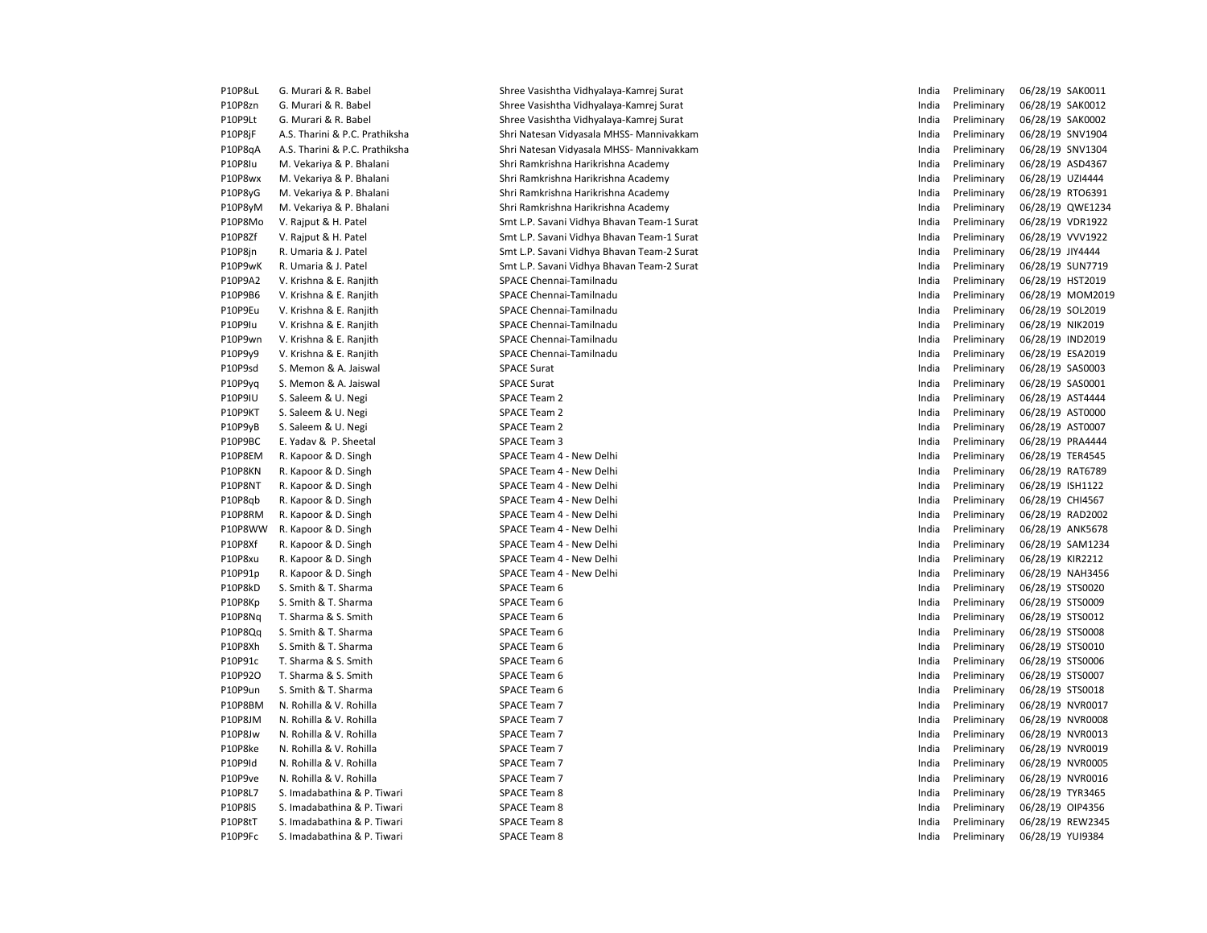| | | | | | | |
|---|---|---|---|---|---|---|
| P10P8uL | G. Murari & R. Babel | Shree Vasishtha Vidhyalaya-Kamrej Surat | India | Preliminary | 06/28/19 | SAK0011 |
| P10P8zn | G. Murari & R. Babel | Shree Vasishtha Vidhyalaya-Kamrej Surat | India | Preliminary | 06/28/19 | SAK0012 |
| P10P9Lt | G. Murari & R. Babel | Shree Vasishtha Vidhyalaya-Kamrej Surat | India | Preliminary | 06/28/19 | SAK0002 |
| P10P8jF | A.S. Tharini & P.C. Prathiksha | Shri Natesan Vidyasala MHSS- Mannivakkam | India | Preliminary | 06/28/19 | SNV1904 |
| P10P8qA | A.S. Tharini & P.C. Prathiksha | Shri Natesan Vidyasala MHSS- Mannivakkam | India | Preliminary | 06/28/19 | SNV1304 |
| P10P8Iu | M. Vekariya & P. Bhalani | Shri Ramkrishna Harikrishna Academy | India | Preliminary | 06/28/19 | ASD4367 |
| P10P8wx | M. Vekariya & P. Bhalani | Shri Ramkrishna Harikrishna Academy | India | Preliminary | 06/28/19 | UZI4444 |
| P10P8yG | M. Vekariya & P. Bhalani | Shri Ramkrishna Harikrishna Academy | India | Preliminary | 06/28/19 | RTO6391 |
| P10P8yM | M. Vekariya & P. Bhalani | Shri Ramkrishna Harikrishna Academy | India | Preliminary | 06/28/19 | QWE1234 |
| P10P8Mo | V. Rajput & H. Patel | Smt L.P. Savani Vidhya Bhavan Team-1 Surat | India | Preliminary | 06/28/19 | VDR1922 |
| P10P8Zf | V. Rajput & H. Patel | Smt L.P. Savani Vidhya Bhavan Team-1 Surat | India | Preliminary | 06/28/19 | VVV1922 |
| P10P8jn | R. Umaria & J. Patel | Smt L.P. Savani Vidhya Bhavan Team-2 Surat | India | Preliminary | 06/28/19 | JIY4444 |
| P10P9wK | R. Umaria & J. Patel | Smt L.P. Savani Vidhya Bhavan Team-2 Surat | India | Preliminary | 06/28/19 | SUN7719 |
| P10P9A2 | V. Krishna & E. Ranjith | SPACE Chennai-Tamilnadu | India | Preliminary | 06/28/19 | HST2019 |
| P10P9B6 | V. Krishna & E. Ranjith | SPACE Chennai-Tamilnadu | India | Preliminary | 06/28/19 | MOM2019 |
| P10P9Eu | V. Krishna & E. Ranjith | SPACE Chennai-Tamilnadu | India | Preliminary | 06/28/19 | SOL2019 |
| P10P9Iu | V. Krishna & E. Ranjith | SPACE Chennai-Tamilnadu | India | Preliminary | 06/28/19 | NIK2019 |
| P10P9wn | V. Krishna & E. Ranjith | SPACE Chennai-Tamilnadu | India | Preliminary | 06/28/19 | IND2019 |
| P10P9y9 | V. Krishna & E. Ranjith | SPACE Chennai-Tamilnadu | India | Preliminary | 06/28/19 | ESA2019 |
| P10P9sd | S. Memon & A. Jaiswal | SPACE Surat | India | Preliminary | 06/28/19 | SAS0003 |
| P10P9yq | S. Memon & A. Jaiswal | SPACE Surat | India | Preliminary | 06/28/19 | SAS0001 |
| P10P9IU | S. Saleem & U. Negi | SPACE Team 2 | India | Preliminary | 06/28/19 | AST4444 |
| P10P9KT | S. Saleem & U. Negi | SPACE Team 2 | India | Preliminary | 06/28/19 | AST0000 |
| P10P9yB | S. Saleem & U. Negi | SPACE Team 2 | India | Preliminary | 06/28/19 | AST0007 |
| P10P9BC | E. Yadav & P. Sheetal | SPACE Team 3 | India | Preliminary | 06/28/19 | PRA4444 |
| P10P8EM | R. Kapoor & D. Singh | SPACE Team 4 - New Delhi | India | Preliminary | 06/28/19 | TER4545 |
| P10P8KN | R. Kapoor & D. Singh | SPACE Team 4 - New Delhi | India | Preliminary | 06/28/19 | RAT6789 |
| P10P8NT | R. Kapoor & D. Singh | SPACE Team 4 - New Delhi | India | Preliminary | 06/28/19 | ISH1122 |
| P10P8qb | R. Kapoor & D. Singh | SPACE Team 4 - New Delhi | India | Preliminary | 06/28/19 | CHI4567 |
| P10P8RM | R. Kapoor & D. Singh | SPACE Team 4 - New Delhi | India | Preliminary | 06/28/19 | RAD2002 |
| P10P8WW | R. Kapoor & D. Singh | SPACE Team 4 - New Delhi | India | Preliminary | 06/28/19 | ANK5678 |
| P10P8Xf | R. Kapoor & D. Singh | SPACE Team 4 - New Delhi | India | Preliminary | 06/28/19 | SAM1234 |
| P10P8xu | R. Kapoor & D. Singh | SPACE Team 4 - New Delhi | India | Preliminary | 06/28/19 | KIR2212 |
| P10P91p | R. Kapoor & D. Singh | SPACE Team 4 - New Delhi | India | Preliminary | 06/28/19 | NAH3456 |
| P10P8kD | S. Smith & T. Sharma | SPACE Team 6 | India | Preliminary | 06/28/19 | STS0020 |
| P10P8Kp | S. Smith & T. Sharma | SPACE Team 6 | India | Preliminary | 06/28/19 | STS0009 |
| P10P8Nq | T. Sharma & S. Smith | SPACE Team 6 | India | Preliminary | 06/28/19 | STS0012 |
| P10P8Qq | S. Smith & T. Sharma | SPACE Team 6 | India | Preliminary | 06/28/19 | STS0008 |
| P10P8Xh | S. Smith & T. Sharma | SPACE Team 6 | India | Preliminary | 06/28/19 | STS0010 |
| P10P91c | T. Sharma & S. Smith | SPACE Team 6 | India | Preliminary | 06/28/19 | STS0006 |
| P10P92O | T. Sharma & S. Smith | SPACE Team 6 | India | Preliminary | 06/28/19 | STS0007 |
| P10P9un | S. Smith & T. Sharma | SPACE Team 6 | India | Preliminary | 06/28/19 | STS0018 |
| P10P8BM | N. Rohilla & V. Rohilla | SPACE Team 7 | India | Preliminary | 06/28/19 | NVR0017 |
| P10P8JM | N. Rohilla & V. Rohilla | SPACE Team 7 | India | Preliminary | 06/28/19 | NVR0008 |
| P10P8Jw | N. Rohilla & V. Rohilla | SPACE Team 7 | India | Preliminary | 06/28/19 | NVR0013 |
| P10P8ke | N. Rohilla & V. Rohilla | SPACE Team 7 | India | Preliminary | 06/28/19 | NVR0019 |
| P10P9Id | N. Rohilla & V. Rohilla | SPACE Team 7 | India | Preliminary | 06/28/19 | NVR0005 |
| P10P9ve | N. Rohilla & V. Rohilla | SPACE Team 7 | India | Preliminary | 06/28/19 | NVR0016 |
| P10P8L7 | S. Imadabathina & P. Tiwari | SPACE Team 8 | India | Preliminary | 06/28/19 | TYR3465 |
| P10P8lS | S. Imadabathina & P. Tiwari | SPACE Team 8 | India | Preliminary | 06/28/19 | OIP4356 |
| P10P8tT | S. Imadabathina & P. Tiwari | SPACE Team 8 | India | Preliminary | 06/28/19 | REW2345 |
| P10P9Fc | S. Imadabathina & P. Tiwari | SPACE Team 8 | India | Preliminary | 06/28/19 | YUI9384 |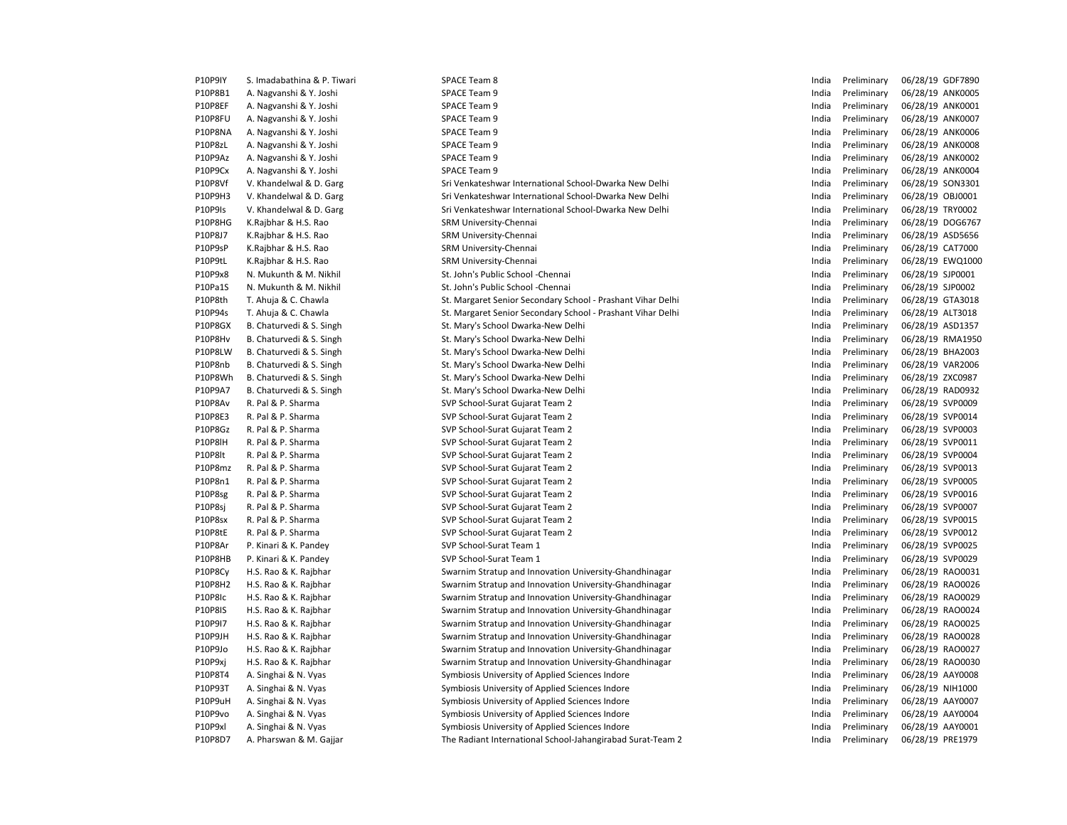| | | | | | | |
|---|---|---|---|---|---|---|
| P10P9IY | S. Imadabathina & P. Tiwari | SPACE Team 8 | India | Preliminary | 06/28/19 | GDF7890 |
| P10P8B1 | A. Nagvanshi & Y. Joshi | SPACE Team 9 | India | Preliminary | 06/28/19 | ANK0005 |
| P10P8EF | A. Nagvanshi & Y. Joshi | SPACE Team 9 | India | Preliminary | 06/28/19 | ANK0001 |
| P10P8FU | A. Nagvanshi & Y. Joshi | SPACE Team 9 | India | Preliminary | 06/28/19 | ANK0007 |
| P10P8NA | A. Nagvanshi & Y. Joshi | SPACE Team 9 | India | Preliminary | 06/28/19 | ANK0006 |
| P10P8zL | A. Nagvanshi & Y. Joshi | SPACE Team 9 | India | Preliminary | 06/28/19 | ANK0008 |
| P10P9Az | A. Nagvanshi & Y. Joshi | SPACE Team 9 | India | Preliminary | 06/28/19 | ANK0002 |
| P10P9Cx | A. Nagvanshi & Y. Joshi | SPACE Team 9 | India | Preliminary | 06/28/19 | ANK0004 |
| P10P8Vf | V. Khandelwal & D. Garg | Sri Venkateshwar International School-Dwarka New Delhi | India | Preliminary | 06/28/19 | SON3301 |
| P10P9H3 | V. Khandelwal & D. Garg | Sri Venkateshwar International School-Dwarka New Delhi | India | Preliminary | 06/28/19 | OBJ0001 |
| P10P9Is | V. Khandelwal & D. Garg | Sri Venkateshwar International School-Dwarka New Delhi | India | Preliminary | 06/28/19 | TRY0002 |
| P10P8HG | K.Rajbhar & H.S. Rao | SRM University-Chennai | India | Preliminary | 06/28/19 | DOG6767 |
| P10P8J7 | K.Rajbhar & H.S. Rao | SRM University-Chennai | India | Preliminary | 06/28/19 | ASD5656 |
| P10P9sP | K.Rajbhar & H.S. Rao | SRM University-Chennai | India | Preliminary | 06/28/19 | CAT7000 |
| P10P9tL | K.Rajbhar & H.S. Rao | SRM University-Chennai | India | Preliminary | 06/28/19 | EWQ1000 |
| P10P9x8 | N. Mukunth & M. Nikhil | St. John's Public School -Chennai | India | Preliminary | 06/28/19 | SJP0001 |
| P10Pa1S | N. Mukunth & M. Nikhil | St. John's Public School -Chennai | India | Preliminary | 06/28/19 | SJP0002 |
| P10P8th | T. Ahuja & C. Chawla | St. Margaret Senior Secondary School - Prashant Vihar Delhi | India | Preliminary | 06/28/19 | GTA3018 |
| P10P94s | T. Ahuja & C. Chawla | St. Margaret Senior Secondary School - Prashant Vihar Delhi | India | Preliminary | 06/28/19 | ALT3018 |
| P10P8GX | B. Chaturvedi & S. Singh | St. Mary's School Dwarka-New Delhi | India | Preliminary | 06/28/19 | ASD1357 |
| P10P8Hv | B. Chaturvedi & S. Singh | St. Mary's School Dwarka-New Delhi | India | Preliminary | 06/28/19 | RMA1950 |
| P10P8LW | B. Chaturvedi & S. Singh | St. Mary's School Dwarka-New Delhi | India | Preliminary | 06/28/19 | BHA2003 |
| P10P8nb | B. Chaturvedi & S. Singh | St. Mary's School Dwarka-New Delhi | India | Preliminary | 06/28/19 | VAR2006 |
| P10P8Wh | B. Chaturvedi & S. Singh | St. Mary's School Dwarka-New Delhi | India | Preliminary | 06/28/19 | ZXC0987 |
| P10P9A7 | B. Chaturvedi & S. Singh | St. Mary's School Dwarka-New Delhi | India | Preliminary | 06/28/19 | RAD0932 |
| P10P8Av | R. Pal & P. Sharma | SVP School-Surat Gujarat Team 2 | India | Preliminary | 06/28/19 | SVP0009 |
| P10P8E3 | R. Pal & P. Sharma | SVP School-Surat Gujarat Team 2 | India | Preliminary | 06/28/19 | SVP0014 |
| P10P8Gz | R. Pal & P. Sharma | SVP School-Surat Gujarat Team 2 | India | Preliminary | 06/28/19 | SVP0003 |
| P10P8lH | R. Pal & P. Sharma | SVP School-Surat Gujarat Team 2 | India | Preliminary | 06/28/19 | SVP0011 |
| P10P8lt | R. Pal & P. Sharma | SVP School-Surat Gujarat Team 2 | India | Preliminary | 06/28/19 | SVP0004 |
| P10P8mz | R. Pal & P. Sharma | SVP School-Surat Gujarat Team 2 | India | Preliminary | 06/28/19 | SVP0013 |
| P10P8n1 | R. Pal & P. Sharma | SVP School-Surat Gujarat Team 2 | India | Preliminary | 06/28/19 | SVP0005 |
| P10P8sg | R. Pal & P. Sharma | SVP School-Surat Gujarat Team 2 | India | Preliminary | 06/28/19 | SVP0016 |
| P10P8sj | R. Pal & P. Sharma | SVP School-Surat Gujarat Team 2 | India | Preliminary | 06/28/19 | SVP0007 |
| P10P8sx | R. Pal & P. Sharma | SVP School-Surat Gujarat Team 2 | India | Preliminary | 06/28/19 | SVP0015 |
| P10P8tE | R. Pal & P. Sharma | SVP School-Surat Gujarat Team 2 | India | Preliminary | 06/28/19 | SVP0012 |
| P10P8Ar | P. Kinari & K. Pandey | SVP School-Surat Team 1 | India | Preliminary | 06/28/19 | SVP0025 |
| P10P8HB | P. Kinari & K. Pandey | SVP School-Surat Team 1 | India | Preliminary | 06/28/19 | SVP0029 |
| P10P8Cy | H.S. Rao & K. Rajbhar | Swarnim Stratup and Innovation University-Ghandhinagar | India | Preliminary | 06/28/19 | RAO0031 |
| P10P8H2 | H.S. Rao & K. Rajbhar | Swarnim Stratup and Innovation University-Ghandhinagar | India | Preliminary | 06/28/19 | RAO0026 |
| P10P8Ic | H.S. Rao & K. Rajbhar | Swarnim Stratup and Innovation University-Ghandhinagar | India | Preliminary | 06/28/19 | RAO0029 |
| P10P8IS | H.S. Rao & K. Rajbhar | Swarnim Stratup and Innovation University-Ghandhinagar | India | Preliminary | 06/28/19 | RAO0024 |
| P10P9I7 | H.S. Rao & K. Rajbhar | Swarnim Stratup and Innovation University-Ghandhinagar | India | Preliminary | 06/28/19 | RAO0025 |
| P10P9JH | H.S. Rao & K. Rajbhar | Swarnim Stratup and Innovation University-Ghandhinagar | India | Preliminary | 06/28/19 | RAO0028 |
| P10P9Jo | H.S. Rao & K. Rajbhar | Swarnim Stratup and Innovation University-Ghandhinagar | India | Preliminary | 06/28/19 | RAO0027 |
| P10P9xj | H.S. Rao & K. Rajbhar | Swarnim Stratup and Innovation University-Ghandhinagar | India | Preliminary | 06/28/19 | RAO0030 |
| P10P8T4 | A. Singhai & N. Vyas | Symbiosis University of Applied Sciences Indore | India | Preliminary | 06/28/19 | AAY0008 |
| P10P93T | A. Singhai & N. Vyas | Symbiosis University of Applied Sciences Indore | India | Preliminary | 06/28/19 | NIH1000 |
| P10P9uH | A. Singhai & N. Vyas | Symbiosis University of Applied Sciences Indore | India | Preliminary | 06/28/19 | AAY0007 |
| P10P9vo | A. Singhai & N. Vyas | Symbiosis University of Applied Sciences Indore | India | Preliminary | 06/28/19 | AAY0004 |
| P10P9xl | A. Singhai & N. Vyas | Symbiosis University of Applied Sciences Indore | India | Preliminary | 06/28/19 | AAY0001 |
| P10P8D7 | A. Pharswan & M. Gajjar | The Radiant International School-Jahangirabad Surat-Team 2 | India | Preliminary | 06/28/19 | PRE1979 |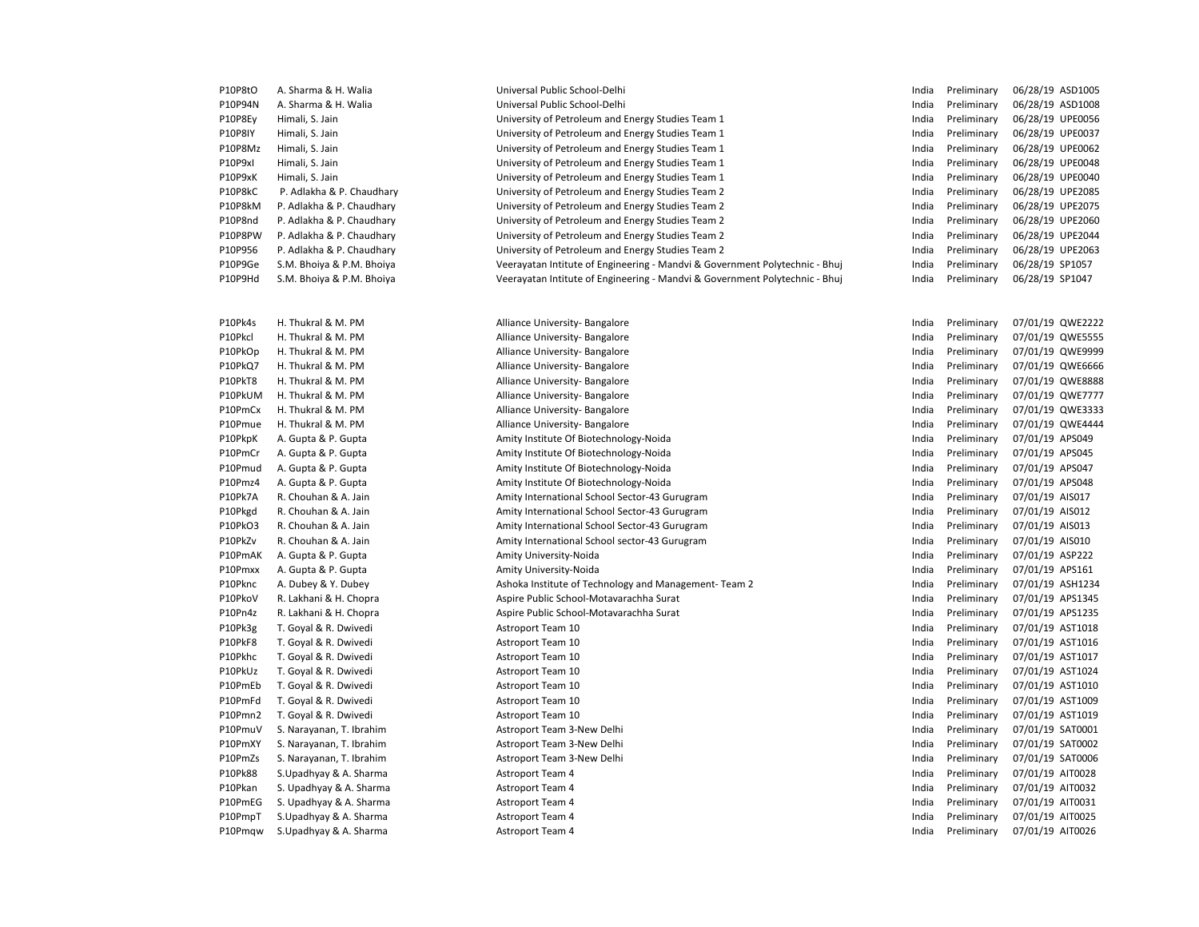| | | | | | | |
|---|---|---|---|---|---|---|
| P10P8tO | A. Sharma & H. Walia | Universal Public School-Delhi | India | Preliminary | 06/28/19 | ASD1005 |
| P10P94N | A. Sharma & H. Walia | Universal Public School-Delhi | India | Preliminary | 06/28/19 | ASD1008 |
| P10P8Ey | Himali, S. Jain | University of Petroleum and Energy Studies Team 1 | India | Preliminary | 06/28/19 | UPE0056 |
| P10P8lY | Himali, S. Jain | University of Petroleum and Energy Studies Team 1 | India | Preliminary | 06/28/19 | UPE0037 |
| P10P8Mz | Himali, S. Jain | University of Petroleum and Energy Studies Team 1 | India | Preliminary | 06/28/19 | UPE0062 |
| P10P9xl | Himali, S. Jain | University of Petroleum and Energy Studies Team 1 | India | Preliminary | 06/28/19 | UPE0048 |
| P10P9xK | Himali, S. Jain | University of Petroleum and Energy Studies Team 1 | India | Preliminary | 06/28/19 | UPE0040 |
| P10P8kC | P. Adlakha & P. Chaudhary | University of Petroleum and Energy Studies Team 2 | India | Preliminary | 06/28/19 | UPE2085 |
| P10P8kM | P. Adlakha & P. Chaudhary | University of Petroleum and Energy Studies Team 2 | India | Preliminary | 06/28/19 | UPE2075 |
| P10P8nd | P. Adlakha & P. Chaudhary | University of Petroleum and Energy Studies Team 2 | India | Preliminary | 06/28/19 | UPE2060 |
| P10P8PW | P. Adlakha & P. Chaudhary | University of Petroleum and Energy Studies Team 2 | India | Preliminary | 06/28/19 | UPE2044 |
| P10P956 | P. Adlakha & P. Chaudhary | University of Petroleum and Energy Studies Team 2 | India | Preliminary | 06/28/19 | UPE2063 |
| P10P9Ge | S.M. Bhoiya & P.M. Bhoiya | Veerayatan Intitute of Engineering - Mandvi & Government Polytechnic - Bhuj | India | Preliminary | 06/28/19 | SP1057 |
| P10P9Hd | S.M. Bhoiya & P.M. Bhoiya | Veerayatan Intitute of Engineering - Mandvi & Government Polytechnic - Bhuj | India | Preliminary | 06/28/19 | SP1047 |
| | | | | | | |
| P10Pk4s | H. Thukral & M. PM | Alliance University- Bangalore | India | Preliminary | 07/01/19 | QWE2222 |
| P10Pkcl | H. Thukral & M. PM | Alliance University- Bangalore | India | Preliminary | 07/01/19 | QWE5555 |
| P10PkOp | H. Thukral & M. PM | Alliance University- Bangalore | India | Preliminary | 07/01/19 | QWE9999 |
| P10PkQ7 | H. Thukral & M. PM | Alliance University- Bangalore | India | Preliminary | 07/01/19 | QWE6666 |
| P10PkT8 | H. Thukral & M. PM | Alliance University- Bangalore | India | Preliminary | 07/01/19 | QWE8888 |
| P10PkUM | H. Thukral & M. PM | Alliance University- Bangalore | India | Preliminary | 07/01/19 | QWE7777 |
| P10PmCx | H. Thukral & M. PM | Alliance University- Bangalore | India | Preliminary | 07/01/19 | QWE3333 |
| P10Pmue | H. Thukral & M. PM | Alliance University- Bangalore | India | Preliminary | 07/01/19 | QWE4444 |
| P10PkpK | A. Gupta & P. Gupta | Amity Institute Of Biotechnology-Noida | India | Preliminary | 07/01/19 | APS049 |
| P10PmCr | A. Gupta & P. Gupta | Amity Institute Of Biotechnology-Noida | India | Preliminary | 07/01/19 | APS045 |
| P10Pmud | A. Gupta & P. Gupta | Amity Institute Of Biotechnology-Noida | India | Preliminary | 07/01/19 | APS047 |
| P10Pmz4 | A. Gupta & P. Gupta | Amity Institute Of Biotechnology-Noida | India | Preliminary | 07/01/19 | APS048 |
| P10Pk7A | R. Chouhan & A. Jain | Amity International School Sector-43 Gurugram | India | Preliminary | 07/01/19 | AIS017 |
| P10Pkgd | R. Chouhan & A. Jain | Amity International School Sector-43 Gurugram | India | Preliminary | 07/01/19 | AIS012 |
| P10PkO3 | R. Chouhan & A. Jain | Amity International School Sector-43 Gurugram | India | Preliminary | 07/01/19 | AIS013 |
| P10PkZv | R. Chouhan & A. Jain | Amity International School sector-43 Gurugram | India | Preliminary | 07/01/19 | AIS010 |
| P10PmAK | A. Gupta & P. Gupta | Amity University-Noida | India | Preliminary | 07/01/19 | ASP222 |
| P10Pmxx | A. Gupta & P. Gupta | Amity University-Noida | India | Preliminary | 07/01/19 | APS161 |
| P10Pknc | A. Dubey & Y. Dubey | Ashoka Institute of Technology and Management- Team 2 | India | Preliminary | 07/01/19 | ASH1234 |
| P10PkoV | R. Lakhani & H. Chopra | Aspire Public School-Motavarachha Surat | India | Preliminary | 07/01/19 | APS1345 |
| P10Pn4z | R. Lakhani & H. Chopra | Aspire Public School-Motavarachha Surat | India | Preliminary | 07/01/19 | APS1235 |
| P10Pk3g | T. Goyal & R. Dwivedi | Astroport Team 10 | India | Preliminary | 07/01/19 | AST1018 |
| P10PkF8 | T. Goyal & R. Dwivedi | Astroport Team 10 | India | Preliminary | 07/01/19 | AST1016 |
| P10Pkhc | T. Goyal & R. Dwivedi | Astroport Team 10 | India | Preliminary | 07/01/19 | AST1017 |
| P10PkUz | T. Goyal & R. Dwivedi | Astroport Team 10 | India | Preliminary | 07/01/19 | AST1024 |
| P10PmEb | T. Goyal & R. Dwivedi | Astroport Team 10 | India | Preliminary | 07/01/19 | AST1010 |
| P10PmFd | T. Goyal & R. Dwivedi | Astroport Team 10 | India | Preliminary | 07/01/19 | AST1009 |
| P10Pmn2 | T. Goyal & R. Dwivedi | Astroport Team 10 | India | Preliminary | 07/01/19 | AST1019 |
| P10PmuV | S. Narayanan, T. Ibrahim | Astroport Team 3-New Delhi | India | Preliminary | 07/01/19 | SAT0001 |
| P10PmXY | S. Narayanan, T. Ibrahim | Astroport Team 3-New Delhi | India | Preliminary | 07/01/19 | SAT0002 |
| P10PmZs | S. Narayanan, T. Ibrahim | Astroport Team 3-New Delhi | India | Preliminary | 07/01/19 | SAT0006 |
| P10Pk88 | S.Upadhyay & A. Sharma | Astroport Team 4 | India | Preliminary | 07/01/19 | AIT0028 |
| P10Pkan | S. Upadhyay & A. Sharma | Astroport Team 4 | India | Preliminary | 07/01/19 | AIT0032 |
| P10PmEG | S. Upadhyay & A. Sharma | Astroport Team 4 | India | Preliminary | 07/01/19 | AIT0031 |
| P10PmpT | S.Upadhyay & A. Sharma | Astroport Team 4 | India | Preliminary | 07/01/19 | AIT0025 |
| P10Pmqw | S.Upadhyay & A. Sharma | Astroport Team 4 | India | Preliminary | 07/01/19 | AIT0026 |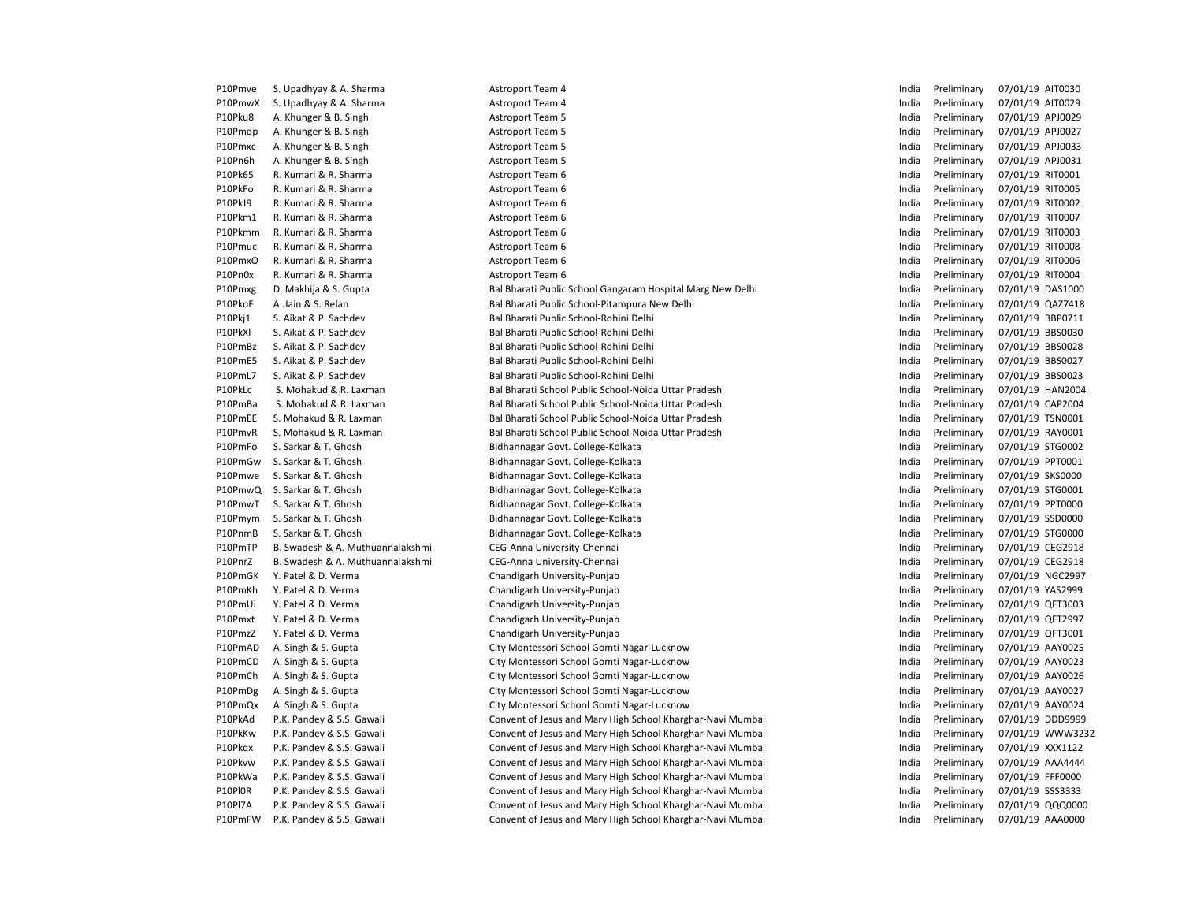| | | | | | | |
|---|---|---|---|---|---|---|
| P10Pmve | S. Upadhyay & A. Sharma | Astroport Team 4 | India | Preliminary | 07/01/19 | AIT0030 |
| P10PmwX | S. Upadhyay & A. Sharma | Astroport Team 4 | India | Preliminary | 07/01/19 | AIT0029 |
| P10Pku8 | A. Khunger & B. Singh | Astroport Team 5 | India | Preliminary | 07/01/19 | APJ0029 |
| P10Pmop | A. Khunger & B. Singh | Astroport Team 5 | India | Preliminary | 07/01/19 | APJ0027 |
| P10Pmxc | A. Khunger & B. Singh | Astroport Team 5 | India | Preliminary | 07/01/19 | APJ0033 |
| P10Pn6h | A. Khunger & B. Singh | Astroport Team 5 | India | Preliminary | 07/01/19 | APJ0031 |
| P10Pk65 | R. Kumari & R. Sharma | Astroport Team 6 | India | Preliminary | 07/01/19 | RIT0001 |
| P10PkFo | R. Kumari & R. Sharma | Astroport Team 6 | India | Preliminary | 07/01/19 | RIT0005 |
| P10PkJ9 | R. Kumari & R. Sharma | Astroport Team 6 | India | Preliminary | 07/01/19 | RIT0002 |
| P10Pkm1 | R. Kumari & R. Sharma | Astroport Team 6 | India | Preliminary | 07/01/19 | RIT0007 |
| P10Pkmm | R. Kumari & R. Sharma | Astroport Team 6 | India | Preliminary | 07/01/19 | RIT0003 |
| P10Pmuc | R. Kumari & R. Sharma | Astroport Team 6 | India | Preliminary | 07/01/19 | RIT0008 |
| P10PmxO | R. Kumari & R. Sharma | Astroport Team 6 | India | Preliminary | 07/01/19 | RIT0006 |
| P10Pn0x | R. Kumari & R. Sharma | Astroport Team 6 | India | Preliminary | 07/01/19 | RIT0004 |
| P10Pmxg | D. Makhija & S. Gupta | Bal Bharati Public School Gangaram Hospital Marg New Delhi | India | Preliminary | 07/01/19 | DAS1000 |
| P10PkoF | A .Jain & S. Relan | Bal Bharati Public School-Pitampura New Delhi | India | Preliminary | 07/01/19 | QAZ7418 |
| P10Pkj1 | S. Aikat & P. Sachdev | Bal Bharati Public School-Rohini Delhi | India | Preliminary | 07/01/19 | BBP0711 |
| P10PkXl | S. Aikat & P. Sachdev | Bal Bharati Public School-Rohini Delhi | India | Preliminary | 07/01/19 | BBS0030 |
| P10PmBz | S. Aikat & P. Sachdev | Bal Bharati Public School-Rohini Delhi | India | Preliminary | 07/01/19 | BBS0028 |
| P10PmE5 | S. Aikat & P. Sachdev | Bal Bharati Public School-Rohini Delhi | India | Preliminary | 07/01/19 | BBS0027 |
| P10PmL7 | S. Aikat & P. Sachdev | Bal Bharati Public School-Rohini Delhi | India | Preliminary | 07/01/19 | BBS0023 |
| P10PkLc | S. Mohakud & R. Laxman | Bal Bharati School Public School-Noida Uttar Pradesh | India | Preliminary | 07/01/19 | HAN2004 |
| P10PmBa | S. Mohakud & R. Laxman | Bal Bharati School Public School-Noida Uttar Pradesh | India | Preliminary | 07/01/19 | CAP2004 |
| P10PmEE | S. Mohakud & R. Laxman | Bal Bharati School Public School-Noida Uttar Pradesh | India | Preliminary | 07/01/19 | TSN0001 |
| P10PmvR | S. Mohakud & R. Laxman | Bal Bharati School Public School-Noida Uttar Pradesh | India | Preliminary | 07/01/19 | RAY0001 |
| P10PmFo | S. Sarkar & T. Ghosh | Bidhannagar Govt. College-Kolkata | India | Preliminary | 07/01/19 | STG0002 |
| P10PmGw | S. Sarkar & T. Ghosh | Bidhannagar Govt. College-Kolkata | India | Preliminary | 07/01/19 | PPT0001 |
| P10Pmwe | S. Sarkar & T. Ghosh | Bidhannagar Govt. College-Kolkata | India | Preliminary | 07/01/19 | SKS0000 |
| P10PmwQ | S. Sarkar & T. Ghosh | Bidhannagar Govt. College-Kolkata | India | Preliminary | 07/01/19 | STG0001 |
| P10PmwT | S. Sarkar & T. Ghosh | Bidhannagar Govt. College-Kolkata | India | Preliminary | 07/01/19 | PPT0000 |
| P10Pmym | S. Sarkar & T. Ghosh | Bidhannagar Govt. College-Kolkata | India | Preliminary | 07/01/19 | SSD0000 |
| P10PnmB | S. Sarkar & T. Ghosh | Bidhannagar Govt. College-Kolkata | India | Preliminary | 07/01/19 | STG0000 |
| P10PmTP | B. Swadesh & A. Muthuannalakshmi | CEG-Anna University-Chennai | India | Preliminary | 07/01/19 | CEG2918 |
| P10PnrZ | B. Swadesh & A. Muthuannalakshmi | CEG-Anna University-Chennai | India | Preliminary | 07/01/19 | CEG2918 |
| P10PmGK | Y. Patel & D. Verma | Chandigarh University-Punjab | India | Preliminary | 07/01/19 | NGC2997 |
| P10PmKh | Y. Patel & D. Verma | Chandigarh University-Punjab | India | Preliminary | 07/01/19 | YAS2999 |
| P10PmUi | Y. Patel & D. Verma | Chandigarh University-Punjab | India | Preliminary | 07/01/19 | QFT3003 |
| P10Pmxt | Y. Patel & D. Verma | Chandigarh University-Punjab | India | Preliminary | 07/01/19 | QFT2997 |
| P10PmzZ | Y. Patel & D. Verma | Chandigarh University-Punjab | India | Preliminary | 07/01/19 | QFT3001 |
| P10PmAD | A. Singh & S. Gupta | City Montessori School Gomti Nagar-Lucknow | India | Preliminary | 07/01/19 | AAY0025 |
| P10PmCD | A. Singh & S. Gupta | City Montessori School Gomti Nagar-Lucknow | India | Preliminary | 07/01/19 | AAY0023 |
| P10PmCh | A. Singh & S. Gupta | City Montessori School Gomti Nagar-Lucknow | India | Preliminary | 07/01/19 | AAY0026 |
| P10PmDg | A. Singh & S. Gupta | City Montessori School Gomti Nagar-Lucknow | India | Preliminary | 07/01/19 | AAY0027 |
| P10PmQx | A. Singh & S. Gupta | City Montessori School Gomti Nagar-Lucknow | India | Preliminary | 07/01/19 | AAY0024 |
| P10PkAd | P.K. Pandey & S.S. Gawali | Convent of Jesus and Mary High School Kharghar-Navi Mumbai | India | Preliminary | 07/01/19 | DDD9999 |
| P10PkKw | P.K. Pandey & S.S. Gawali | Convent of Jesus and Mary High School Kharghar-Navi Mumbai | India | Preliminary | 07/01/19 | WWW3232 |
| P10Pkqx | P.K. Pandey & S.S. Gawali | Convent of Jesus and Mary High School Kharghar-Navi Mumbai | India | Preliminary | 07/01/19 | XXX1122 |
| P10Pkvw | P.K. Pandey & S.S. Gawali | Convent of Jesus and Mary High School Kharghar-Navi Mumbai | India | Preliminary | 07/01/19 | AAA4444 |
| P10PkWa | P.K. Pandey & S.S. Gawali | Convent of Jesus and Mary High School Kharghar-Navi Mumbai | India | Preliminary | 07/01/19 | FFF0000 |
| P10Pl0R | P.K. Pandey & S.S. Gawali | Convent of Jesus and Mary High School Kharghar-Navi Mumbai | India | Preliminary | 07/01/19 | SSS3333 |
| P10Pl7A | P.K. Pandey & S.S. Gawali | Convent of Jesus and Mary High School Kharghar-Navi Mumbai | India | Preliminary | 07/01/19 | QQQ0000 |
| P10PmFW | P.K. Pandey & S.S. Gawali | Convent of Jesus and Mary High School Kharghar-Navi Mumbai | India | Preliminary | 07/01/19 | AAA0000 |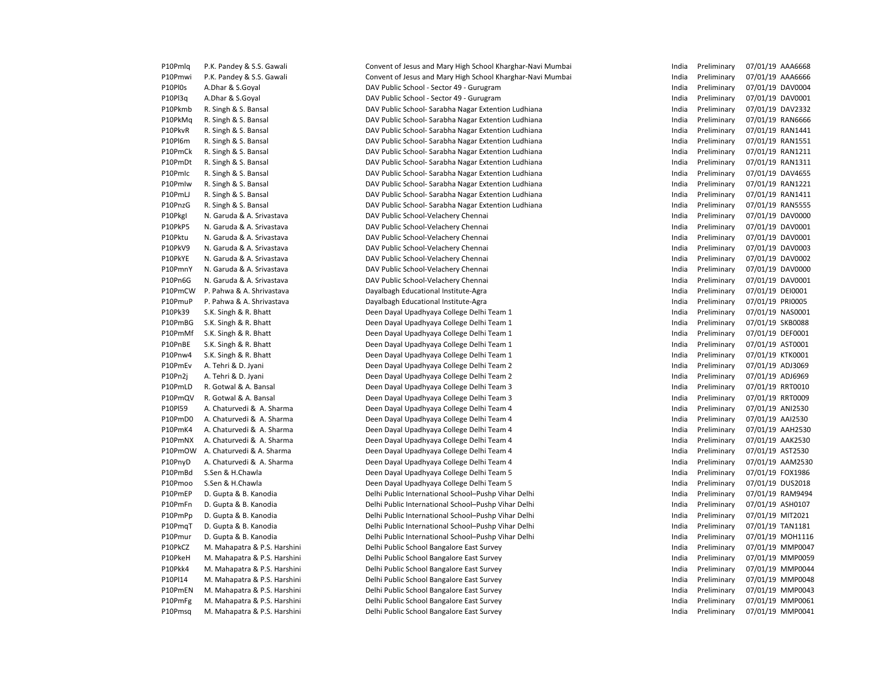| | | | | | | |
|---|---|---|---|---|---|---|
| P10Pmlq | P.K. Pandey & S.S. Gawali | Convent of Jesus and Mary High School Kharghar-Navi Mumbai | India | Preliminary | 07/01/19 | AAA6668 |
| P10Pmwi | P.K. Pandey & S.S. Gawali | Convent of Jesus and Mary High School Kharghar-Navi Mumbai | India | Preliminary | 07/01/19 | AAA6666 |
| P10Pl0s | A.Dhar & S.Goyal | DAV Public School - Sector 49 - Gurugram | India | Preliminary | 07/01/19 | DAV0004 |
| P10Pl3q | A.Dhar & S.Goyal | DAV Public School - Sector 49 - Gurugram | India | Preliminary | 07/01/19 | DAV0001 |
| P10Pkmb | R. Singh & S. Bansal | DAV Public School- Sarabha Nagar Extention Ludhiana | India | Preliminary | 07/01/19 | DAV2332 |
| P10PkMq | R. Singh & S. Bansal | DAV Public School- Sarabha Nagar Extention Ludhiana | India | Preliminary | 07/01/19 | RAN6666 |
| P10PkvR | R. Singh & S. Bansal | DAV Public School- Sarabha Nagar Extention Ludhiana | India | Preliminary | 07/01/19 | RAN1441 |
| P10Pl6m | R. Singh & S. Bansal | DAV Public School- Sarabha Nagar Extention Ludhiana | India | Preliminary | 07/01/19 | RAN1551 |
| P10PmCk | R. Singh & S. Bansal | DAV Public School- Sarabha Nagar Extention Ludhiana | India | Preliminary | 07/01/19 | RAN1211 |
| P10PmDt | R. Singh & S. Bansal | DAV Public School- Sarabha Nagar Extention Ludhiana | India | Preliminary | 07/01/19 | RAN1311 |
| P10Pmlc | R. Singh & S. Bansal | DAV Public School- Sarabha Nagar Extention Ludhiana | India | Preliminary | 07/01/19 | DAV4655 |
| P10Pmlw | R. Singh & S. Bansal | DAV Public School- Sarabha Nagar Extention Ludhiana | India | Preliminary | 07/01/19 | RAN1221 |
| P10PmLJ | R. Singh & S. Bansal | DAV Public School- Sarabha Nagar Extention Ludhiana | India | Preliminary | 07/01/19 | RAN1411 |
| P10PnzG | R. Singh & S. Bansal | DAV Public School- Sarabha Nagar Extention Ludhiana | India | Preliminary | 07/01/19 | RAN5555 |
| P10Pkgl | N. Garuda & A. Srivastava | DAV Public School-Velachery Chennai | India | Preliminary | 07/01/19 | DAV0000 |
| P10PkP5 | N. Garuda & A. Srivastava | DAV Public School-Velachery Chennai | India | Preliminary | 07/01/19 | DAV0001 |
| P10Pktu | N. Garuda & A. Srivastava | DAV Public School-Velachery Chennai | India | Preliminary | 07/01/19 | DAV0001 |
| P10PkV9 | N. Garuda & A. Srivastava | DAV Public School-Velachery Chennai | India | Preliminary | 07/01/19 | DAV0003 |
| P10PkYE | N. Garuda & A. Srivastava | DAV Public School-Velachery Chennai | India | Preliminary | 07/01/19 | DAV0002 |
| P10PmnY | N. Garuda & A. Srivastava | DAV Public School-Velachery Chennai | India | Preliminary | 07/01/19 | DAV0000 |
| P10Pn6G | N. Garuda & A. Srivastava | DAV Public School-Velachery Chennai | India | Preliminary | 07/01/19 | DAV0001 |
| P10PmCW | P. Pahwa & A. Shrivastava | Dayalbagh Educational Institute-Agra | India | Preliminary | 07/01/19 | DEI0001 |
| P10PmuP | P. Pahwa & A. Shrivastava | Dayalbagh Educational Institute-Agra | India | Preliminary | 07/01/19 | PRI0005 |
| P10Pk39 | S.K. Singh & R. Bhatt | Deen Dayal Upadhyaya College Delhi Team 1 | India | Preliminary | 07/01/19 | NAS0001 |
| P10PmBG | S.K. Singh & R. Bhatt | Deen Dayal Upadhyaya College Delhi Team 1 | India | Preliminary | 07/01/19 | SKB0088 |
| P10PmMf | S.K. Singh & R. Bhatt | Deen Dayal Upadhyaya College Delhi Team 1 | India | Preliminary | 07/01/19 | DEF0001 |
| P10PnBE | S.K. Singh & R. Bhatt | Deen Dayal Upadhyaya College Delhi Team 1 | India | Preliminary | 07/01/19 | AST0001 |
| P10Pnw4 | S.K. Singh & R. Bhatt | Deen Dayal Upadhyaya College Delhi Team 1 | India | Preliminary | 07/01/19 | KTK0001 |
| P10PmEv | A. Tehri & D. Jyani | Deen Dayal Upadhyaya College Delhi Team 2 | India | Preliminary | 07/01/19 | ADJ3069 |
| P10Pn2j | A. Tehri & D. Jyani | Deen Dayal Upadhyaya College Delhi Team 2 | India | Preliminary | 07/01/19 | ADJ6969 |
| P10PmLD | R. Gotwal & A. Bansal | Deen Dayal Upadhyaya College Delhi Team 3 | India | Preliminary | 07/01/19 | RRT0010 |
| P10PmQV | R. Gotwal & A. Bansal | Deen Dayal Upadhyaya College Delhi Team 3 | India | Preliminary | 07/01/19 | RRT0009 |
| P10Pl59 | A. Chaturvedi & A. Sharma | Deen Dayal Upadhyaya College Delhi Team 4 | India | Preliminary | 07/01/19 | ANI2530 |
| P10PmD0 | A. Chaturvedi & A. Sharma | Deen Dayal Upadhyaya College Delhi Team 4 | India | Preliminary | 07/01/19 | AAI2530 |
| P10PmK4 | A. Chaturvedi & A. Sharma | Deen Dayal Upadhyaya College Delhi Team 4 | India | Preliminary | 07/01/19 | AAH2530 |
| P10PmNX | A. Chaturvedi & A. Sharma | Deen Dayal Upadhyaya College Delhi Team 4 | India | Preliminary | 07/01/19 | AAK2530 |
| P10PmOW | A. Chaturvedi & A. Sharma | Deen Dayal Upadhyaya College Delhi Team 4 | India | Preliminary | 07/01/19 | AST2530 |
| P10PnyD | A. Chaturvedi & A. Sharma | Deen Dayal Upadhyaya College Delhi Team 4 | India | Preliminary | 07/01/19 | AAM2530 |
| P10PmBd | S.Sen & H.Chawla | Deen Dayal Upadhyaya College Delhi Team 5 | India | Preliminary | 07/01/19 | FOX1986 |
| P10Pmoo | S.Sen & H.Chawla | Deen Dayal Upadhyaya College Delhi Team 5 | India | Preliminary | 07/01/19 | DUS2018 |
| P10PmEP | D. Gupta & B. Kanodia | Delhi Public International School–Pushp Vihar Delhi | India | Preliminary | 07/01/19 | RAM9494 |
| P10PmFn | D. Gupta & B. Kanodia | Delhi Public International School–Pushp Vihar Delhi | India | Preliminary | 07/01/19 | ASH0107 |
| P10PmPp | D. Gupta & B. Kanodia | Delhi Public International School–Pushp Vihar Delhi | India | Preliminary | 07/01/19 | MIT2021 |
| P10PmqT | D. Gupta & B. Kanodia | Delhi Public International School–Pushp Vihar Delhi | India | Preliminary | 07/01/19 | TAN1181 |
| P10Pmur | D. Gupta & B. Kanodia | Delhi Public International School–Pushp Vihar Delhi | India | Preliminary | 07/01/19 | MOH1116 |
| P10PkCZ | M. Mahapatra & P.S. Harshini | Delhi Public School Bangalore East Survey | India | Preliminary | 07/01/19 | MMP0047 |
| P10PkeH | M. Mahapatra & P.S. Harshini | Delhi Public School Bangalore East Survey | India | Preliminary | 07/01/19 | MMP0059 |
| P10Pkk4 | M. Mahapatra & P.S. Harshini | Delhi Public School Bangalore East Survey | India | Preliminary | 07/01/19 | MMP0044 |
| P10Pl14 | M. Mahapatra & P.S. Harshini | Delhi Public School Bangalore East Survey | India | Preliminary | 07/01/19 | MMP0048 |
| P10PmEN | M. Mahapatra & P.S. Harshini | Delhi Public School Bangalore East Survey | India | Preliminary | 07/01/19 | MMP0043 |
| P10PmFg | M. Mahapatra & P.S. Harshini | Delhi Public School Bangalore East Survey | India | Preliminary | 07/01/19 | MMP0061 |
| P10Pmsq | M. Mahapatra & P.S. Harshini | Delhi Public School Bangalore East Survey | India | Preliminary | 07/01/19 | MMP0041 |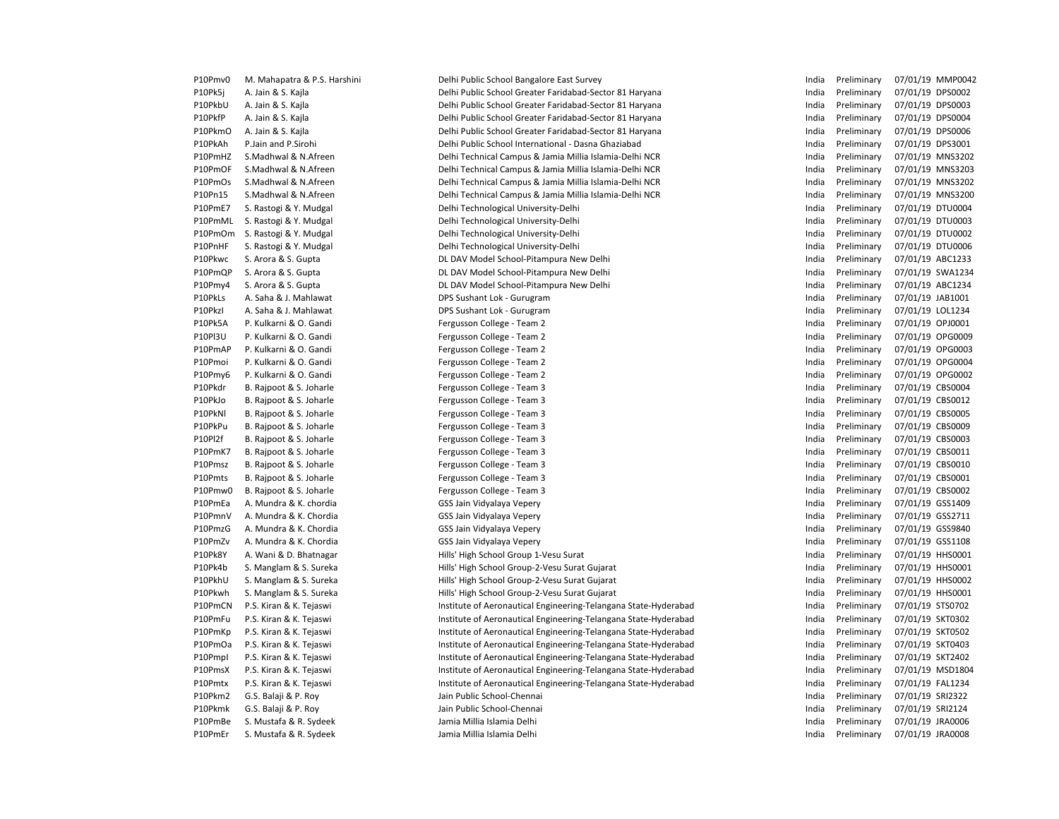| | | | | | | |
|---|---|---|---|---|---|---|
| P10Pmv0 | M. Mahapatra & P.S. Harshini | Delhi Public School Bangalore East Survey | India | Preliminary | 07/01/19 | MMP0042 |
| P10Pk5j | A. Jain & S. Kajla | Delhi Public School Greater Faridabad-Sector 81 Haryana | India | Preliminary | 07/01/19 | DPS0002 |
| P10PkbU | A. Jain & S. Kajla | Delhi Public School Greater Faridabad-Sector 81 Haryana | India | Preliminary | 07/01/19 | DPS0003 |
| P10PkfP | A. Jain & S. Kajla | Delhi Public School Greater Faridabad-Sector 81 Haryana | India | Preliminary | 07/01/19 | DPS0004 |
| P10PkmO | A. Jain & S. Kajla | Delhi Public School Greater Faridabad-Sector 81 Haryana | India | Preliminary | 07/01/19 | DPS0006 |
| P10PkAh | P.Jain and P.Sirohi | Delhi Public School International - Dasna Ghaziabad | India | Preliminary | 07/01/19 | DPS3001 |
| P10PmHZ | S.Madhwal & N.Afreen | Delhi Technical Campus & Jamia Millia Islamia-Delhi NCR | India | Preliminary | 07/01/19 | MNS3202 |
| P10PmOF | S.Madhwal & N.Afreen | Delhi Technical Campus & Jamia Millia Islamia-Delhi NCR | India | Preliminary | 07/01/19 | MNS3203 |
| P10PmOs | S.Madhwal & N.Afreen | Delhi Technical Campus & Jamia Millia Islamia-Delhi NCR | India | Preliminary | 07/01/19 | MNS3202 |
| P10Pn15 | S.Madhwal & N.Afreen | Delhi Technical Campus & Jamia Millia Islamia-Delhi NCR | India | Preliminary | 07/01/19 | MNS3200 |
| P10PmE7 | S. Rastogi & Y. Mudgal | Delhi Technological University-Delhi | India | Preliminary | 07/01/19 | DTU0004 |
| P10PmML | S. Rastogi & Y. Mudgal | Delhi Technological University-Delhi | India | Preliminary | 07/01/19 | DTU0003 |
| P10PmOm | S. Rastogi & Y. Mudgal | Delhi Technological University-Delhi | India | Preliminary | 07/01/19 | DTU0002 |
| P10PnHF | S. Rastogi & Y. Mudgal | Delhi Technological University-Delhi | India | Preliminary | 07/01/19 | DTU0006 |
| P10Pkwc | S. Arora & S. Gupta | DL DAV Model School-Pitampura New Delhi | India | Preliminary | 07/01/19 | ABC1233 |
| P10PmQP | S. Arora & S. Gupta | DL DAV Model School-Pitampura New Delhi | India | Preliminary | 07/01/19 | SWA1234 |
| P10Pmy4 | S. Arora & S. Gupta | DL DAV Model School-Pitampura New Delhi | India | Preliminary | 07/01/19 | ABC1234 |
| P10PkLs | A. Saha & J. Mahlawat | DPS Sushant Lok - Gurugram | India | Preliminary | 07/01/19 | JAB1001 |
| P10PkzI | A. Saha & J. Mahlawat | DPS Sushant Lok - Gurugram | India | Preliminary | 07/01/19 | LOL1234 |
| P10Pk5A | P. Kulkarni & O. Gandi | Fergusson College - Team 2 | India | Preliminary | 07/01/19 | OPJ0001 |
| P10Pl3U | P. Kulkarni & O. Gandi | Fergusson College - Team 2 | India | Preliminary | 07/01/19 | OPG0009 |
| P10PmAP | P. Kulkarni & O. Gandi | Fergusson College - Team 2 | India | Preliminary | 07/01/19 | OPG0003 |
| P10Pmoi | P. Kulkarni & O. Gandi | Fergusson College - Team 2 | India | Preliminary | 07/01/19 | OPG0004 |
| P10Pmy6 | P. Kulkarni & O. Gandi | Fergusson College - Team 2 | India | Preliminary | 07/01/19 | OPG0002 |
| P10Pkdr | B. Rajpoot & S. Joharle | Fergusson College - Team 3 | India | Preliminary | 07/01/19 | CBS0004 |
| P10PkJo | B. Rajpoot & S. Joharle | Fergusson College - Team 3 | India | Preliminary | 07/01/19 | CBS0012 |
| P10PkNl | B. Rajpoot & S. Joharle | Fergusson College - Team 3 | India | Preliminary | 07/01/19 | CBS0005 |
| P10PkPu | B. Rajpoot & S. Joharle | Fergusson College - Team 3 | India | Preliminary | 07/01/19 | CBS0009 |
| P10Pl2f | B. Rajpoot & S. Joharle | Fergusson College - Team 3 | India | Preliminary | 07/01/19 | CBS0003 |
| P10PmK7 | B. Rajpoot & S. Joharle | Fergusson College - Team 3 | India | Preliminary | 07/01/19 | CBS0011 |
| P10Pmsz | B. Rajpoot & S. Joharle | Fergusson College - Team 3 | India | Preliminary | 07/01/19 | CBS0010 |
| P10Pmts | B. Rajpoot & S. Joharle | Fergusson College - Team 3 | India | Preliminary | 07/01/19 | CBS0001 |
| P10Pmw0 | B. Rajpoot & S. Joharle | Fergusson College - Team 3 | India | Preliminary | 07/01/19 | CBS0002 |
| P10PmEa | A. Mundra & K. chordia | GSS Jain Vidyalaya Vepery | India | Preliminary | 07/01/19 | GSS1409 |
| P10PmnV | A. Mundra & K. Chordia | GSS Jain Vidyalaya Vepery | India | Preliminary | 07/01/19 | GSS2711 |
| P10PmzG | A. Mundra & K. Chordia | GSS Jain Vidyalaya Vepery | India | Preliminary | 07/01/19 | GSS9840 |
| P10PmZv | A. Mundra & K. Chordia | GSS Jain Vidyalaya Vepery | India | Preliminary | 07/01/19 | GSS1108 |
| P10Pk8Y | A. Wani & D. Bhatnagar | Hills' High School Group 1-Vesu Surat | India | Preliminary | 07/01/19 | HHS0001 |
| P10Pk4b | S. Manglam & S. Sureka | Hills' High School Group-2-Vesu Surat Gujarat | India | Preliminary | 07/01/19 | HHS0001 |
| P10PkhU | S. Manglam & S. Sureka | Hills' High School Group-2-Vesu Surat Gujarat | India | Preliminary | 07/01/19 | HHS0002 |
| P10Pkwh | S. Manglam & S. Sureka | Hills' High School Group-2-Vesu Surat Gujarat | India | Preliminary | 07/01/19 | HHS0001 |
| P10PmCN | P.S. Kiran & K. Tejaswi | Institute of Aeronautical Engineering-Telangana State-Hyderabad | India | Preliminary | 07/01/19 | STS0702 |
| P10PmFu | P.S. Kiran & K. Tejaswi | Institute of Aeronautical Engineering-Telangana State-Hyderabad | India | Preliminary | 07/01/19 | SKT0302 |
| P10PmKp | P.S. Kiran & K. Tejaswi | Institute of Aeronautical Engineering-Telangana State-Hyderabad | India | Preliminary | 07/01/19 | SKT0502 |
| P10PmOa | P.S. Kiran & K. Tejaswi | Institute of Aeronautical Engineering-Telangana State-Hyderabad | India | Preliminary | 07/01/19 | SKT0403 |
| P10Pmpl | P.S. Kiran & K. Tejaswi | Institute of Aeronautical Engineering-Telangana State-Hyderabad | India | Preliminary | 07/01/19 | SKT2402 |
| P10PmsX | P.S. Kiran & K. Tejaswi | Institute of Aeronautical Engineering-Telangana State-Hyderabad | India | Preliminary | 07/01/19 | MSD1804 |
| P10Pmtx | P.S. Kiran & K. Tejaswi | Institute of Aeronautical Engineering-Telangana State-Hyderabad | India | Preliminary | 07/01/19 | FAL1234 |
| P10Pkm2 | G.S. Balaji & P. Roy | Jain Public School-Chennai | India | Preliminary | 07/01/19 | SRI2322 |
| P10Pkmk | G.S. Balaji & P. Roy | Jain Public School-Chennai | India | Preliminary | 07/01/19 | SRI2124 |
| P10PmBe | S. Mustafa & R. Sydeek | Jamia Millia Islamia Delhi | India | Preliminary | 07/01/19 | JRA0006 |
| P10PmEr | S. Mustafa & R. Sydeek | Jamia Millia Islamia Delhi | India | Preliminary | 07/01/19 | JRA0008 |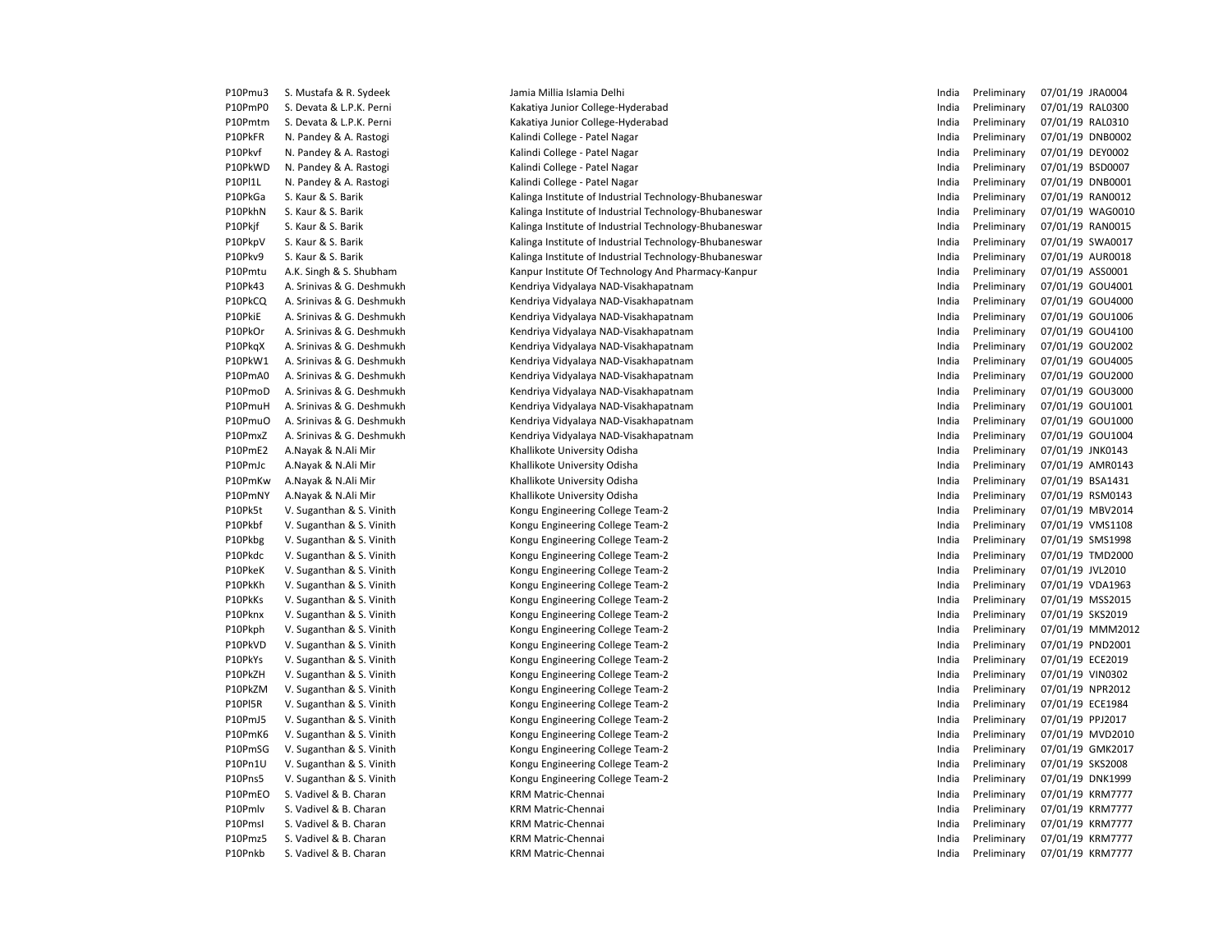| | | | | | | |
|---|---|---|---|---|---|---|
| P10Pmu3 | S. Mustafa & R. Sydeek | Jamia Millia Islamia Delhi | India | Preliminary | 07/01/19 | JRA0004 |
| P10PmP0 | S. Devata & L.P.K. Perni | Kakatiya Junior College-Hyderabad | India | Preliminary | 07/01/19 | RAL0300 |
| P10Pmtm | S. Devata & L.P.K. Perni | Kakatiya Junior College-Hyderabad | India | Preliminary | 07/01/19 | RAL0310 |
| P10PkFR | N. Pandey & A. Rastogi | Kalindi College - Patel Nagar | India | Preliminary | 07/01/19 | DNB0002 |
| P10Pkvf | N. Pandey & A. Rastogi | Kalindi College - Patel Nagar | India | Preliminary | 07/01/19 | DEY0002 |
| P10PkWD | N. Pandey & A. Rastogi | Kalindi College - Patel Nagar | India | Preliminary | 07/01/19 | BSD0007 |
| P10Pl1L | N. Pandey & A. Rastogi | Kalindi College - Patel Nagar | India | Preliminary | 07/01/19 | DNB0001 |
| P10PkGa | S. Kaur & S. Barik | Kalinga Institute of Industrial Technology-Bhubaneswar | India | Preliminary | 07/01/19 | RAN0012 |
| P10PkhN | S. Kaur & S. Barik | Kalinga Institute of Industrial Technology-Bhubaneswar | India | Preliminary | 07/01/19 | WAG0010 |
| P10Pkjf | S. Kaur & S. Barik | Kalinga Institute of Industrial Technology-Bhubaneswar | India | Preliminary | 07/01/19 | RAN0015 |
| P10PkpV | S. Kaur & S. Barik | Kalinga Institute of Industrial Technology-Bhubaneswar | India | Preliminary | 07/01/19 | SWA0017 |
| P10Pkv9 | S. Kaur & S. Barik | Kalinga Institute of Industrial Technology-Bhubaneswar | India | Preliminary | 07/01/19 | AUR0018 |
| P10Pmtu | A.K. Singh & S. Shubham | Kanpur Institute Of Technology And Pharmacy-Kanpur | India | Preliminary | 07/01/19 | ASS0001 |
| P10Pk43 | A. Srinivas & G. Deshmukh | Kendriya Vidyalaya NAD-Visakhapatnam | India | Preliminary | 07/01/19 | GOU4001 |
| P10PkCQ | A. Srinivas & G. Deshmukh | Kendriya Vidyalaya NAD-Visakhapatnam | India | Preliminary | 07/01/19 | GOU4000 |
| P10PkiE | A. Srinivas & G. Deshmukh | Kendriya Vidyalaya NAD-Visakhapatnam | India | Preliminary | 07/01/19 | GOU1006 |
| P10PkOr | A. Srinivas & G. Deshmukh | Kendriya Vidyalaya NAD-Visakhapatnam | India | Preliminary | 07/01/19 | GOU4100 |
| P10PkqX | A. Srinivas & G. Deshmukh | Kendriya Vidyalaya NAD-Visakhapatnam | India | Preliminary | 07/01/19 | GOU2002 |
| P10PkW1 | A. Srinivas & G. Deshmukh | Kendriya Vidyalaya NAD-Visakhapatnam | India | Preliminary | 07/01/19 | GOU4005 |
| P10PmA0 | A. Srinivas & G. Deshmukh | Kendriya Vidyalaya NAD-Visakhapatnam | India | Preliminary | 07/01/19 | GOU2000 |
| P10PmoD | A. Srinivas & G. Deshmukh | Kendriya Vidyalaya NAD-Visakhapatnam | India | Preliminary | 07/01/19 | GOU3000 |
| P10PmuH | A. Srinivas & G. Deshmukh | Kendriya Vidyalaya NAD-Visakhapatnam | India | Preliminary | 07/01/19 | GOU1001 |
| P10PmuO | A. Srinivas & G. Deshmukh | Kendriya Vidyalaya NAD-Visakhapatnam | India | Preliminary | 07/01/19 | GOU1000 |
| P10PmxZ | A. Srinivas & G. Deshmukh | Kendriya Vidyalaya NAD-Visakhapatnam | India | Preliminary | 07/01/19 | GOU1004 |
| P10PmE2 | A.Nayak & N.Ali Mir | Khallikote University Odisha | India | Preliminary | 07/01/19 | JNK0143 |
| P10PmJc | A.Nayak & N.Ali Mir | Khallikote University Odisha | India | Preliminary | 07/01/19 | AMR0143 |
| P10PmKw | A.Nayak & N.Ali Mir | Khallikote University Odisha | India | Preliminary | 07/01/19 | BSA1431 |
| P10PmNY | A.Nayak & N.Ali Mir | Khallikote University Odisha | India | Preliminary | 07/01/19 | RSM0143 |
| P10Pk5t | V. Suganthan & S. Vinith | Kongu Engineering College Team-2 | India | Preliminary | 07/01/19 | MBV2014 |
| P10Pkbf | V. Suganthan & S. Vinith | Kongu Engineering College Team-2 | India | Preliminary | 07/01/19 | VMS1108 |
| P10Pkbg | V. Suganthan & S. Vinith | Kongu Engineering College Team-2 | India | Preliminary | 07/01/19 | SMS1998 |
| P10Pkdc | V. Suganthan & S. Vinith | Kongu Engineering College Team-2 | India | Preliminary | 07/01/19 | TMD2000 |
| P10PkeK | V. Suganthan & S. Vinith | Kongu Engineering College Team-2 | India | Preliminary | 07/01/19 | JVL2010 |
| P10PkKh | V. Suganthan & S. Vinith | Kongu Engineering College Team-2 | India | Preliminary | 07/01/19 | VDA1963 |
| P10PkKs | V. Suganthan & S. Vinith | Kongu Engineering College Team-2 | India | Preliminary | 07/01/19 | MSS2015 |
| P10Pknx | V. Suganthan & S. Vinith | Kongu Engineering College Team-2 | India | Preliminary | 07/01/19 | SKS2019 |
| P10Pkph | V. Suganthan & S. Vinith | Kongu Engineering College Team-2 | India | Preliminary | 07/01/19 | MMM2012 |
| P10PkVD | V. Suganthan & S. Vinith | Kongu Engineering College Team-2 | India | Preliminary | 07/01/19 | PND2001 |
| P10PkYs | V. Suganthan & S. Vinith | Kongu Engineering College Team-2 | India | Preliminary | 07/01/19 | ECE2019 |
| P10PkZH | V. Suganthan & S. Vinith | Kongu Engineering College Team-2 | India | Preliminary | 07/01/19 | VIN0302 |
| P10PkZM | V. Suganthan & S. Vinith | Kongu Engineering College Team-2 | India | Preliminary | 07/01/19 | NPR2012 |
| P10Pl5R | V. Suganthan & S. Vinith | Kongu Engineering College Team-2 | India | Preliminary | 07/01/19 | ECE1984 |
| P10PmJ5 | V. Suganthan & S. Vinith | Kongu Engineering College Team-2 | India | Preliminary | 07/01/19 | PPJ2017 |
| P10PmK6 | V. Suganthan & S. Vinith | Kongu Engineering College Team-2 | India | Preliminary | 07/01/19 | MVD2010 |
| P10PmSG | V. Suganthan & S. Vinith | Kongu Engineering College Team-2 | India | Preliminary | 07/01/19 | GMK2017 |
| P10Pn1U | V. Suganthan & S. Vinith | Kongu Engineering College Team-2 | India | Preliminary | 07/01/19 | SKS2008 |
| P10Pns5 | V. Suganthan & S. Vinith | Kongu Engineering College Team-2 | India | Preliminary | 07/01/19 | DNK1999 |
| P10PmEO | S. Vadivel & B. Charan | KRM Matric-Chennai | India | Preliminary | 07/01/19 | KRM7777 |
| P10Pmlv | S. Vadivel & B. Charan | KRM Matric-Chennai | India | Preliminary | 07/01/19 | KRM7777 |
| P10PmsI | S. Vadivel & B. Charan | KRM Matric-Chennai | India | Preliminary | 07/01/19 | KRM7777 |
| P10Pmz5 | S. Vadivel & B. Charan | KRM Matric-Chennai | India | Preliminary | 07/01/19 | KRM7777 |
| P10Pnkb | S. Vadivel & B. Charan | KRM Matric-Chennai | India | Preliminary | 07/01/19 | KRM7777 |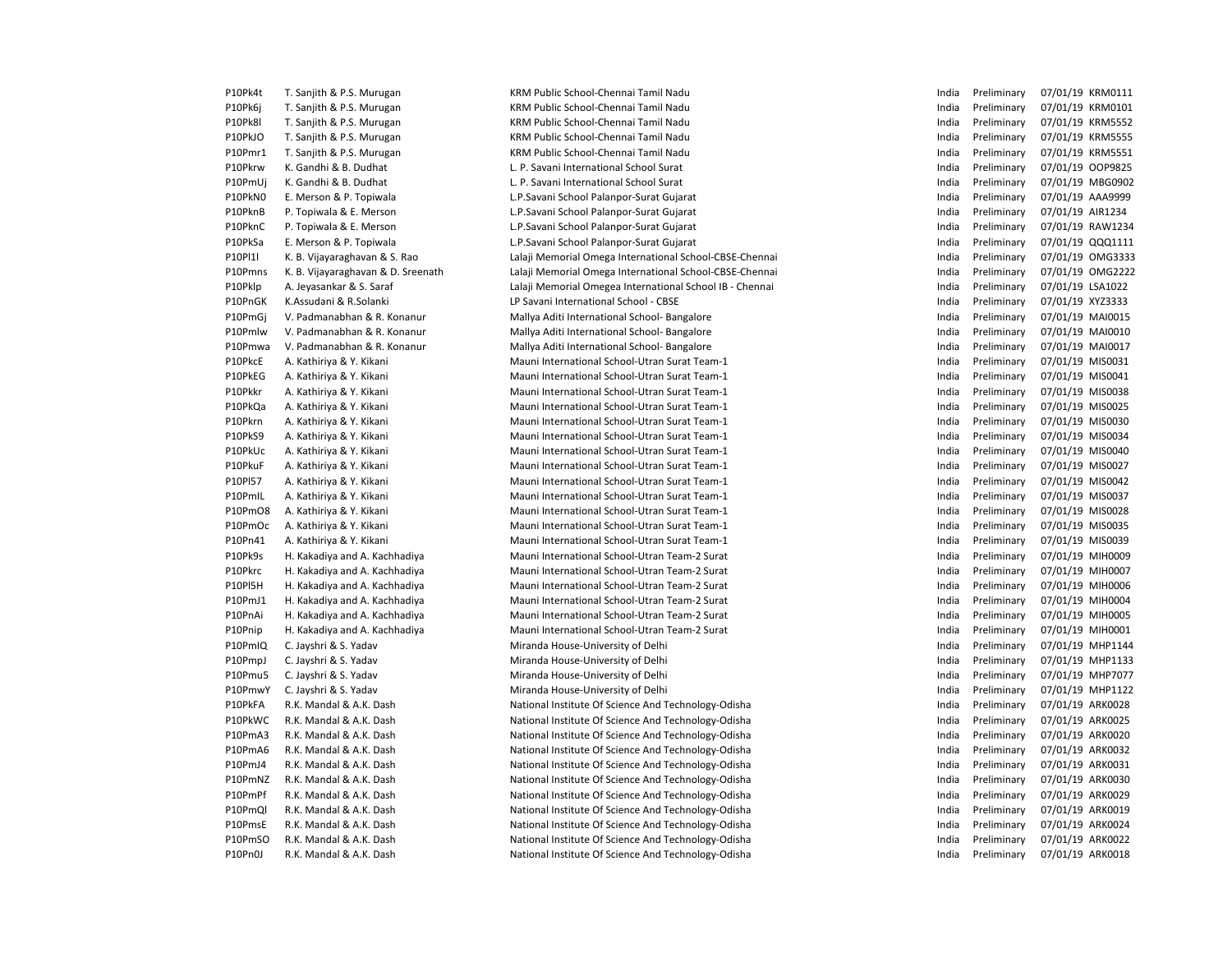| | | | | | | |
|---|---|---|---|---|---|---|
| P10Pk4t | T. Sanjith & P.S. Murugan | KRM Public School-Chennai Tamil Nadu | India | Preliminary | 07/01/19 | KRM0111 |
| P10Pk6j | T. Sanjith & P.S. Murugan | KRM Public School-Chennai Tamil Nadu | India | Preliminary | 07/01/19 | KRM0101 |
| P10Pk8l | T. Sanjith & P.S. Murugan | KRM Public School-Chennai Tamil Nadu | India | Preliminary | 07/01/19 | KRM5552 |
| P10PkJO | T. Sanjith & P.S. Murugan | KRM Public School-Chennai Tamil Nadu | India | Preliminary | 07/01/19 | KRM5555 |
| P10Pmr1 | T. Sanjith & P.S. Murugan | KRM Public School-Chennai Tamil Nadu | India | Preliminary | 07/01/19 | KRM5551 |
| P10Pkrw | K. Gandhi & B. Dudhat | L. P. Savani International School Surat | India | Preliminary | 07/01/19 | OOP9825 |
| P10PmUj | K. Gandhi & B. Dudhat | L. P. Savani International School Surat | India | Preliminary | 07/01/19 | MBG0902 |
| P10PkN0 | E. Merson & P. Topiwala | L.P.Savani School Palanpor-Surat Gujarat | India | Preliminary | 07/01/19 | AAA9999 |
| P10PknB | P. Topiwala & E. Merson | L.P.Savani School Palanpor-Surat Gujarat | India | Preliminary | 07/01/19 | AIR1234 |
| P10PknC | P. Topiwala & E. Merson | L.P.Savani School Palanpor-Surat Gujarat | India | Preliminary | 07/01/19 | RAW1234 |
| P10PkSa | E. Merson & P. Topiwala | L.P.Savani School Palanpor-Surat Gujarat | India | Preliminary | 07/01/19 | QQQ1111 |
| P10Pl1l | K. B. Vijayaraghavan & S. Rao | Lalaji Memorial Omega International School-CBSE-Chennai | India | Preliminary | 07/01/19 | OMG3333 |
| P10Pmns | K. B. Vijayaraghavan & D. Sreenath | Lalaji Memorial Omega International School-CBSE-Chennai | India | Preliminary | 07/01/19 | OMG2222 |
| P10Pklp | A. Jeyasankar & S. Saraf | Lalaji Memorial Omegea International School IB - Chennai | India | Preliminary | 07/01/19 | LSA1022 |
| P10PnGK | K.Assudani & R.Solanki | LP Savani International School - CBSE | India | Preliminary | 07/01/19 | XYZ3333 |
| P10PmGj | V. Padmanabhan & R. Konanur | Mallya Aditi International School- Bangalore | India | Preliminary | 07/01/19 | MAI0015 |
| P10Pmlw | V. Padmanabhan & R. Konanur | Mallya Aditi International School- Bangalore | India | Preliminary | 07/01/19 | MAI0010 |
| P10Pmwa | V. Padmanabhan & R. Konanur | Mallya Aditi International School- Bangalore | India | Preliminary | 07/01/19 | MAI0017 |
| P10PkcE | A. Kathiriya & Y. Kikani | Mauni International School-Utran Surat Team-1 | India | Preliminary | 07/01/19 | MIS0031 |
| P10PkEG | A. Kathiriya & Y. Kikani | Mauni International School-Utran Surat Team-1 | India | Preliminary | 07/01/19 | MIS0041 |
| P10Pkkr | A. Kathiriya & Y. Kikani | Mauni International School-Utran Surat Team-1 | India | Preliminary | 07/01/19 | MIS0038 |
| P10PkQa | A. Kathiriya & Y. Kikani | Mauni International School-Utran Surat Team-1 | India | Preliminary | 07/01/19 | MIS0025 |
| P10Pkrn | A. Kathiriya & Y. Kikani | Mauni International School-Utran Surat Team-1 | India | Preliminary | 07/01/19 | MIS0030 |
| P10PkS9 | A. Kathiriya & Y. Kikani | Mauni International School-Utran Surat Team-1 | India | Preliminary | 07/01/19 | MIS0034 |
| P10PkUc | A. Kathiriya & Y. Kikani | Mauni International School-Utran Surat Team-1 | India | Preliminary | 07/01/19 | MIS0040 |
| P10PkuF | A. Kathiriya & Y. Kikani | Mauni International School-Utran Surat Team-1 | India | Preliminary | 07/01/19 | MIS0027 |
| P10Pl57 | A. Kathiriya & Y. Kikani | Mauni International School-Utran Surat Team-1 | India | Preliminary | 07/01/19 | MIS0042 |
| P10PmIL | A. Kathiriya & Y. Kikani | Mauni International School-Utran Surat Team-1 | India | Preliminary | 07/01/19 | MIS0037 |
| P10PmO8 | A. Kathiriya & Y. Kikani | Mauni International School-Utran Surat Team-1 | India | Preliminary | 07/01/19 | MIS0028 |
| P10PmOc | A. Kathiriya & Y. Kikani | Mauni International School-Utran Surat Team-1 | India | Preliminary | 07/01/19 | MIS0035 |
| P10Pn41 | A. Kathiriya & Y. Kikani | Mauni International School-Utran Surat Team-1 | India | Preliminary | 07/01/19 | MIS0039 |
| P10Pk9s | H. Kakadiya and A. Kachhadiya | Mauni International School-Utran Team-2 Surat | India | Preliminary | 07/01/19 | MIH0009 |
| P10Pkrc | H. Kakadiya and A. Kachhadiya | Mauni International School-Utran Team-2 Surat | India | Preliminary | 07/01/19 | MIH0007 |
| P10Pl5H | H. Kakadiya and A. Kachhadiya | Mauni International School-Utran Team-2 Surat | India | Preliminary | 07/01/19 | MIH0006 |
| P10PmJ1 | H. Kakadiya and A. Kachhadiya | Mauni International School-Utran Team-2 Surat | India | Preliminary | 07/01/19 | MIH0004 |
| P10PnAi | H. Kakadiya and A. Kachhadiya | Mauni International School-Utran Team-2 Surat | India | Preliminary | 07/01/19 | MIH0005 |
| P10Pnip | H. Kakadiya and A. Kachhadiya | Mauni International School-Utran Team-2 Surat | India | Preliminary | 07/01/19 | MIH0001 |
| P10PmIQ | C. Jayshri & S. Yadav | Miranda House-University of Delhi | India | Preliminary | 07/01/19 | MHP1144 |
| P10PmpJ | C. Jayshri & S. Yadav | Miranda House-University of Delhi | India | Preliminary | 07/01/19 | MHP1133 |
| P10Pmu5 | C. Jayshri & S. Yadav | Miranda House-University of Delhi | India | Preliminary | 07/01/19 | MHP7077 |
| P10PmwY | C. Jayshri & S. Yadav | Miranda House-University of Delhi | India | Preliminary | 07/01/19 | MHP1122 |
| P10PkFA | R.K. Mandal & A.K. Dash | National Institute Of Science And Technology-Odisha | India | Preliminary | 07/01/19 | ARK0028 |
| P10PkWC | R.K. Mandal & A.K. Dash | National Institute Of Science And Technology-Odisha | India | Preliminary | 07/01/19 | ARK0025 |
| P10PmA3 | R.K. Mandal & A.K. Dash | National Institute Of Science And Technology-Odisha | India | Preliminary | 07/01/19 | ARK0020 |
| P10PmA6 | R.K. Mandal & A.K. Dash | National Institute Of Science And Technology-Odisha | India | Preliminary | 07/01/19 | ARK0032 |
| P10PmJ4 | R.K. Mandal & A.K. Dash | National Institute Of Science And Technology-Odisha | India | Preliminary | 07/01/19 | ARK0031 |
| P10PmNZ | R.K. Mandal & A.K. Dash | National Institute Of Science And Technology-Odisha | India | Preliminary | 07/01/19 | ARK0030 |
| P10PmPf | R.K. Mandal & A.K. Dash | National Institute Of Science And Technology-Odisha | India | Preliminary | 07/01/19 | ARK0029 |
| P10PmQl | R.K. Mandal & A.K. Dash | National Institute Of Science And Technology-Odisha | India | Preliminary | 07/01/19 | ARK0019 |
| P10PmsE | R.K. Mandal & A.K. Dash | National Institute Of Science And Technology-Odisha | India | Preliminary | 07/01/19 | ARK0024 |
| P10PmSO | R.K. Mandal & A.K. Dash | National Institute Of Science And Technology-Odisha | India | Preliminary | 07/01/19 | ARK0022 |
| P10Pn0J | R.K. Mandal & A.K. Dash | National Institute Of Science And Technology-Odisha | India | Preliminary | 07/01/19 | ARK0018 |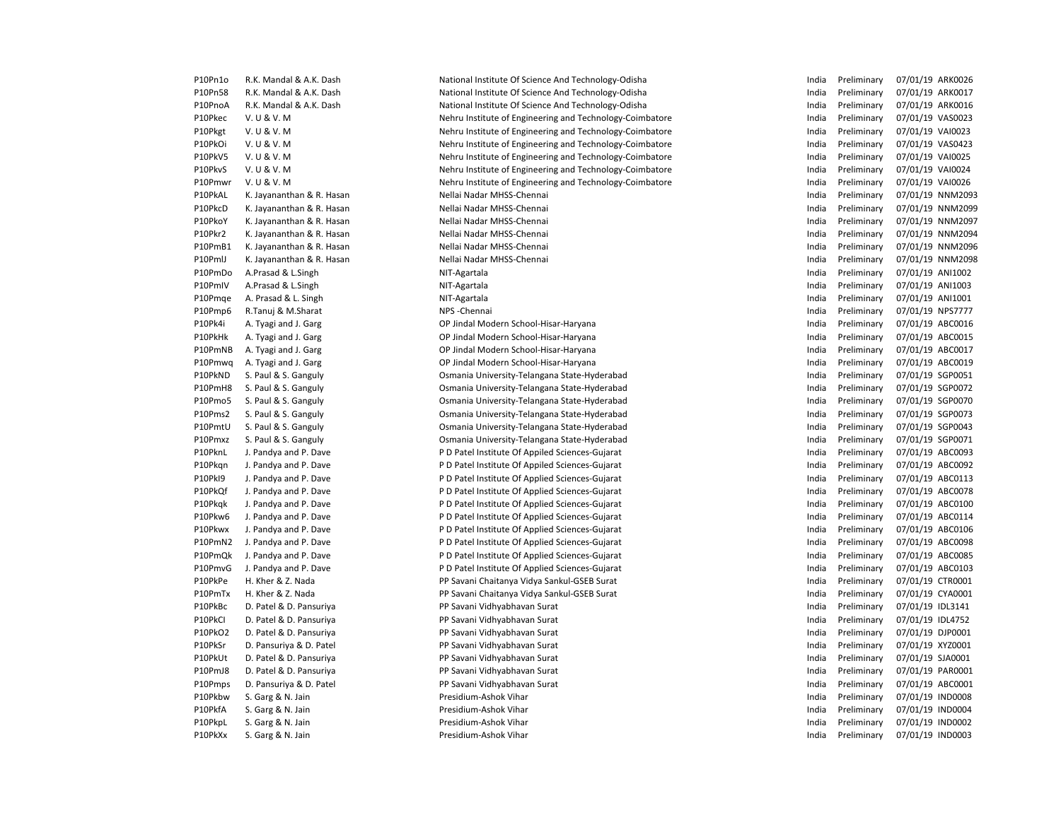| | | | | | | |
|---|---|---|---|---|---|---|
| P10Pn1o | R.K. Mandal & A.K. Dash | National Institute Of Science And Technology-Odisha | India | Preliminary | 07/01/19 | ARK0026 |
| P10Pn58 | R.K. Mandal & A.K. Dash | National Institute Of Science And Technology-Odisha | India | Preliminary | 07/01/19 | ARK0017 |
| P10PnoA | R.K. Mandal & A.K. Dash | National Institute Of Science And Technology-Odisha | India | Preliminary | 07/01/19 | ARK0016 |
| P10Pkec | V. U & V. M | Nehru Institute of Engineering and Technology-Coimbatore | India | Preliminary | 07/01/19 | VAS0023 |
| P10Pkgt | V. U & V. M | Nehru Institute of Engineering and Technology-Coimbatore | India | Preliminary | 07/01/19 | VAI0023 |
| P10PkOi | V. U & V. M | Nehru Institute of Engineering and Technology-Coimbatore | India | Preliminary | 07/01/19 | VAS0423 |
| P10PkV5 | V. U & V. M | Nehru Institute of Engineering and Technology-Coimbatore | India | Preliminary | 07/01/19 | VAI0025 |
| P10PkvS | V. U & V. M | Nehru Institute of Engineering and Technology-Coimbatore | India | Preliminary | 07/01/19 | VAI0024 |
| P10Pmwr | V. U & V. M | Nehru Institute of Engineering and Technology-Coimbatore | India | Preliminary | 07/01/19 | VAI0026 |
| P10PkAL | K. Jayananthan & R. Hasan | Nellai Nadar MHSS-Chennai | India | Preliminary | 07/01/19 | NNM2093 |
| P10PkcD | K. Jayananthan & R. Hasan | Nellai Nadar MHSS-Chennai | India | Preliminary | 07/01/19 | NNM2099 |
| P10PkoY | K. Jayananthan & R. Hasan | Nellai Nadar MHSS-Chennai | India | Preliminary | 07/01/19 | NNM2097 |
| P10Pkr2 | K. Jayananthan & R. Hasan | Nellai Nadar MHSS-Chennai | India | Preliminary | 07/01/19 | NNM2094 |
| P10PmB1 | K. Jayananthan & R. Hasan | Nellai Nadar MHSS-Chennai | India | Preliminary | 07/01/19 | NNM2096 |
| P10PmlJ | K. Jayananthan & R. Hasan | Nellai Nadar MHSS-Chennai | India | Preliminary | 07/01/19 | NNM2098 |
| P10PmDo | A.Prasad & L.Singh | NIT-Agartala | India | Preliminary | 07/01/19 | ANI1002 |
| P10PmIV | A.Prasad & L.Singh | NIT-Agartala | India | Preliminary | 07/01/19 | ANI1003 |
| P10Pmqe | A. Prasad & L. Singh | NIT-Agartala | India | Preliminary | 07/01/19 | ANI1001 |
| P10Pmp6 | R.Tanuj & M.Sharat | NPS -Chennai | India | Preliminary | 07/01/19 | NPS7777 |
| P10Pk4i | A. Tyagi and J. Garg | OP Jindal Modern School-Hisar-Haryana | India | Preliminary | 07/01/19 | ABC0016 |
| P10PkHk | A. Tyagi and J. Garg | OP Jindal Modern School-Hisar-Haryana | India | Preliminary | 07/01/19 | ABC0015 |
| P10PmNB | A. Tyagi and J. Garg | OP Jindal Modern School-Hisar-Haryana | India | Preliminary | 07/01/19 | ABC0017 |
| P10Pmwq | A. Tyagi and J. Garg | OP Jindal Modern School-Hisar-Haryana | India | Preliminary | 07/01/19 | ABC0019 |
| P10PkND | S. Paul & S. Ganguly | Osmania University-Telangana State-Hyderabad | India | Preliminary | 07/01/19 | SGP0051 |
| P10PmH8 | S. Paul & S. Ganguly | Osmania University-Telangana State-Hyderabad | India | Preliminary | 07/01/19 | SGP0072 |
| P10Pmo5 | S. Paul & S. Ganguly | Osmania University-Telangana State-Hyderabad | India | Preliminary | 07/01/19 | SGP0070 |
| P10Pms2 | S. Paul & S. Ganguly | Osmania University-Telangana State-Hyderabad | India | Preliminary | 07/01/19 | SGP0073 |
| P10PmtU | S. Paul & S. Ganguly | Osmania University-Telangana State-Hyderabad | India | Preliminary | 07/01/19 | SGP0043 |
| P10Pmxz | S. Paul & S. Ganguly | Osmania University-Telangana State-Hyderabad | India | Preliminary | 07/01/19 | SGP0071 |
| P10PknL | J. Pandya and P. Dave | P D Patel Institute Of Appiled Sciences-Gujarat | India | Preliminary | 07/01/19 | ABC0093 |
| P10Pkqn | J. Pandya and P. Dave | P D Patel Institute Of Appiled Sciences-Gujarat | India | Preliminary | 07/01/19 | ABC0092 |
| P10PkI9 | J. Pandya and P. Dave | P D Patel Institute Of Appiled Sciences-Gujarat | India | Preliminary | 07/01/19 | ABC0113 |
| P10PkQf | J. Pandya and P. Dave | P D Patel Institute Of Applied Sciences-Gujarat | India | Preliminary | 07/01/19 | ABC0078 |
| P10Pkqk | J. Pandya and P. Dave | P D Patel Institute Of Applied Sciences-Gujarat | India | Preliminary | 07/01/19 | ABC0100 |
| P10Pkw6 | J. Pandya and P. Dave | P D Patel Institute Of Applied Sciences-Gujarat | India | Preliminary | 07/01/19 | ABC0114 |
| P10Pkwx | J. Pandya and P. Dave | P D Patel Institute Of Applied Sciences-Gujarat | India | Preliminary | 07/01/19 | ABC0106 |
| P10PmN2 | J. Pandya and P. Dave | P D Patel Institute Of Applied Sciences-Gujarat | India | Preliminary | 07/01/19 | ABC0098 |
| P10PmQk | J. Pandya and P. Dave | P D Patel Institute Of Applied Sciences-Gujarat | India | Preliminary | 07/01/19 | ABC0085 |
| P10PmvG | J. Pandya and P. Dave | P D Patel Institute Of Applied Sciences-Gujarat | India | Preliminary | 07/01/19 | ABC0103 |
| P10PkPe | H. Kher & Z. Nada | PP Savani Chaitanya Vidya Sankul-GSEB Surat | India | Preliminary | 07/01/19 | CTR0001 |
| P10PmTx | H. Kher & Z. Nada | PP Savani Chaitanya Vidya Sankul-GSEB Surat | India | Preliminary | 07/01/19 | CYA0001 |
| P10PkBc | D. Patel & D. Pansuriya | PP Savani Vidhyabhavan Surat | India | Preliminary | 07/01/19 | IDL3141 |
| P10PkCI | D. Patel & D. Pansuriya | PP Savani Vidhyabhavan Surat | India | Preliminary | 07/01/19 | IDL4752 |
| P10PkO2 | D. Patel & D. Pansuriya | PP Savani Vidhyabhavan Surat | India | Preliminary | 07/01/19 | DJP0001 |
| P10PkSr | D. Pansuriya & D. Patel | PP Savani Vidhyabhavan Surat | India | Preliminary | 07/01/19 | XYZ0001 |
| P10PkUt | D. Patel & D. Pansuriya | PP Savani Vidhyabhavan Surat | India | Preliminary | 07/01/19 | SJA0001 |
| P10PmJ8 | D. Patel & D. Pansuriya | PP Savani Vidhyabhavan Surat | India | Preliminary | 07/01/19 | PAR0001 |
| P10Pmps | D. Pansuriya & D. Patel | PP Savani Vidhyabhavan Surat | India | Preliminary | 07/01/19 | ABC0001 |
| P10Pkbw | S. Garg & N. Jain | Presidium-Ashok Vihar | India | Preliminary | 07/01/19 | IND0008 |
| P10PkfA | S. Garg & N. Jain | Presidium-Ashok Vihar | India | Preliminary | 07/01/19 | IND0004 |
| P10PkpL | S. Garg & N. Jain | Presidium-Ashok Vihar | India | Preliminary | 07/01/19 | IND0002 |
| P10PkXx | S. Garg & N. Jain | Presidium-Ashok Vihar | India | Preliminary | 07/01/19 | IND0003 |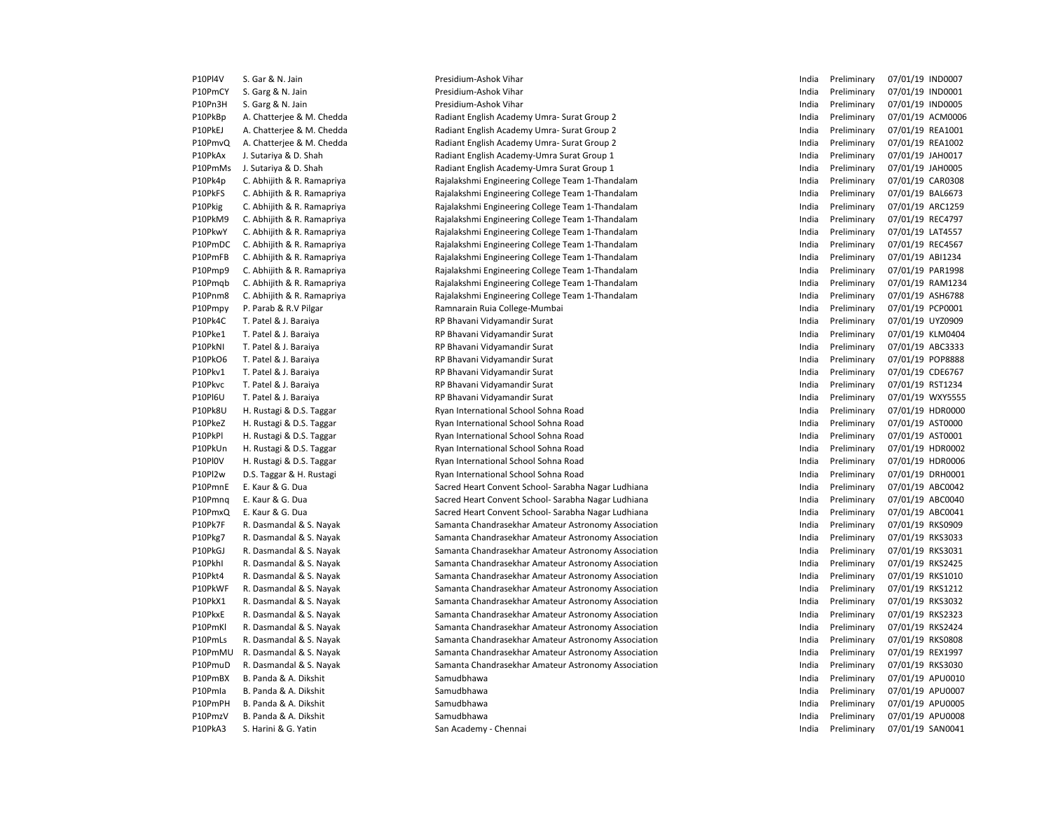| | | | | | | |
|---|---|---|---|---|---|---|
| P10Pl4V | S. Gar & N. Jain | Presidium-Ashok Vihar | India | Preliminary | 07/01/19 | IND0007 |
| P10PmCY | S. Garg & N. Jain | Presidium-Ashok Vihar | India | Preliminary | 07/01/19 | IND0001 |
| P10Pn3H | S. Garg & N. Jain | Presidium-Ashok Vihar | India | Preliminary | 07/01/19 | IND0005 |
| P10PkBp | A. Chatterjee & M. Chedda | Radiant English Academy Umra- Surat Group 2 | India | Preliminary | 07/01/19 | ACM0006 |
| P10PkEJ | A. Chatterjee & M. Chedda | Radiant English Academy Umra- Surat Group 2 | India | Preliminary | 07/01/19 | REA1001 |
| P10PmvQ | A. Chatterjee & M. Chedda | Radiant English Academy Umra- Surat Group 2 | India | Preliminary | 07/01/19 | REA1002 |
| P10PkAx | J. Sutariya & D. Shah | Radiant English Academy-Umra Surat Group 1 | India | Preliminary | 07/01/19 | JAH0017 |
| P10PmMs | J. Sutariya & D. Shah | Radiant English Academy-Umra Surat Group 1 | India | Preliminary | 07/01/19 | JAH0005 |
| P10Pk4p | C. Abhijith & R. Ramapriya | Rajalakshmi Engineering College Team 1-Thandalam | India | Preliminary | 07/01/19 | CAR0308 |
| P10PkFS | C. Abhijith & R. Ramapriya | Rajalakshmi Engineering College Team 1-Thandalam | India | Preliminary | 07/01/19 | BAL6673 |
| P10Pkig | C. Abhijith & R. Ramapriya | Rajalakshmi Engineering College Team 1-Thandalam | India | Preliminary | 07/01/19 | ARC1259 |
| P10PkM9 | C. Abhijith & R. Ramapriya | Rajalakshmi Engineering College Team 1-Thandalam | India | Preliminary | 07/01/19 | REC4797 |
| P10PkwY | C. Abhijith & R. Ramapriya | Rajalakshmi Engineering College Team 1-Thandalam | India | Preliminary | 07/01/19 | LAT4557 |
| P10PmDC | C. Abhijith & R. Ramapriya | Rajalakshmi Engineering College Team 1-Thandalam | India | Preliminary | 07/01/19 | REC4567 |
| P10PmFB | C. Abhijith & R. Ramapriya | Rajalakshmi Engineering College Team 1-Thandalam | India | Preliminary | 07/01/19 | ABI1234 |
| P10Pmp9 | C. Abhijith & R. Ramapriya | Rajalakshmi Engineering College Team 1-Thandalam | India | Preliminary | 07/01/19 | PAR1998 |
| P10Pmqb | C. Abhijith & R. Ramapriya | Rajalakshmi Engineering College Team 1-Thandalam | India | Preliminary | 07/01/19 | RAM1234 |
| P10Pnm8 | C. Abhijith & R. Ramapriya | Rajalakshmi Engineering College Team 1-Thandalam | India | Preliminary | 07/01/19 | ASH6788 |
| P10Pmpy | P. Parab & R.V Pilgar | Ramnarain Ruia College-Mumbai | India | Preliminary | 07/01/19 | PCP0001 |
| P10Pk4C | T. Patel & J. Baraiya | RP Bhavani Vidyamandir Surat | India | Preliminary | 07/01/19 | UYZ0909 |
| P10Pke1 | T. Patel & J. Baraiya | RP Bhavani Vidyamandir Surat | India | Preliminary | 07/01/19 | KLM0404 |
| P10PkNI | T. Patel & J. Baraiya | RP Bhavani Vidyamandir Surat | India | Preliminary | 07/01/19 | ABC3333 |
| P10PkO6 | T. Patel & J. Baraiya | RP Bhavani Vidyamandir Surat | India | Preliminary | 07/01/19 | POP8888 |
| P10Pkv1 | T. Patel & J. Baraiya | RP Bhavani Vidyamandir Surat | India | Preliminary | 07/01/19 | CDE6767 |
| P10Pkvc | T. Patel & J. Baraiya | RP Bhavani Vidyamandir Surat | India | Preliminary | 07/01/19 | RST1234 |
| P10Pl6U | T. Patel & J. Baraiya | RP Bhavani Vidyamandir Surat | India | Preliminary | 07/01/19 | WXY5555 |
| P10Pk8U | H. Rustagi & D.S. Taggar | Ryan International School Sohna Road | India | Preliminary | 07/01/19 | HDR0000 |
| P10PkeZ | H. Rustagi & D.S. Taggar | Ryan International School Sohna Road | India | Preliminary | 07/01/19 | AST0000 |
| P10PkPl | H. Rustagi & D.S. Taggar | Ryan International School Sohna Road | India | Preliminary | 07/01/19 | AST0001 |
| P10PkUn | H. Rustagi & D.S. Taggar | Ryan International School Sohna Road | India | Preliminary | 07/01/19 | HDR0002 |
| P10Pl0V | H. Rustagi & D.S. Taggar | Ryan International School Sohna Road | India | Preliminary | 07/01/19 | HDR0006 |
| P10Pl2w | D.S. Taggar & H. Rustagi | Ryan International School Sohna Road | India | Preliminary | 07/01/19 | DRH0001 |
| P10PmnE | E. Kaur & G. Dua | Sacred Heart Convent School- Sarabha Nagar Ludhiana | India | Preliminary | 07/01/19 | ABC0042 |
| P10Pmnq | E. Kaur & G. Dua | Sacred Heart Convent School- Sarabha Nagar Ludhiana | India | Preliminary | 07/01/19 | ABC0040 |
| P10PmxQ | E. Kaur & G. Dua | Sacred Heart Convent School- Sarabha Nagar Ludhiana | India | Preliminary | 07/01/19 | ABC0041 |
| P10Pk7F | R. Dasmandal & S. Nayak | Samanta Chandrasekhar Amateur Astronomy Association | India | Preliminary | 07/01/19 | RKS0909 |
| P10Pkg7 | R. Dasmandal & S. Nayak | Samanta Chandrasekhar Amateur Astronomy Association | India | Preliminary | 07/01/19 | RKS3033 |
| P10PkGJ | R. Dasmandal & S. Nayak | Samanta Chandrasekhar Amateur Astronomy Association | India | Preliminary | 07/01/19 | RKS3031 |
| P10PkhI | R. Dasmandal & S. Nayak | Samanta Chandrasekhar Amateur Astronomy Association | India | Preliminary | 07/01/19 | RKS2425 |
| P10Pkt4 | R. Dasmandal & S. Nayak | Samanta Chandrasekhar Amateur Astronomy Association | India | Preliminary | 07/01/19 | RKS1010 |
| P10PkWF | R. Dasmandal & S. Nayak | Samanta Chandrasekhar Amateur Astronomy Association | India | Preliminary | 07/01/19 | RKS1212 |
| P10PkX1 | R. Dasmandal & S. Nayak | Samanta Chandrasekhar Amateur Astronomy Association | India | Preliminary | 07/01/19 | RKS3032 |
| P10PkxE | R. Dasmandal & S. Nayak | Samanta Chandrasekhar Amateur Astronomy Association | India | Preliminary | 07/01/19 | RKS2323 |
| P10PmKl | R. Dasmandal & S. Nayak | Samanta Chandrasekhar Amateur Astronomy Association | India | Preliminary | 07/01/19 | RKS2424 |
| P10PmLs | R. Dasmandal & S. Nayak | Samanta Chandrasekhar Amateur Astronomy Association | India | Preliminary | 07/01/19 | RKS0808 |
| P10PmMU | R. Dasmandal & S. Nayak | Samanta Chandrasekhar Amateur Astronomy Association | India | Preliminary | 07/01/19 | REX1997 |
| P10PmuD | R. Dasmandal & S. Nayak | Samanta Chandrasekhar Amateur Astronomy Association | India | Preliminary | 07/01/19 | RKS3030 |
| P10PmBX | B. Panda & A. Dikshit | Samudbhawa | India | Preliminary | 07/01/19 | APU0010 |
| P10Pmla | B. Panda & A. Dikshit | Samudbhawa | India | Preliminary | 07/01/19 | APU0007 |
| P10PmPH | B. Panda & A. Dikshit | Samudbhawa | India | Preliminary | 07/01/19 | APU0005 |
| P10PmzV | B. Panda & A. Dikshit | Samudbhawa | India | Preliminary | 07/01/19 | APU0008 |
| P10PkA3 | S. Harini & G. Yatin | San Academy - Chennai | India | Preliminary | 07/01/19 | SAN0041 |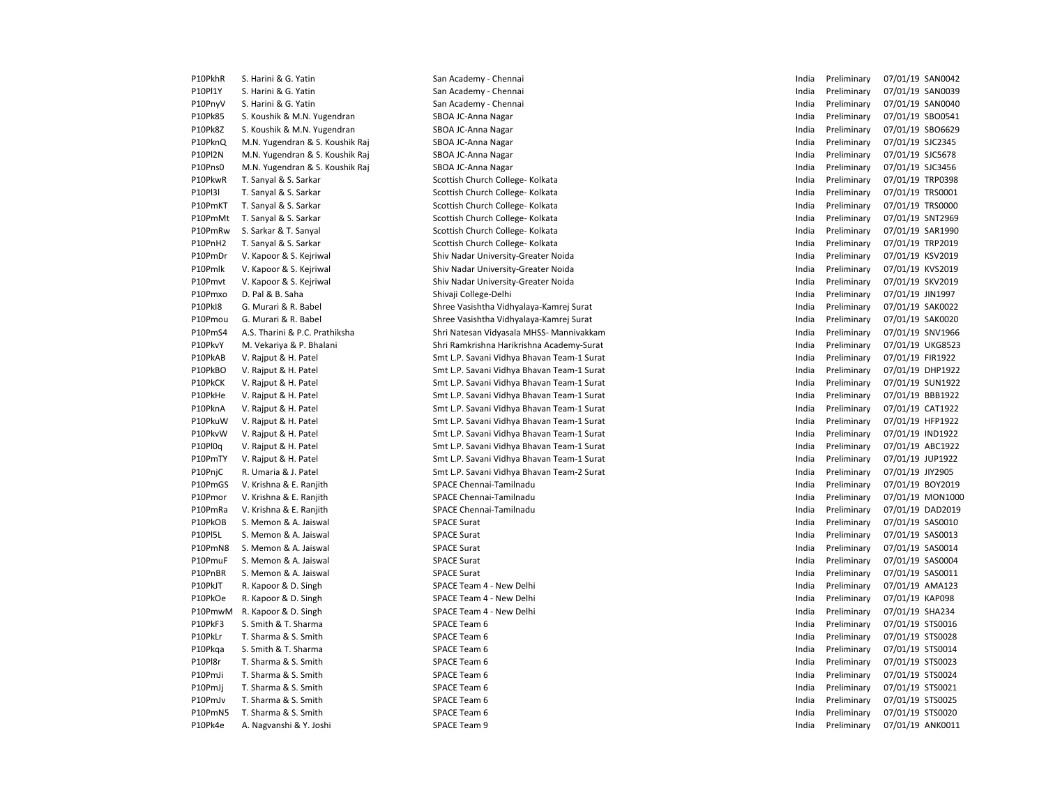| | | | | | | |
|---|---|---|---|---|---|---|
| P10PkhR | S. Harini & G. Yatin | San Academy - Chennai | India | Preliminary | 07/01/19 | SAN0042 |
| P10Pl1Y | S. Harini & G. Yatin | San Academy - Chennai | India | Preliminary | 07/01/19 | SAN0039 |
| P10PnyV | S. Harini & G. Yatin | San Academy - Chennai | India | Preliminary | 07/01/19 | SAN0040 |
| P10Pk85 | S. Koushik & M.N. Yugendran | SBOA JC-Anna Nagar | India | Preliminary | 07/01/19 | SBO0541 |
| P10Pk8Z | S. Koushik & M.N. Yugendran | SBOA JC-Anna Nagar | India | Preliminary | 07/01/19 | SBO6629 |
| P10PknQ | M.N. Yugendran & S. Koushik Raj | SBOA JC-Anna Nagar | India | Preliminary | 07/01/19 | SJC2345 |
| P10Pl2N | M.N. Yugendran & S. Koushik Raj | SBOA JC-Anna Nagar | India | Preliminary | 07/01/19 | SJC5678 |
| P10Pns0 | M.N. Yugendran & S. Koushik Raj | SBOA JC-Anna Nagar | India | Preliminary | 07/01/19 | SJC3456 |
| P10PkwR | T. Sanyal & S. Sarkar | Scottish Church College- Kolkata | India | Preliminary | 07/01/19 | TRP0398 |
| P10Pl3l | T. Sanyal & S. Sarkar | Scottish Church College- Kolkata | India | Preliminary | 07/01/19 | TRS0001 |
| P10PmKT | T. Sanyal & S. Sarkar | Scottish Church College- Kolkata | India | Preliminary | 07/01/19 | TRS0000 |
| P10PmMt | T. Sanyal & S. Sarkar | Scottish Church College- Kolkata | India | Preliminary | 07/01/19 | SNT2969 |
| P10PmRw | S. Sarkar & T. Sanyal | Scottish Church College- Kolkata | India | Preliminary | 07/01/19 | SAR1990 |
| P10PnH2 | T. Sanyal & S. Sarkar | Scottish Church College- Kolkata | India | Preliminary | 07/01/19 | TRP2019 |
| P10PmDr | V. Kapoor & S. Kejriwal | Shiv Nadar University-Greater Noida | India | Preliminary | 07/01/19 | KSV2019 |
| P10Pmlk | V. Kapoor & S. Kejriwal | Shiv Nadar University-Greater Noida | India | Preliminary | 07/01/19 | KVS2019 |
| P10Pmvt | V. Kapoor & S. Kejriwal | Shiv Nadar University-Greater Noida | India | Preliminary | 07/01/19 | SKV2019 |
| P10Pmxo | D. Pal & B. Saha | Shivaji College-Delhi | India | Preliminary | 07/01/19 | JIN1997 |
| P10PkI8 | G. Murari & R. Babel | Shree Vasishtha Vidhyalaya-Kamrej Surat | India | Preliminary | 07/01/19 | SAK0022 |
| P10Pmou | G. Murari & R. Babel | Shree Vasishtha Vidhyalaya-Kamrej Surat | India | Preliminary | 07/01/19 | SAK0020 |
| P10PmS4 | A.S. Tharini & P.C. Prathiksha | Shri Natesan Vidyasala MHSS- Mannivakkam | India | Preliminary | 07/01/19 | SNV1966 |
| P10PkvY | M. Vekariya & P. Bhalani | Shri Ramkrishna Harikrishna Academy-Surat | India | Preliminary | 07/01/19 | UKG8523 |
| P10PkAB | V. Rajput & H. Patel | Smt L.P. Savani Vidhya Bhavan Team-1 Surat | India | Preliminary | 07/01/19 | FIR1922 |
| P10PkBO | V. Rajput & H. Patel | Smt L.P. Savani Vidhya Bhavan Team-1 Surat | India | Preliminary | 07/01/19 | DHP1922 |
| P10PkCK | V. Rajput & H. Patel | Smt L.P. Savani Vidhya Bhavan Team-1 Surat | India | Preliminary | 07/01/19 | SUN1922 |
| P10PkHe | V. Rajput & H. Patel | Smt L.P. Savani Vidhya Bhavan Team-1 Surat | India | Preliminary | 07/01/19 | BBB1922 |
| P10PknA | V. Rajput & H. Patel | Smt L.P. Savani Vidhya Bhavan Team-1 Surat | India | Preliminary | 07/01/19 | CAT1922 |
| P10PkuW | V. Rajput & H. Patel | Smt L.P. Savani Vidhya Bhavan Team-1 Surat | India | Preliminary | 07/01/19 | HFP1922 |
| P10PkvW | V. Rajput & H. Patel | Smt L.P. Savani Vidhya Bhavan Team-1 Surat | India | Preliminary | 07/01/19 | IND1922 |
| P10Pl0q | V. Rajput & H. Patel | Smt L.P. Savani Vidhya Bhavan Team-1 Surat | India | Preliminary | 07/01/19 | ABC1922 |
| P10PmTY | V. Rajput & H. Patel | Smt L.P. Savani Vidhya Bhavan Team-1 Surat | India | Preliminary | 07/01/19 | JUP1922 |
| P10PnjC | R. Umaria & J. Patel | Smt L.P. Savani Vidhya Bhavan Team-2 Surat | India | Preliminary | 07/01/19 | JIY2905 |
| P10PmGS | V. Krishna & E. Ranjith | SPACE Chennai-Tamilnadu | India | Preliminary | 07/01/19 | BOY2019 |
| P10Pmor | V. Krishna & E. Ranjith | SPACE Chennai-Tamilnadu | India | Preliminary | 07/01/19 | MON1000 |
| P10PmRa | V. Krishna & E. Ranjith | SPACE Chennai-Tamilnadu | India | Preliminary | 07/01/19 | DAD2019 |
| P10PkOB | S. Memon & A. Jaiswal | SPACE Surat | India | Preliminary | 07/01/19 | SAS0010 |
| P10Pl5L | S. Memon & A. Jaiswal | SPACE Surat | India | Preliminary | 07/01/19 | SAS0013 |
| P10PmN8 | S. Memon & A. Jaiswal | SPACE Surat | India | Preliminary | 07/01/19 | SAS0014 |
| P10PmuF | S. Memon & A. Jaiswal | SPACE Surat | India | Preliminary | 07/01/19 | SAS0004 |
| P10PnBR | S. Memon & A. Jaiswal | SPACE Surat | India | Preliminary | 07/01/19 | SAS0011 |
| P10PkJT | R. Kapoor & D. Singh | SPACE Team 4 - New Delhi | India | Preliminary | 07/01/19 | AMA123 |
| P10PkOe | R. Kapoor & D. Singh | SPACE Team 4 - New Delhi | India | Preliminary | 07/01/19 | KAP098 |
| P10PmwM | R. Kapoor & D. Singh | SPACE Team 4 - New Delhi | India | Preliminary | 07/01/19 | SHA234 |
| P10PkF3 | S. Smith & T. Sharma | SPACE Team 6 | India | Preliminary | 07/01/19 | STS0016 |
| P10PkLr | T. Sharma & S. Smith | SPACE Team 6 | India | Preliminary | 07/01/19 | STS0028 |
| P10Pkqa | S. Smith & T. Sharma | SPACE Team 6 | India | Preliminary | 07/01/19 | STS0014 |
| P10Pl8r | T. Sharma & S. Smith | SPACE Team 6 | India | Preliminary | 07/01/19 | STS0023 |
| P10PmJi | T. Sharma & S. Smith | SPACE Team 6 | India | Preliminary | 07/01/19 | STS0024 |
| P10PmJj | T. Sharma & S. Smith | SPACE Team 6 | India | Preliminary | 07/01/19 | STS0021 |
| P10PmJv | T. Sharma & S. Smith | SPACE Team 6 | India | Preliminary | 07/01/19 | STS0025 |
| P10PmN5 | T. Sharma & S. Smith | SPACE Team 6 | India | Preliminary | 07/01/19 | STS0020 |
| P10Pk4e | A. Nagvanshi & Y. Joshi | SPACE Team 9 | India | Preliminary | 07/01/19 | ANK0011 |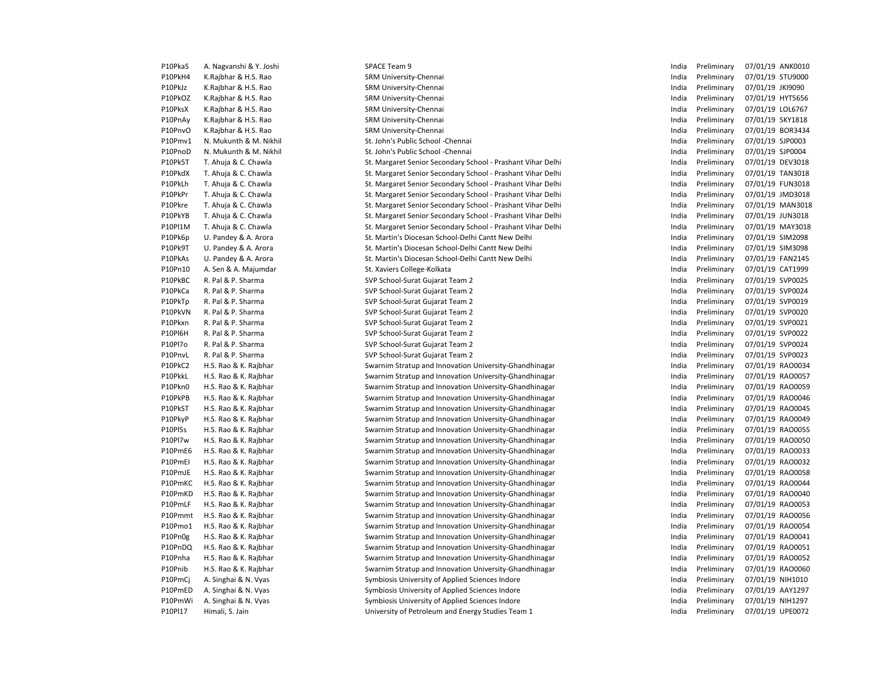| | | | | | | |
|---|---|---|---|---|---|---|
| P10PkaS | A. Nagvanshi & Y. Joshi | SPACE Team 9 | India | Preliminary | 07/01/19 | ANK0010 |
| P10PkH4 | K.Rajbhar & H.S. Rao | SRM University-Chennai | India | Preliminary | 07/01/19 | STU9000 |
| P10PkJz | K.Rajbhar & H.S. Rao | SRM University-Chennai | India | Preliminary | 07/01/19 | JKI9090 |
| P10PkOZ | K.Rajbhar & H.S. Rao | SRM University-Chennai | India | Preliminary | 07/01/19 | HYT5656 |
| P10PksX | K.Rajbhar & H.S. Rao | SRM University-Chennai | India | Preliminary | 07/01/19 | LOL6767 |
| P10PnAy | K.Rajbhar & H.S. Rao | SRM University-Chennai | India | Preliminary | 07/01/19 | SKY1818 |
| P10PnvO | K.Rajbhar & H.S. Rao | SRM University-Chennai | India | Preliminary | 07/01/19 | BOR3434 |
| P10Pmv1 | N. Mukunth & M. Nikhil | St. John's Public School -Chennai | India | Preliminary | 07/01/19 | SJP0003 |
| P10PnoD | N. Mukunth & M. Nikhil | St. John's Public School -Chennai | India | Preliminary | 07/01/19 | SJP0004 |
| P10Pk5T | T. Ahuja & C. Chawla | St. Margaret Senior Secondary School - Prashant Vihar Delhi | India | Preliminary | 07/01/19 | DEV3018 |
| P10PkdX | T. Ahuja & C. Chawla | St. Margaret Senior Secondary School - Prashant Vihar Delhi | India | Preliminary | 07/01/19 | TAN3018 |
| P10PkLh | T. Ahuja & C. Chawla | St. Margaret Senior Secondary School - Prashant Vihar Delhi | India | Preliminary | 07/01/19 | FUN3018 |
| P10PkPr | T. Ahuja & C. Chawla | St. Margaret Senior Secondary School - Prashant Vihar Delhi | India | Preliminary | 07/01/19 | JMD3018 |
| P10Pkre | T. Ahuja & C. Chawla | St. Margaret Senior Secondary School - Prashant Vihar Delhi | India | Preliminary | 07/01/19 | MAN3018 |
| P10PkYB | T. Ahuja & C. Chawla | St. Margaret Senior Secondary School - Prashant Vihar Delhi | India | Preliminary | 07/01/19 | JUN3018 |
| P10Pl1M | T. Ahuja & C. Chawla | St. Margaret Senior Secondary School - Prashant Vihar Delhi | India | Preliminary | 07/01/19 | MAY3018 |
| P10Pk6p | U. Pandey & A. Arora | St. Martin's Diocesan School-Delhi Cantt New Delhi | India | Preliminary | 07/01/19 | SIM2098 |
| P10Pk9T | U. Pandey & A. Arora | St. Martin's Diocesan School-Delhi Cantt New Delhi | India | Preliminary | 07/01/19 | SIM3098 |
| P10PkAs | U. Pandey & A. Arora | St. Martin's Diocesan School-Delhi Cantt New Delhi | India | Preliminary | 07/01/19 | FAN2145 |
| P10Pn10 | A. Sen & A. Majumdar | St. Xaviers College-Kolkata | India | Preliminary | 07/01/19 | CAT1999 |
| P10PkBC | R. Pal & P. Sharma | SVP School-Surat Gujarat Team 2 | India | Preliminary | 07/01/19 | SVP0025 |
| P10PkCa | R. Pal & P. Sharma | SVP School-Surat Gujarat Team 2 | India | Preliminary | 07/01/19 | SVP0024 |
| P10PkTp | R. Pal & P. Sharma | SVP School-Surat Gujarat Team 2 | India | Preliminary | 07/01/19 | SVP0019 |
| P10PkVN | R. Pal & P. Sharma | SVP School-Surat Gujarat Team 2 | India | Preliminary | 07/01/19 | SVP0020 |
| P10Pkxn | R. Pal & P. Sharma | SVP School-Surat Gujarat Team 2 | India | Preliminary | 07/01/19 | SVP0021 |
| P10Pl6H | R. Pal & P. Sharma | SVP School-Surat Gujarat Team 2 | India | Preliminary | 07/01/19 | SVP0022 |
| P10Pl7o | R. Pal & P. Sharma | SVP School-Surat Gujarat Team 2 | India | Preliminary | 07/01/19 | SVP0024 |
| P10PnvL | R. Pal & P. Sharma | SVP School-Surat Gujarat Team 2 | India | Preliminary | 07/01/19 | SVP0023 |
| P10PkC2 | H.S. Rao & K. Rajbhar | Swarnim Stratup and Innovation University-Ghandhinagar | India | Preliminary | 07/01/19 | RAO0034 |
| P10PkkL | H.S. Rao & K. Rajbhar | Swarnim Stratup and Innovation University-Ghandhinagar | India | Preliminary | 07/01/19 | RAO0057 |
| P10Pkn0 | H.S. Rao & K. Rajbhar | Swarnim Stratup and Innovation University-Ghandhinagar | India | Preliminary | 07/01/19 | RAO0059 |
| P10PkPB | H.S. Rao & K. Rajbhar | Swarnim Stratup and Innovation University-Ghandhinagar | India | Preliminary | 07/01/19 | RAO0046 |
| P10PkST | H.S. Rao & K. Rajbhar | Swarnim Stratup and Innovation University-Ghandhinagar | India | Preliminary | 07/01/19 | RAO0045 |
| P10PkyP | H.S. Rao & K. Rajbhar | Swarnim Stratup and Innovation University-Ghandhinagar | India | Preliminary | 07/01/19 | RAO0049 |
| P10Pl5s | H.S. Rao & K. Rajbhar | Swarnim Stratup and Innovation University-Ghandhinagar | India | Preliminary | 07/01/19 | RAO0055 |
| P10Pl7w | H.S. Rao & K. Rajbhar | Swarnim Stratup and Innovation University-Ghandhinagar | India | Preliminary | 07/01/19 | RAO0050 |
| P10PmE6 | H.S. Rao & K. Rajbhar | Swarnim Stratup and Innovation University-Ghandhinagar | India | Preliminary | 07/01/19 | RAO0033 |
| P10PmEI | H.S. Rao & K. Rajbhar | Swarnim Stratup and Innovation University-Ghandhinagar | India | Preliminary | 07/01/19 | RAO0032 |
| P10PmJE | H.S. Rao & K. Rajbhar | Swarnim Stratup and Innovation University-Ghandhinagar | India | Preliminary | 07/01/19 | RAO0058 |
| P10PmKC | H.S. Rao & K. Rajbhar | Swarnim Stratup and Innovation University-Ghandhinagar | India | Preliminary | 07/01/19 | RAO0044 |
| P10PmKD | H.S. Rao & K. Rajbhar | Swarnim Stratup and Innovation University-Ghandhinagar | India | Preliminary | 07/01/19 | RAO0040 |
| P10PmLF | H.S. Rao & K. Rajbhar | Swarnim Stratup and Innovation University-Ghandhinagar | India | Preliminary | 07/01/19 | RAO0053 |
| P10Pmmt | H.S. Rao & K. Rajbhar | Swarnim Stratup and Innovation University-Ghandhinagar | India | Preliminary | 07/01/19 | RAO0056 |
| P10Pmo1 | H.S. Rao & K. Rajbhar | Swarnim Stratup and Innovation University-Ghandhinagar | India | Preliminary | 07/01/19 | RAO0054 |
| P10Pn0g | H.S. Rao & K. Rajbhar | Swarnim Stratup and Innovation University-Ghandhinagar | India | Preliminary | 07/01/19 | RAO0041 |
| P10PnDQ | H.S. Rao & K. Rajbhar | Swarnim Stratup and Innovation University-Ghandhinagar | India | Preliminary | 07/01/19 | RAO0051 |
| P10Pnha | H.S. Rao & K. Rajbhar | Swarnim Stratup and Innovation University-Ghandhinagar | India | Preliminary | 07/01/19 | RAO0052 |
| P10Pnib | H.S. Rao & K. Rajbhar | Swarnim Stratup and Innovation University-Ghandhinagar | India | Preliminary | 07/01/19 | RAO0060 |
| P10PmCj | A. Singhai & N. Vyas | Symbiosis University of Applied Sciences Indore | India | Preliminary | 07/01/19 | NIH1010 |
| P10PmED | A. Singhai & N. Vyas | Symbiosis University of Applied Sciences Indore | India | Preliminary | 07/01/19 | AAY1297 |
| P10PmWi | A. Singhai & N. Vyas | Symbiosis University of Applied Sciences Indore | India | Preliminary | 07/01/19 | NIH1297 |
| P10Pl17 | Himali, S. Jain | University of Petroleum and Energy Studies Team 1 | India | Preliminary | 07/01/19 | UPE0072 |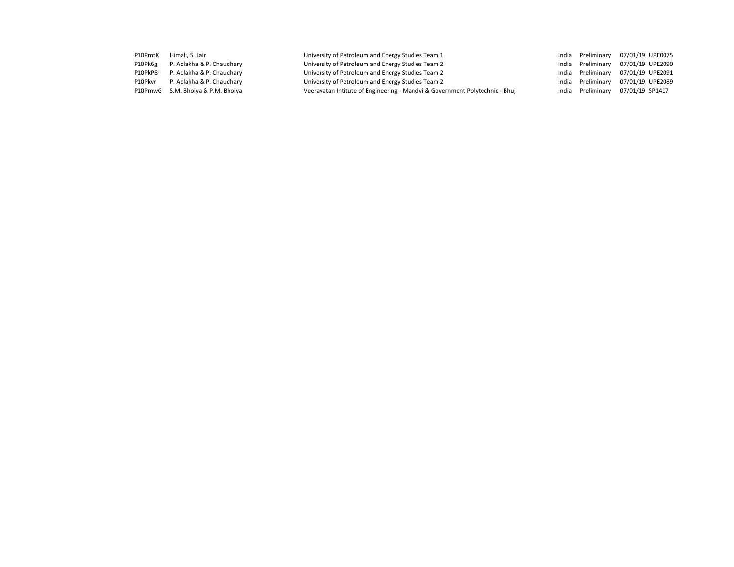| | | | | | | |
|---|---|---|---|---|---|---|
| P10PmtK | Himali, S. Jain | University of Petroleum and Energy Studies Team 1 | India | Preliminary | 07/01/19 | UPE0075 |
| P10Pk6g | P. Adlakha & P. Chaudhary | University of Petroleum and Energy Studies Team 2 | India | Preliminary | 07/01/19 | UPE2090 |
| P10PkP8 | P. Adlakha & P. Chaudhary | University of Petroleum and Energy Studies Team 2 | India | Preliminary | 07/01/19 | UPE2091 |
| P10Pkvr | P. Adlakha & P. Chaudhary | University of Petroleum and Energy Studies Team 2 | India | Preliminary | 07/01/19 | UPE2089 |
| P10PmwG | S.M. Bhoiya & P.M. Bhoiya | Veerayatan Intitute of Engineering - Mandvi & Government Polytechnic - Bhuj | India | Preliminary | 07/01/19 | SP1417 |